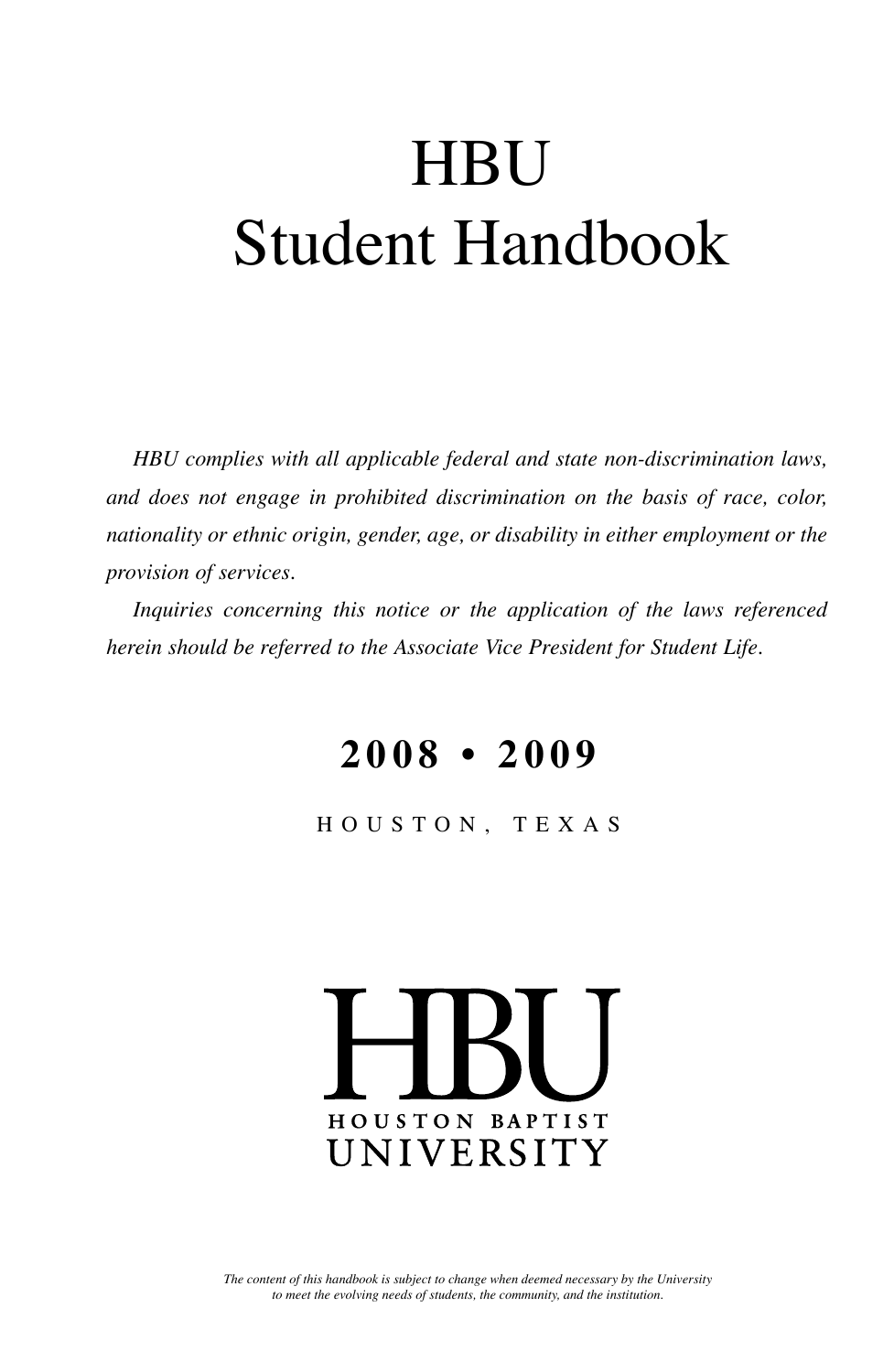# HBU
# Student Handbook

*HBU complies with all applicable federal and state non-discrimination laws, and does not engage in prohibited discrimination on the basis of race, color, nationality or ethnic origin, gender, age, or disability in either employment or the provision of services.*

*Inquiries concerning this notice or the application of the laws referenced herein should be referred to the Associate Vice President for Student Life.*

**2008 • 2009**

HOUSTON, TEXAS

HBU
HOUSTON BAPTIST
UNIVERSITY

*The content of this handbook is subject to change when deemed necessary by the University to meet the evolving needs of students, the community, and the institution.*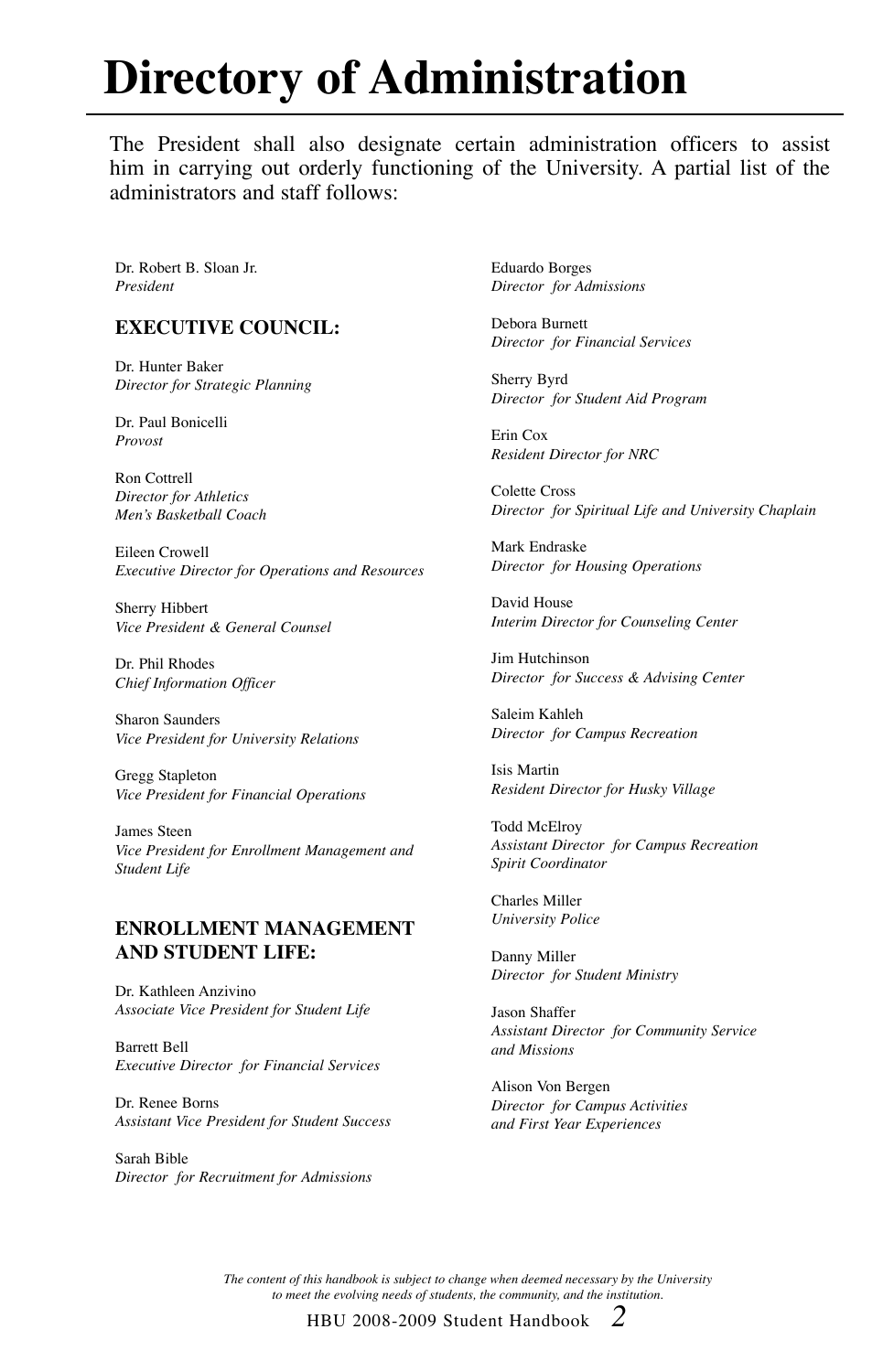# Directory of Administration

The President shall also designate certain administration officers to assist him in carrying out orderly functioning of the University. A partial list of the administrators and staff follows:

Dr. Robert B. Sloan Jr.
*President*

**EXECUTIVE COUNCIL:**

Dr. Hunter Baker
*Director for Strategic Planning*

Dr. Paul Bonicelli
*Provost*

Ron Cottrell
*Director for Athletics*
*Men's Basketball Coach*

Eileen Crowell
*Executive Director for Operations and Resources*

Sherry Hibbert
*Vice President & General Counsel*

Dr. Phil Rhodes
*Chief Information Officer*

Sharon Saunders
*Vice President for University Relations*

Gregg Stapleton
*Vice President for Financial Operations*

James Steen
*Vice President for Enrollment Management and Student Life*

**ENROLLMENT MANAGEMENT AND STUDENT LIFE:**

Dr. Kathleen Anzivino
*Associate Vice President for Student Life*

Barrett Bell
*Executive Director for Financial Services*

Dr. Renee Borns
*Assistant Vice President for Student Success*

Sarah Bible
*Director for Recruitment for Admissions*

Eduardo Borges
*Director for Admissions*

Debora Burnett
*Director for Financial Services*

Sherry Byrd
*Director for Student Aid Program*

Erin Cox
*Resident Director for NRC*

Colette Cross
*Director for Spiritual Life and University Chaplain*

Mark Endraske
*Director for Housing Operations*

David House
*Interim Director for Counseling Center*

Jim Hutchinson
*Director for Success & Advising Center*

Saleim Kahleh
*Director for Campus Recreation*

Isis Martin
*Resident Director for Husky Village*

Todd McElroy
*Assistant Director for Campus Recreation*
*Spirit Coordinator*

Charles Miller
*University Police*

Danny Miller
*Director for Student Ministry*

Jason Shaffer
*Assistant Director for Community Service and Missions*

Alison Von Bergen
*Director for Campus Activities and First Year Experiences*

*The content of this handbook is subject to change when deemed necessary by the University to meet the evolving needs of students, the community, and the institution.*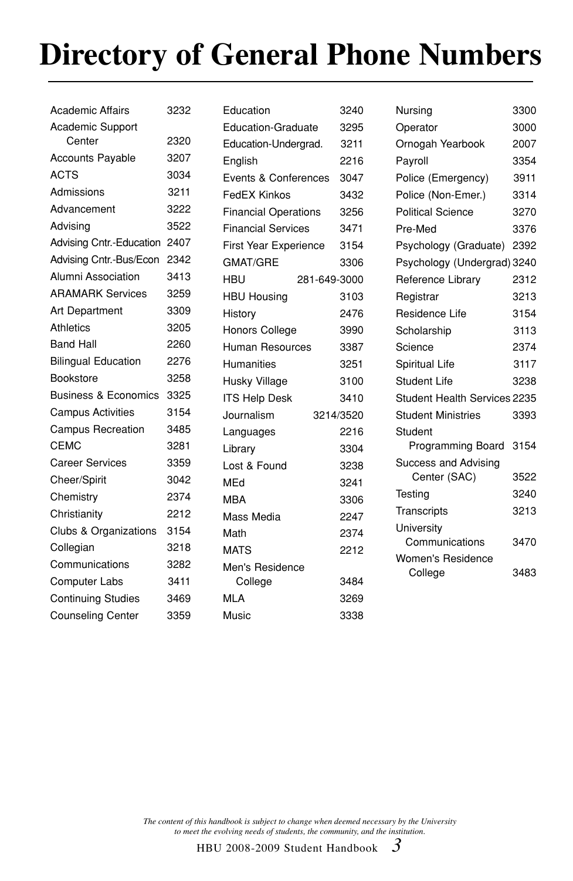# Directory of General Phone Numbers

| Department | Number |
|---|---|
| Academic Affairs | 3232 |
| Academic Support Center | 2320 |
| Accounts Payable | 3207 |
| ACTS | 3034 |
| Admissions | 3211 |
| Advancement | 3222 |
| Advising | 3522 |
| Advising Cntr.-Education | 2407 |
| Advising Cntr.-Bus/Econ | 2342 |
| Alumni Association | 3413 |
| ARAMARK Services | 3259 |
| Art Department | 3309 |
| Athletics | 3205 |
| Band Hall | 2260 |
| Bilingual Education | 2276 |
| Bookstore | 3258 |
| Business & Economics | 3325 |
| Campus Activities | 3154 |
| Campus Recreation | 3485 |
| CEMC | 3281 |
| Career Services | 3359 |
| Cheer/Spirit | 3042 |
| Chemistry | 2374 |
| Christianity | 2212 |
| Clubs & Organizations | 3154 |
| Collegian | 3218 |
| Communications | 3282 |
| Computer Labs | 3411 |
| Continuing Studies | 3469 |
| Counseling Center | 3359 |
| Education | 3240 |
| Education-Graduate | 3295 |
| Education-Undergrad. | 3211 |
| English | 2216 |
| Events & Conferences | 3047 |
| FedEX Kinkos | 3432 |
| Financial Operations | 3256 |
| Financial Services | 3471 |
| First Year Experience | 3154 |
| GMAT/GRE | 3306 |
| HBU | 281-649-3000 |
| HBU Housing | 3103 |
| History | 2476 |
| Honors College | 3990 |
| Human Resources | 3387 |
| Humanities | 3251 |
| Husky Village | 3100 |
| ITS Help Desk | 3410 |
| Journalism | 3214/3520 |
| Languages | 2216 |
| Library | 3304 |
| Lost & Found | 3238 |
| MEd | 3241 |
| MBA | 3306 |
| Mass Media | 2247 |
| Math | 2374 |
| MATS | 2212 |
| Men's Residence College | 3484 |
| MLA | 3269 |
| Music | 3338 |
| Nursing | 3300 |
| Operator | 3000 |
| Ornogah Yearbook | 2007 |
| Payroll | 3354 |
| Police (Emergency) | 3911 |
| Police (Non-Emer.) | 3314 |
| Political Science | 3270 |
| Pre-Med | 3376 |
| Psychology (Graduate) | 2392 |
| Psychology (Undergrad) | 3240 |
| Reference Library | 2312 |
| Registrar | 3213 |
| Residence Life | 3154 |
| Scholarship | 3113 |
| Science | 2374 |
| Spiritual Life | 3117 |
| Student Life | 3238 |
| Student Health Services | 2235 |
| Student Ministries | 3393 |
| Student Programming Board | 3154 |
| Success and Advising Center (SAC) | 3522 |
| Testing | 3240 |
| Transcripts | 3213 |
| University Communications | 3470 |
| Women's Residence College | 3483 |

*The content of this handbook is subject to change when deemed necessary by the University to meet the evolving needs of students, the community, and the institution.*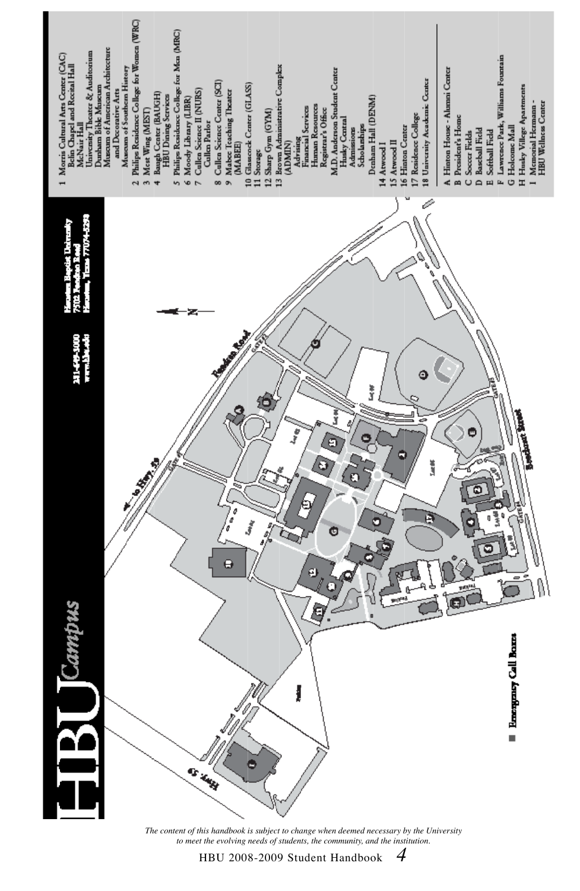# HBU Campus

281-649-3000
www.hbu.edu

Houston Baptist University
7502 Fondren Road
Houston, Texas 77074-3298

1 Morris Cultural Arts Center (CAC)
   - Belin Chapel and Recital Hall
   - McNair Hall
   - University Theater & Auditorium
   - Dunham Bible Museum
   - Museum of American Architecture and Decorative Arts
   - Museum of Southern History
2 Philips Residence College for Women (WRC)
3 Mest Wing (MEST)
4 Baugh Center (BAUGH)
   - HBU Dining Services
5 Philips Residence College for Men (MRC)
6 Moody Library (LIBR)
7 Cullen Science II (NURS)
   - Cullen Parlor
8 Cullen Science Center (SCI)
9 Mabee Teaching Theater (MABEE)
10 Glasscock Center (GLASS)
11 Storage
12 Sharp Gym (GYM)
13 Brown Administrative Complex (ADMIN)
   - Advising
   - Financial Services
   - Human Resources
   - Registrar's Office
   - M.D. Anderson Student Center
   - Husky Central
   - Admissions
   - Scholarships
   - Denham Hall (DENM)
14 Atwood I
15 Atwood II
16 Hinton Center
17 Residence College
18 University Academic Center

A Hinton House - Alumni Center
B President's Home
C Soccer Fields
D Baseball Field
E Softball Field
F Lawrence Park, Williams Fountain
G Holcome Mall
H Husky Village Apartments
I Memorial Hermann - HBU Wellness Center

■ Emergency Call Boxes

*The content of this handbook is subject to change when deemed necessary by the University to meet the evolving needs of students, the community, and the institution.*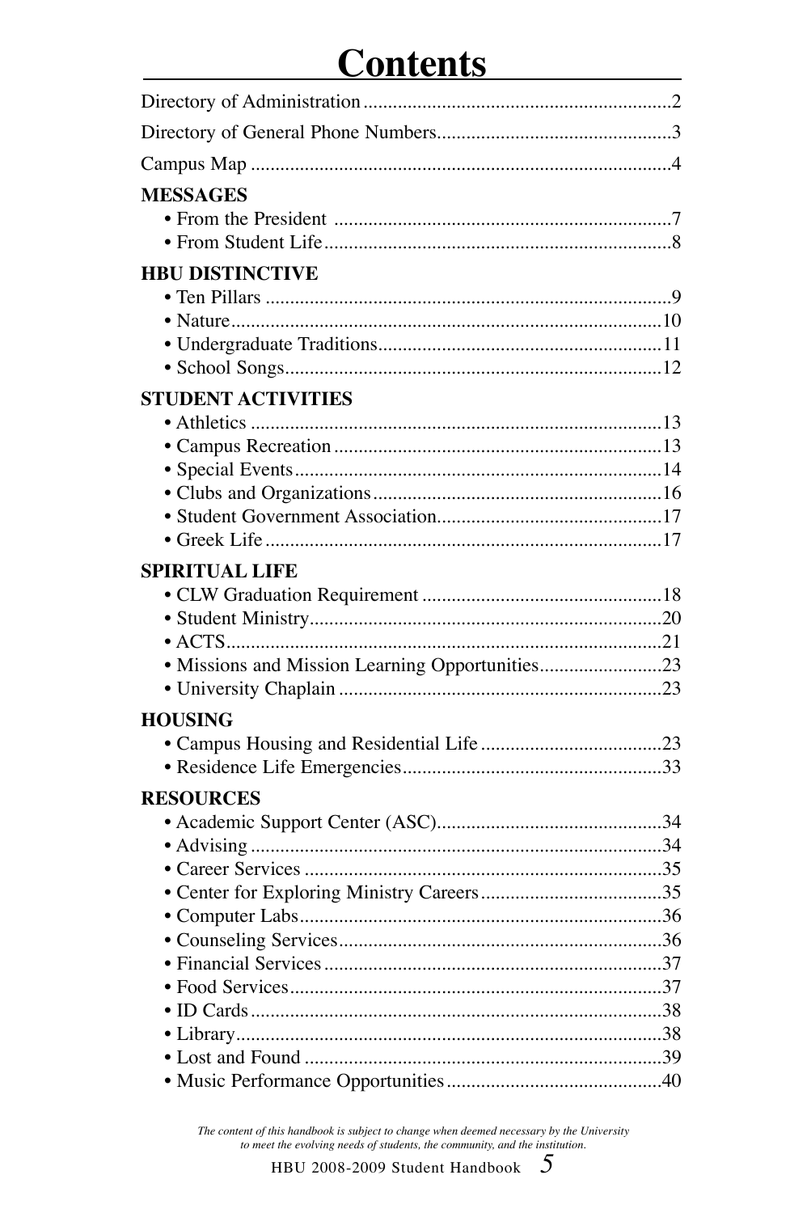# Contents

Directory of Administration ............................................................. 2

Directory of General Phone Numbers............................................... 3

Campus Map ..................................................................................... 4

**MESSAGES**

- From the President ..................................................................... 7
- From Student Life ........................................................................ 8

**HBU DISTINCTIVE**

- Ten Pillars .................................................................................. 9
- Nature ........................................................................................ 10
- Undergraduate Traditions .......................................................... 11
- School Songs ............................................................................... 12

**STUDENT ACTIVITIES**

- Athletics ..................................................................................... 13
- Campus Recreation ..................................................................... 13
- Special Events ............................................................................ 14
- Clubs and Organizations ............................................................ 16
- Student Government Association ............................................... 17
- Greek Life .................................................................................. 17

**SPIRITUAL LIFE**

- CLW Graduation Requirement .................................................. 18
- Student Ministry ......................................................................... 20
- ACTS .......................................................................................... 21
- Missions and Mission Learning Opportunities ........................... 23
- University Chaplain ................................................................... 23

**HOUSING**

- Campus Housing and Residential Life ....................................... 23
- Residence Life Emergencies ...................................................... 33

**RESOURCES**

- Academic Support Center (ASC) ............................................... 34
- Advising ..................................................................................... 34
- Career Services .......................................................................... 35
- Center for Exploring Ministry Careers ....................................... 35
- Computer Labs ........................................................................... 36
- Counseling Services ................................................................... 36
- Financial Services ...................................................................... 37
- Food Services ............................................................................. 37
- ID Cards ..................................................................................... 38
- Library ........................................................................................ 38
- Lost and Found .......................................................................... 39
- Music Performance Opportunities ............................................. 40

*The content of this handbook is subject to change when deemed necessary by the University to meet the evolving needs of students, the community, and the institution.*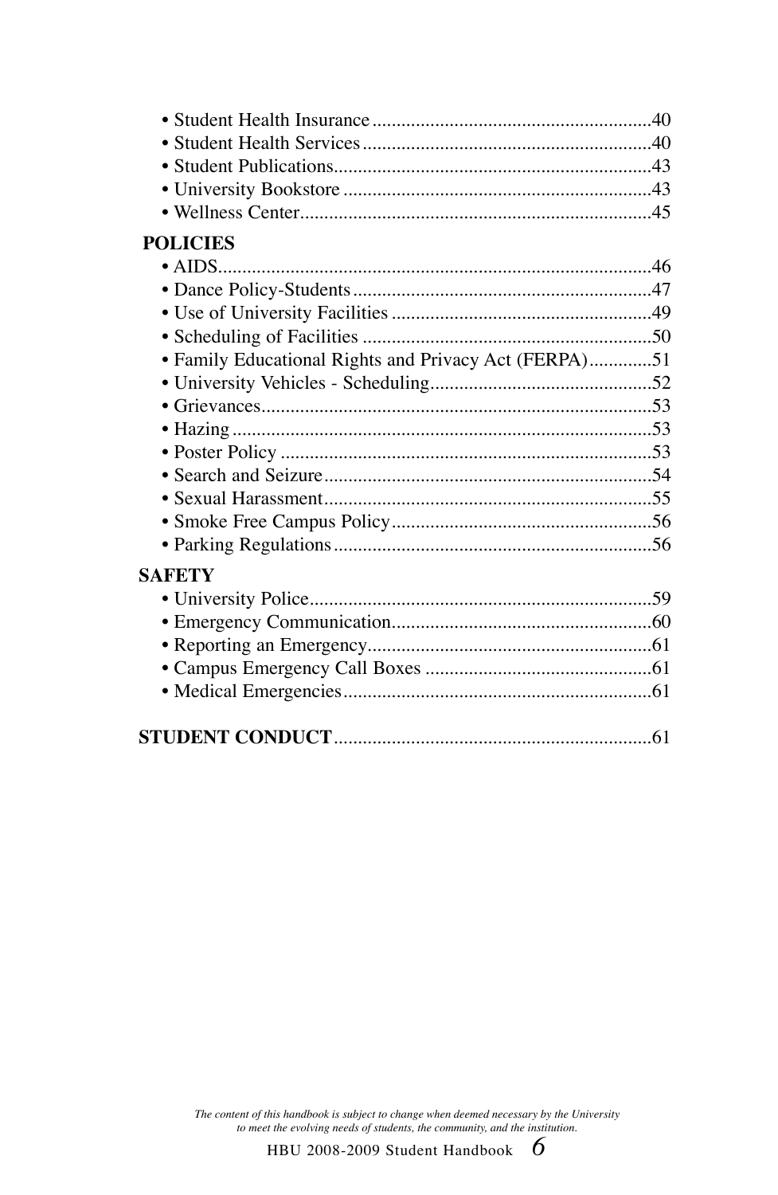- Student Health Insurance ......................................................40
- Student Health Services ........................................................40
- Student Publications..............................................................43
- University Bookstore .............................................................43
- Wellness Center......................................................................45

**POLICIES**

- AIDS.......................................................................................46
- Dance Policy-Students ...........................................................47
- Use of University Facilities ...................................................49
- Scheduling of Facilities .........................................................50
- Family Educational Rights and Privacy Act (FERPA).............51
- University Vehicles - Scheduling...........................................52
- Grievances..............................................................................53
- Hazing ....................................................................................53
- Poster Policy ..........................................................................53
- Search and Seizure.................................................................54
- Sexual Harassment.................................................................55
- Smoke Free Campus Policy...................................................56
- Parking Regulations...............................................................56

**SAFETY**

- University Police....................................................................59
- Emergency Communication...................................................60
- Reporting an Emergency........................................................61
- Campus Emergency Call Boxes ............................................61
- Medical Emergencies.............................................................61

**STUDENT CONDUCT**..............................................................61

*The content of this handbook is subject to change when deemed necessary by the University to meet the evolving needs of students, the community, and the institution.*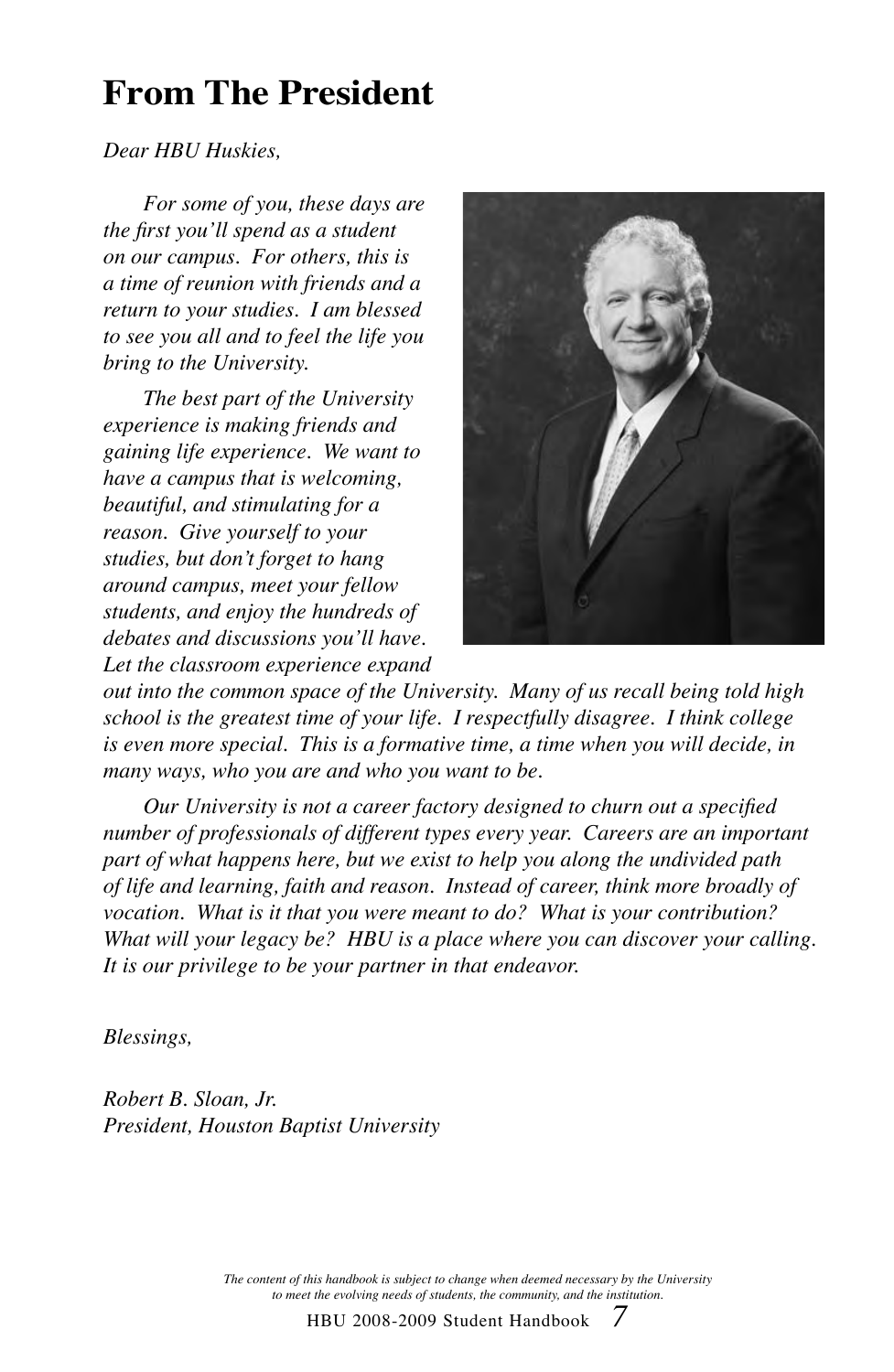# From The President

*Dear HBU Huskies,*

*For some of you, these days are the first you'll spend as a student on our campus. For others, this is a time of reunion with friends and a return to your studies. I am blessed to see you all and to feel the life you bring to the University.*

*The best part of the University experience is making friends and gaining life experience. We want to have a campus that is welcoming, beautiful, and stimulating for a reason. Give yourself to your studies, but don't forget to hang around campus, meet your fellow students, and enjoy the hundreds of debates and discussions you'll have. Let the classroom experience expand out into the common space of the University. Many of us recall being told high school is the greatest time of your life. I respectfully disagree. I think college is even more special. This is a formative time, a time when you will decide, in many ways, who you are and who you want to be.*

*Our University is not a career factory designed to churn out a specified number of professionals of different types every year. Careers are an important part of what happens here, but we exist to help you along the undivided path of life and learning, faith and reason. Instead of career, think more broadly of vocation. What is it that you were meant to do? What is your contribution? What will your legacy be? HBU is a place where you can discover your calling. It is our privilege to be your partner in that endeavor.*

*Blessings,*

*Robert B. Sloan, Jr.*
*President, Houston Baptist University*

*The content of this handbook is subject to change when deemed necessary by the University to meet the evolving needs of students, the community, and the institution.*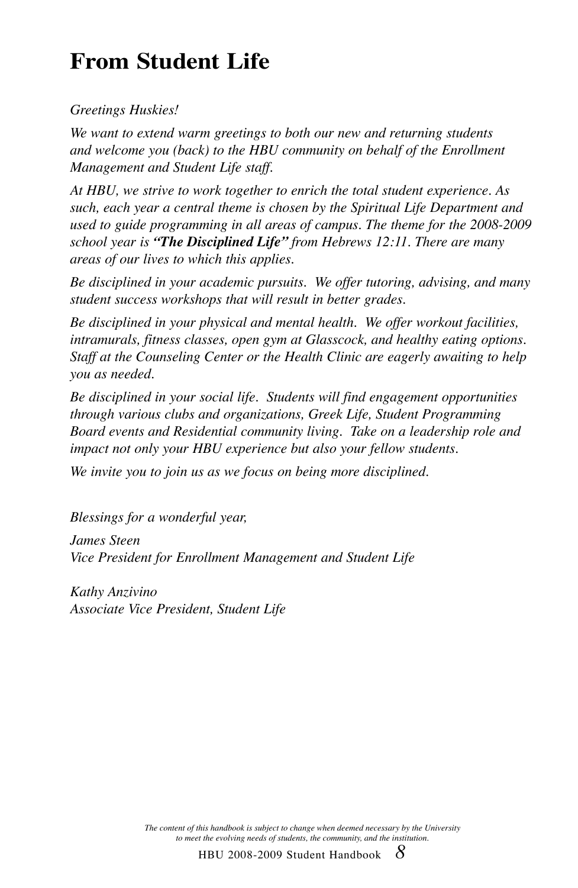# From Student Life

*Greetings Huskies!*

*We want to extend warm greetings to both our new and returning students and welcome you (back) to the HBU community on behalf of the Enrollment Management and Student Life staff.*

*At HBU, we strive to work together to enrich the total student experience. As such, each year a central theme is chosen by the Spiritual Life Department and used to guide programming in all areas of campus. The theme for the 2008-2009 school year is* ***"The Disciplined Life"*** *from Hebrews 12:11. There are many areas of our lives to which this applies.*

*Be disciplined in your academic pursuits. We offer tutoring, advising, and many student success workshops that will result in better grades.*

*Be disciplined in your physical and mental health. We offer workout facilities, intramurals, fitness classes, open gym at Glasscock, and healthy eating options. Staff at the Counseling Center or the Health Clinic are eagerly awaiting to help you as needed.*

*Be disciplined in your social life. Students will find engagement opportunities through various clubs and organizations, Greek Life, Student Programming Board events and Residential community living. Take on a leadership role and impact not only your HBU experience but also your fellow students.*

*We invite you to join us as we focus on being more disciplined.*

*Blessings for a wonderful year,*

*James Steen*
*Vice President for Enrollment Management and Student Life*

*Kathy Anzivino*
*Associate Vice President, Student Life*

*The content of this handbook is subject to change when deemed necessary by the University to meet the evolving needs of students, the community, and the institution.*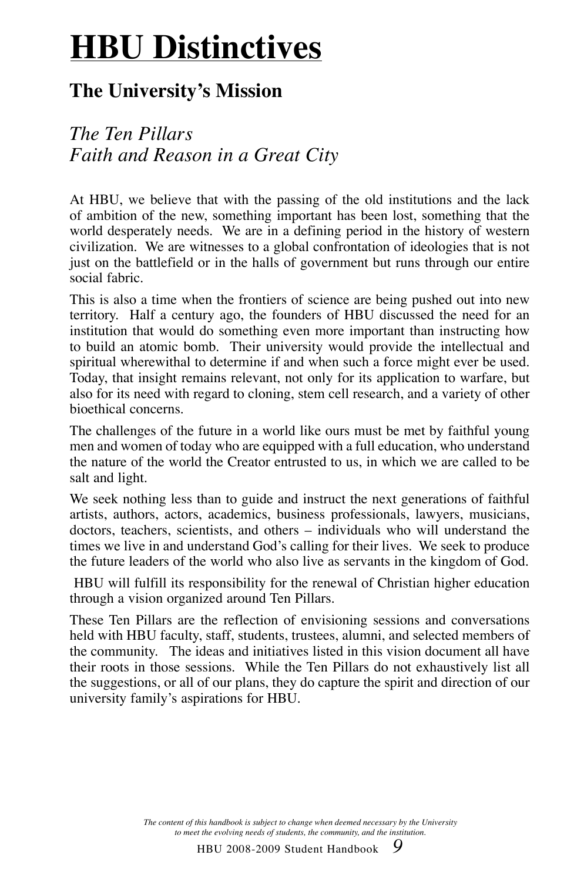# HBU Distinctives

## The University's Mission

### *The Ten Pillars*
### *Faith and Reason in a Great City*

At HBU, we believe that with the passing of the old institutions and the lack of ambition of the new, something important has been lost, something that the world desperately needs. We are in a defining period in the history of western civilization. We are witnesses to a global confrontation of ideologies that is not just on the battlefield or in the halls of government but runs through our entire social fabric.

This is also a time when the frontiers of science are being pushed out into new territory. Half a century ago, the founders of HBU discussed the need for an institution that would do something even more important than instructing how to build an atomic bomb. Their university would provide the intellectual and spiritual wherewithal to determine if and when such a force might ever be used. Today, that insight remains relevant, not only for its application to warfare, but also for its need with regard to cloning, stem cell research, and a variety of other bioethical concerns.

The challenges of the future in a world like ours must be met by faithful young men and women of today who are equipped with a full education, who understand the nature of the world the Creator entrusted to us, in which we are called to be salt and light.

We seek nothing less than to guide and instruct the next generations of faithful artists, authors, actors, academics, business professionals, lawyers, musicians, doctors, teachers, scientists, and others – individuals who will understand the times we live in and understand God's calling for their lives. We seek to produce the future leaders of the world who also live as servants in the kingdom of God.

HBU will fulfill its responsibility for the renewal of Christian higher education through a vision organized around Ten Pillars.

These Ten Pillars are the reflection of envisioning sessions and conversations held with HBU faculty, staff, students, trustees, alumni, and selected members of the community. The ideas and initiatives listed in this vision document all have their roots in those sessions. While the Ten Pillars do not exhaustively list all the suggestions, or all of our plans, they do capture the spirit and direction of our university family's aspirations for HBU.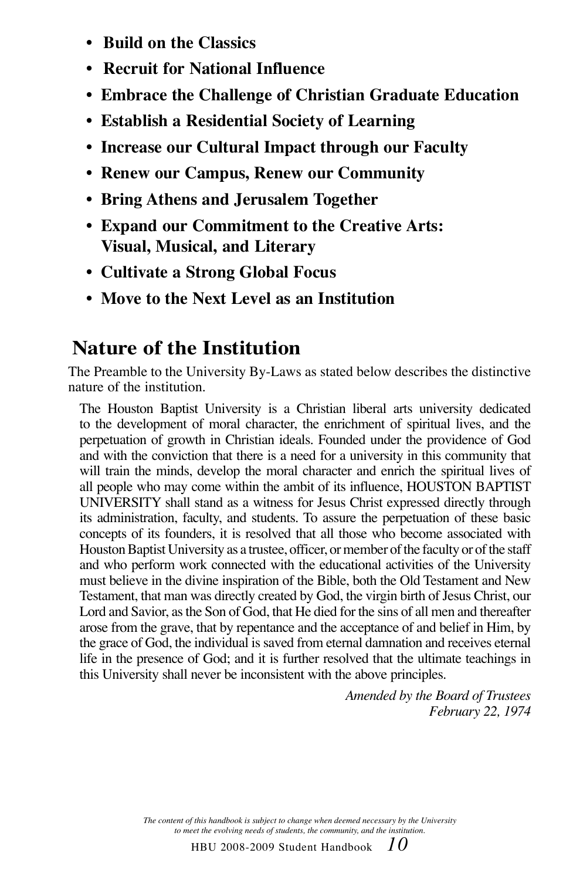- **Build on the Classics**
- **Recruit for National Influence**
- **Embrace the Challenge of Christian Graduate Education**
- **Establish a Residential Society of Learning**
- **Increase our Cultural Impact through our Faculty**
- **Renew our Campus, Renew our Community**
- **Bring Athens and Jerusalem Together**
- **Expand our Commitment to the Creative Arts: Visual, Musical, and Literary**
- **Cultivate a Strong Global Focus**
- **Move to the Next Level as an Institution**

## Nature of the Institution

The Preamble to the University By-Laws as stated below describes the distinctive nature of the institution.

> The Houston Baptist University is a Christian liberal arts university dedicated to the development of moral character, the enrichment of spiritual lives, and the perpetuation of growth in Christian ideals. Founded under the providence of God and with the conviction that there is a need for a university in this community that will train the minds, develop the moral character and enrich the spiritual lives of all people who may come within the ambit of its influence, HOUSTON BAPTIST UNIVERSITY shall stand as a witness for Jesus Christ expressed directly through its administration, faculty, and students. To assure the perpetuation of these basic concepts of its founders, it is resolved that all those who become associated with Houston Baptist University as a trustee, officer, or member of the faculty or of the staff and who perform work connected with the educational activities of the University must believe in the divine inspiration of the Bible, both the Old Testament and New Testament, that man was directly created by God, the virgin birth of Jesus Christ, our Lord and Savior, as the Son of God, that He died for the sins of all men and thereafter arose from the grave, that by repentance and the acceptance of and belief in Him, by the grace of God, the individual is saved from eternal damnation and receives eternal life in the presence of God; and it is further resolved that the ultimate teachings in this University shall never be inconsistent with the above principles.
>
> *Amended by the Board of Trustees February 22, 1974*

*The content of this handbook is subject to change when deemed necessary by the University to meet the evolving needs of students, the community, and the institution.*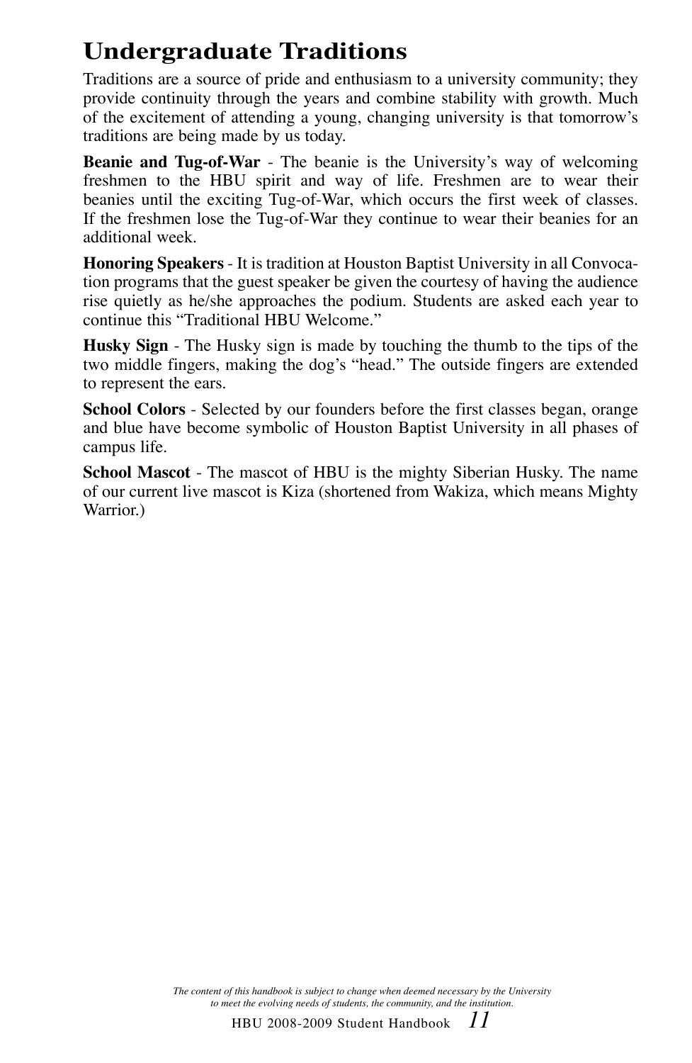# Undergraduate Traditions

Traditions are a source of pride and enthusiasm to a university community; they provide continuity through the years and combine stability with growth. Much of the excitement of attending a young, changing university is that tomorrow's traditions are being made by us today.

**Beanie and Tug-of-War** - The beanie is the University's way of welcoming freshmen to the HBU spirit and way of life. Freshmen are to wear their beanies until the exciting Tug-of-War, which occurs the first week of classes. If the freshmen lose the Tug-of-War they continue to wear their beanies for an additional week.

**Honoring Speakers** - It is tradition at Houston Baptist University in all Convocation programs that the guest speaker be given the courtesy of having the audience rise quietly as he/she approaches the podium. Students are asked each year to continue this "Traditional HBU Welcome."

**Husky Sign** - The Husky sign is made by touching the thumb to the tips of the two middle fingers, making the dog's "head." The outside fingers are extended to represent the ears.

**School Colors** - Selected by our founders before the first classes began, orange and blue have become symbolic of Houston Baptist University in all phases of campus life.

**School Mascot** - The mascot of HBU is the mighty Siberian Husky. The name of our current live mascot is Kiza (shortened from Wakiza, which means Mighty Warrior.)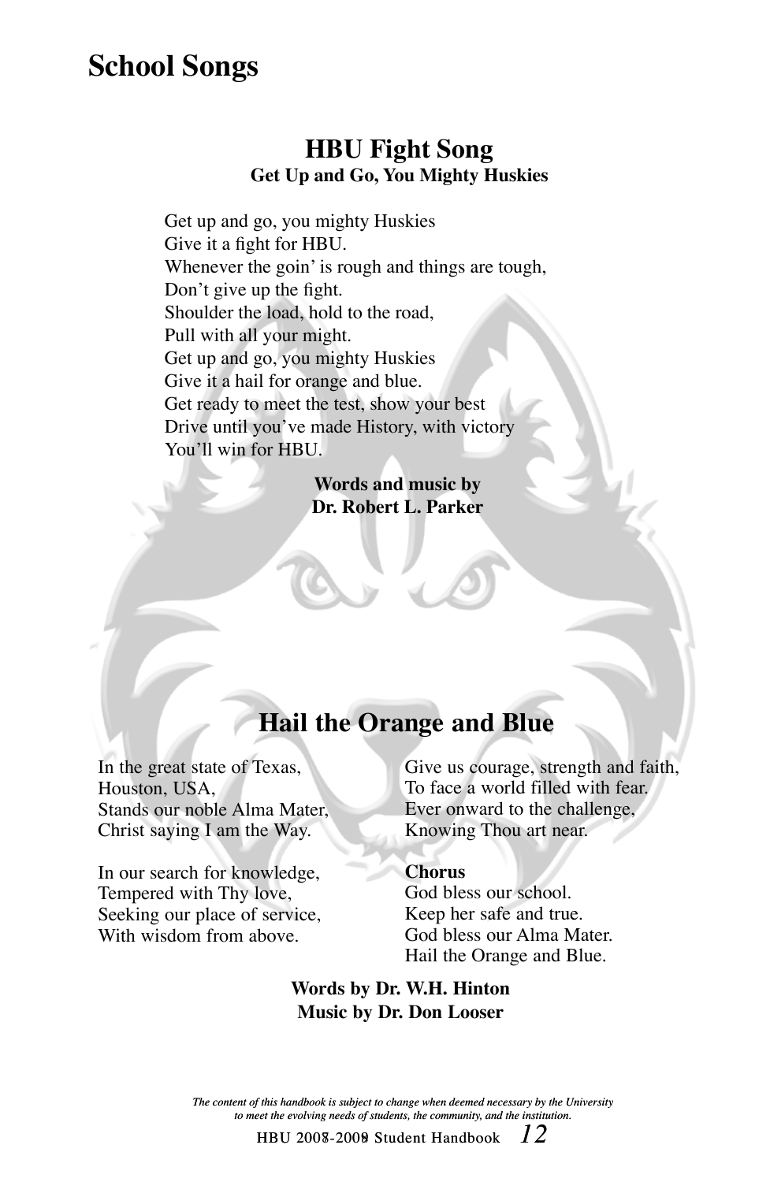# School Songs

## HBU Fight Song

### Get Up and Go, You Mighty Huskies

Get up and go, you mighty Huskies  
Give it a fight for HBU.  
Whenever the goin' is rough and things are tough,  
Don't give up the fight.  
Shoulder the load, hold to the road,  
Pull with all your might.  
Get up and go, you mighty Huskies  
Give it a hail for orange and blue.  
Get ready to meet the test, show your best  
Drive until you've made History, with victory  
You'll win for HBU.

**Words and music by**  
**Dr. Robert L. Parker**

## Hail the Orange and Blue

In the great state of Texas,  
Houston, USA,  
Stands our noble Alma Mater,  
Christ saying I am the Way.

In our search for knowledge,  
Tempered with Thy love,  
Seeking our place of service,  
With wisdom from above.

Give us courage, strength and faith,  
To face a world filled with fear.  
Ever onward to the challenge,  
Knowing Thou art near.

**Chorus**  
God bless our school.  
Keep her safe and true.  
God bless our Alma Mater.  
Hail the Orange and Blue.

**Words by Dr. W.H. Hinton**  
**Music by Dr. Don Looser**

*The content of this handbook is subject to change when deemed necessary by the University to meet the evolving needs of students, the community, and the institution.*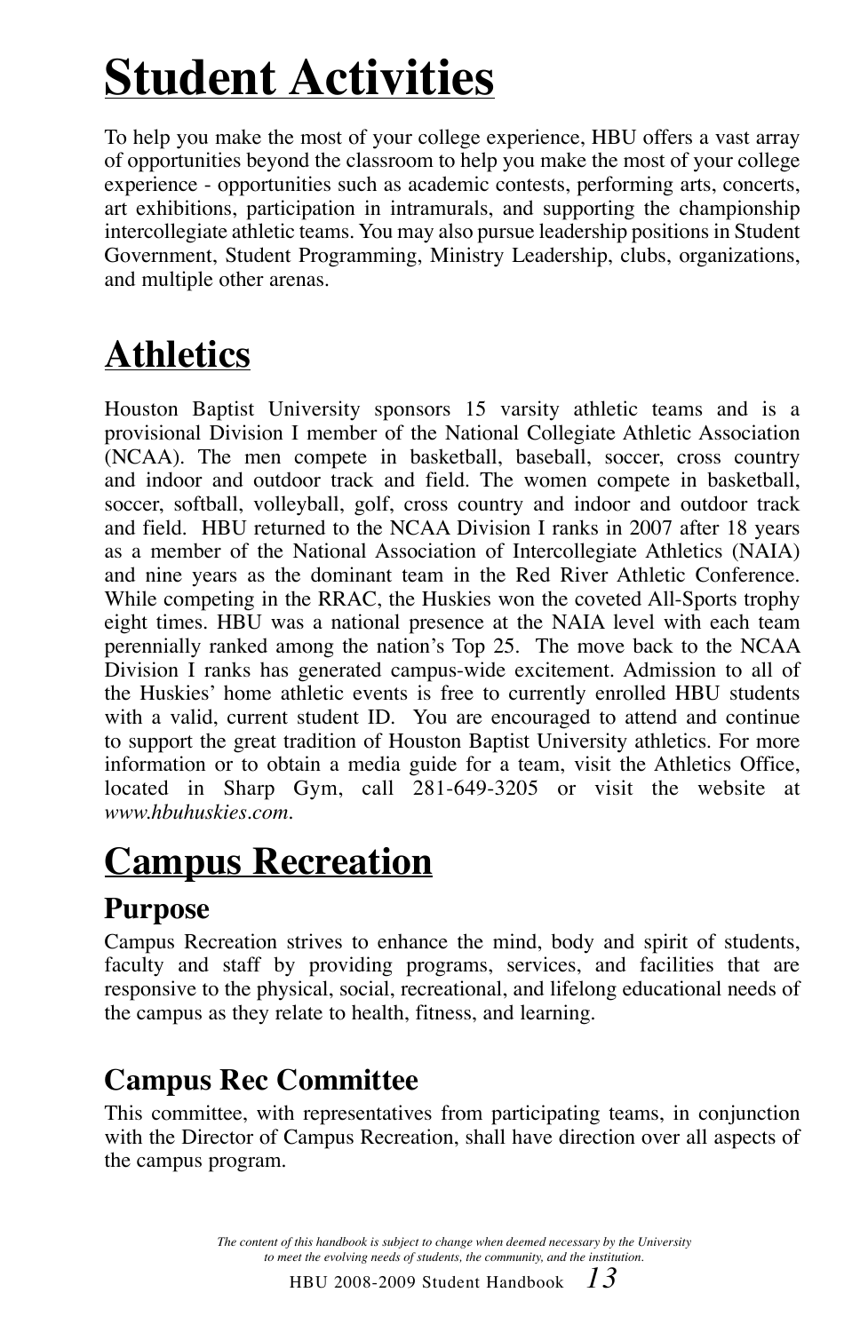# Student Activities

To help you make the most of your college experience, HBU offers a vast array of opportunities beyond the classroom to help you make the most of your college experience - opportunities such as academic contests, performing arts, concerts, art exhibitions, participation in intramurals, and supporting the championship intercollegiate athletic teams. You may also pursue leadership positions in Student Government, Student Programming, Ministry Leadership, clubs, organizations, and multiple other arenas.

# Athletics

Houston Baptist University sponsors 15 varsity athletic teams and is a provisional Division I member of the National Collegiate Athletic Association (NCAA). The men compete in basketball, baseball, soccer, cross country and indoor and outdoor track and field. The women compete in basketball, soccer, softball, volleyball, golf, cross country and indoor and outdoor track and field. HBU returned to the NCAA Division I ranks in 2007 after 18 years as a member of the National Association of Intercollegiate Athletics (NAIA) and nine years as the dominant team in the Red River Athletic Conference. While competing in the RRAC, the Huskies won the coveted All-Sports trophy eight times. HBU was a national presence at the NAIA level with each team perennially ranked among the nation's Top 25. The move back to the NCAA Division I ranks has generated campus-wide excitement. Admission to all of the Huskies' home athletic events is free to currently enrolled HBU students with a valid, current student ID. You are encouraged to attend and continue to support the great tradition of Houston Baptist University athletics. For more information or to obtain a media guide for a team, visit the Athletics Office, located in Sharp Gym, call 281-649-3205 or visit the website at *www.hbuhuskies.com*.

# Campus Recreation

## Purpose

Campus Recreation strives to enhance the mind, body and spirit of students, faculty and staff by providing programs, services, and facilities that are responsive to the physical, social, recreational, and lifelong educational needs of the campus as they relate to health, fitness, and learning.

## Campus Rec Committee

This committee, with representatives from participating teams, in conjunction with the Director of Campus Recreation, shall have direction over all aspects of the campus program.

*The content of this handbook is subject to change when deemed necessary by the University to meet the evolving needs of students, the community, and the institution.*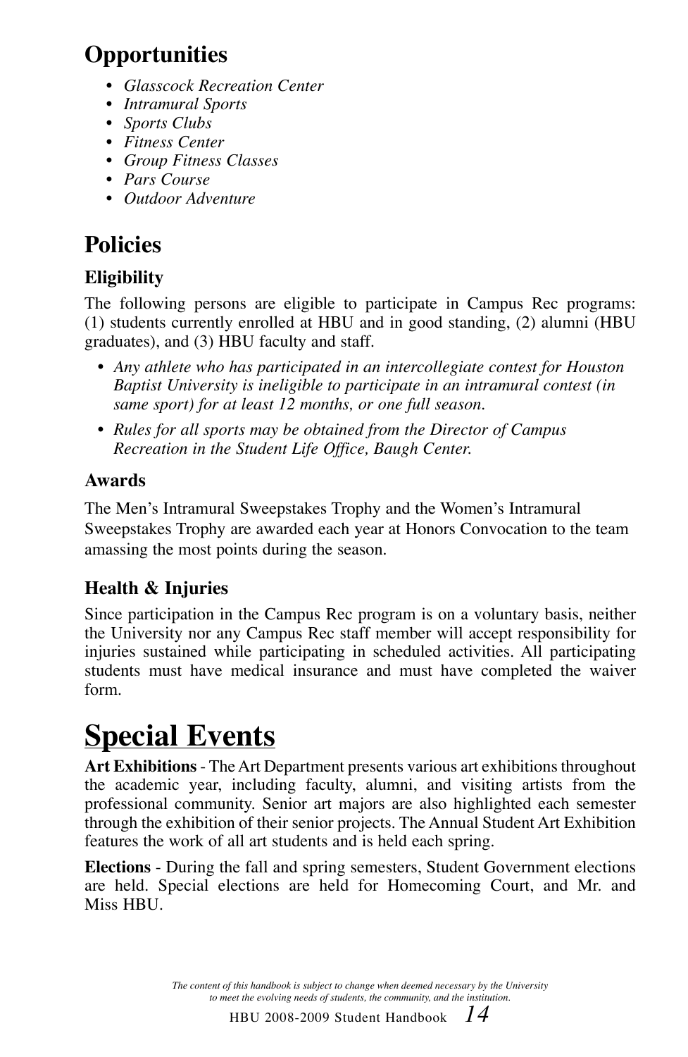## Opportunities

- *Glasscock Recreation Center*
- *Intramural Sports*
- *Sports Clubs*
- *Fitness Center*
- *Group Fitness Classes*
- *Pars Course*
- *Outdoor Adventure*

## Policies

### Eligibility

The following persons are eligible to participate in Campus Rec programs: (1) students currently enrolled at HBU and in good standing, (2) alumni (HBU graduates), and (3) HBU faculty and staff.

- *Any athlete who has participated in an intercollegiate contest for Houston Baptist University is ineligible to participate in an intramural contest (in same sport) for at least 12 months, or one full season.*
- *Rules for all sports may be obtained from the Director of Campus Recreation in the Student Life Office, Baugh Center.*

### Awards

The Men's Intramural Sweepstakes Trophy and the Women's Intramural Sweepstakes Trophy are awarded each year at Honors Convocation to the team amassing the most points during the season.

### Health & Injuries

Since participation in the Campus Rec program is on a voluntary basis, neither the University nor any Campus Rec staff member will accept responsibility for injuries sustained while participating in scheduled activities. All participating students must have medical insurance and must have completed the waiver form.

# Special Events

**Art Exhibitions** - The Art Department presents various art exhibitions throughout the academic year, including faculty, alumni, and visiting artists from the professional community. Senior art majors are also highlighted each semester through the exhibition of their senior projects. The Annual Student Art Exhibition features the work of all art students and is held each spring.

**Elections** - During the fall and spring semesters, Student Government elections are held. Special elections are held for Homecoming Court, and Mr. and Miss HBU.

*The content of this handbook is subject to change when deemed necessary by the University to meet the evolving needs of students, the community, and the institution.*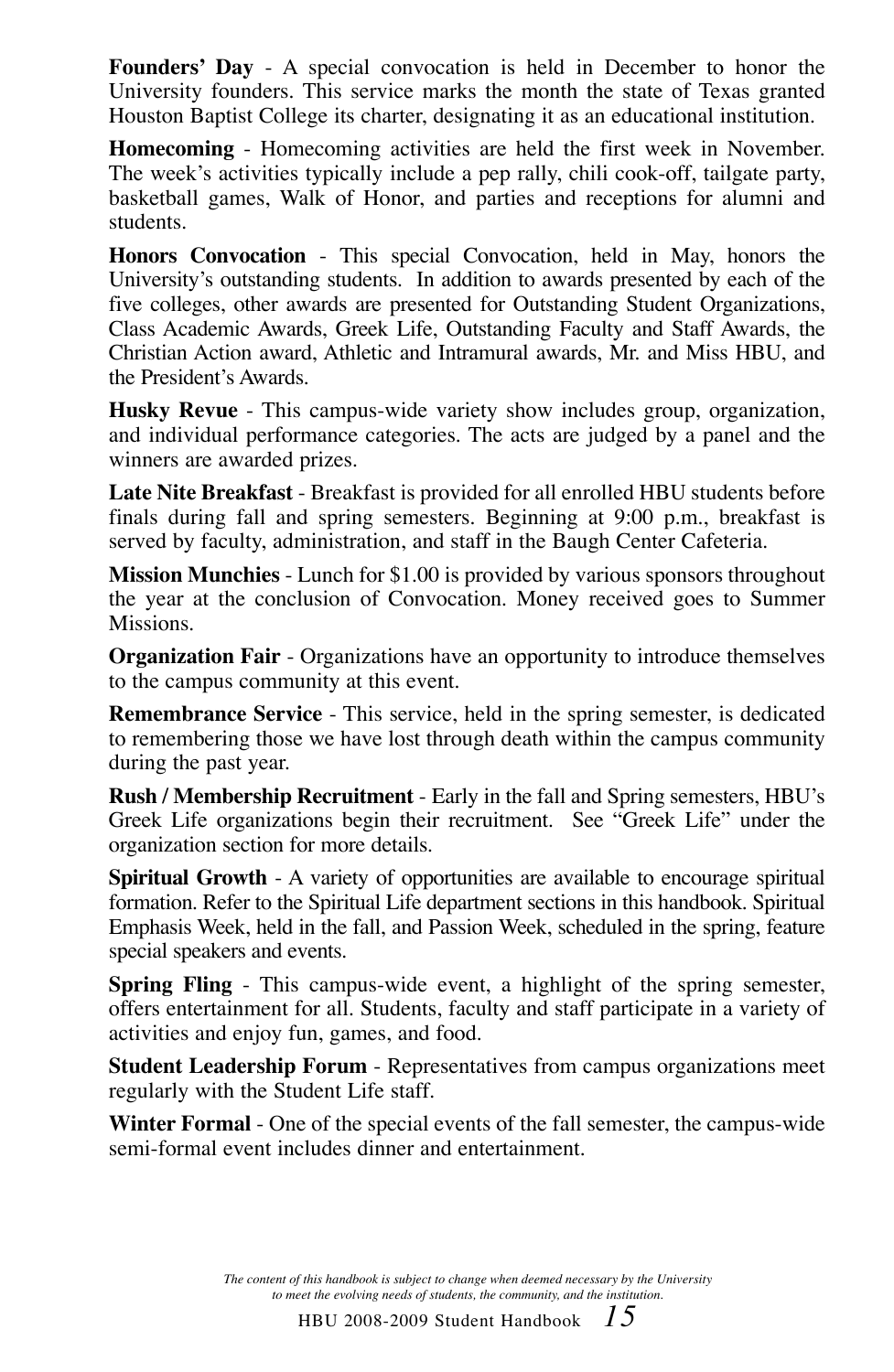**Founders' Day** - A special convocation is held in December to honor the University founders. This service marks the month the state of Texas granted Houston Baptist College its charter, designating it as an educational institution.

**Homecoming** - Homecoming activities are held the first week in November. The week's activities typically include a pep rally, chili cook-off, tailgate party, basketball games, Walk of Honor, and parties and receptions for alumni and students.

**Honors Convocation** - This special Convocation, held in May, honors the University's outstanding students. In addition to awards presented by each of the five colleges, other awards are presented for Outstanding Student Organizations, Class Academic Awards, Greek Life, Outstanding Faculty and Staff Awards, the Christian Action award, Athletic and Intramural awards, Mr. and Miss HBU, and the President's Awards.

**Husky Revue** - This campus-wide variety show includes group, organization, and individual performance categories. The acts are judged by a panel and the winners are awarded prizes.

**Late Nite Breakfast** - Breakfast is provided for all enrolled HBU students before finals during fall and spring semesters. Beginning at 9:00 p.m., breakfast is served by faculty, administration, and staff in the Baugh Center Cafeteria.

**Mission Munchies** - Lunch for $1.00 is provided by various sponsors throughout the year at the conclusion of Convocation. Money received goes to Summer Missions.

**Organization Fair** - Organizations have an opportunity to introduce themselves to the campus community at this event.

**Remembrance Service** - This service, held in the spring semester, is dedicated to remembering those we have lost through death within the campus community during the past year.

**Rush / Membership Recruitment** - Early in the fall and Spring semesters, HBU's Greek Life organizations begin their recruitment. See "Greek Life" under the organization section for more details.

**Spiritual Growth** - A variety of opportunities are available to encourage spiritual formation. Refer to the Spiritual Life department sections in this handbook. Spiritual Emphasis Week, held in the fall, and Passion Week, scheduled in the spring, feature special speakers and events.

**Spring Fling** - This campus-wide event, a highlight of the spring semester, offers entertainment for all. Students, faculty and staff participate in a variety of activities and enjoy fun, games, and food.

**Student Leadership Forum** - Representatives from campus organizations meet regularly with the Student Life staff.

**Winter Formal** - One of the special events of the fall semester, the campus-wide semi-formal event includes dinner and entertainment.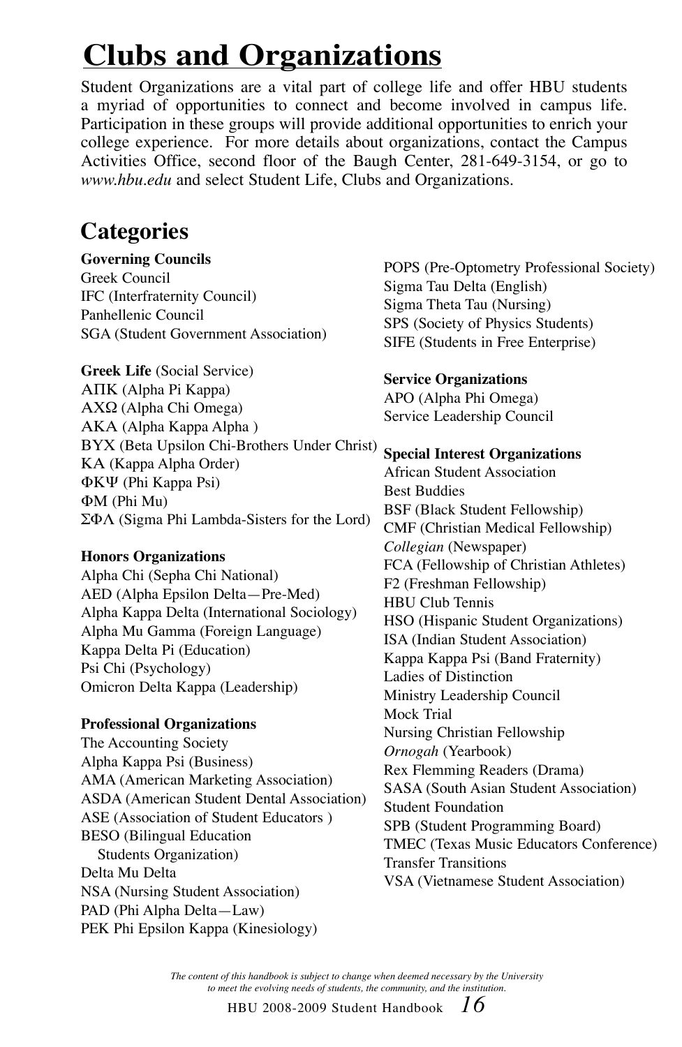# Clubs and Organizations

Student Organizations are a vital part of college life and offer HBU students a myriad of opportunities to connect and become involved in campus life. Participation in these groups will provide additional opportunities to enrich your college experience. For more details about organizations, contact the Campus Activities Office, second floor of the Baugh Center, 281-649-3154, or go to *www.hbu.edu* and select Student Life, Clubs and Organizations.

## Categories

**Governing Councils**
Greek Council
IFC (Interfraternity Council)
Panhellenic Council
SGA (Student Government Association)

**Greek Life** (Social Service)
ΑΠΚ (Alpha Pi Kappa)
ΑΧΩ (Alpha Chi Omega)
ΑΚΑ (Alpha Kappa Alpha )
ΒΥΧ (Beta Upsilon Chi-Brothers Under Christ)
ΚΑ (Kappa Alpha Order)
ΦΚΨ (Phi Kappa Psi)
ΦΜ (Phi Mu)
ΣΦΛ (Sigma Phi Lambda-Sisters for the Lord)

**Honors Organizations**
Alpha Chi (Sepha Chi National)
AED (Alpha Epsilon Delta—Pre-Med)
Alpha Kappa Delta (International Sociology)
Alpha Mu Gamma (Foreign Language)
Kappa Delta Pi (Education)
Psi Chi (Psychology)
Omicron Delta Kappa (Leadership)

**Professional Organizations**
The Accounting Society
Alpha Kappa Psi (Business)
AMA (American Marketing Association)
ASDA (American Student Dental Association)
ASE (Association of Student Educators )
BESO (Bilingual Education Students Organization)
Delta Mu Delta
NSA (Nursing Student Association)
PAD (Phi Alpha Delta—Law)
PEK Phi Epsilon Kappa (Kinesiology)
POPS (Pre-Optometry Professional Society)
Sigma Tau Delta (English)
Sigma Theta Tau (Nursing)
SPS (Society of Physics Students)
SIFE (Students in Free Enterprise)

**Service Organizations**
APO (Alpha Phi Omega)
Service Leadership Council

**Special Interest Organizations**
African Student Association
Best Buddies
BSF (Black Student Fellowship)
CMF (Christian Medical Fellowship)
*Collegian* (Newspaper)
FCA (Fellowship of Christian Athletes)
F2 (Freshman Fellowship)
HBU Club Tennis
HSO (Hispanic Student Organizations)
ISA (Indian Student Association)
Kappa Kappa Psi (Band Fraternity)
Ladies of Distinction
Ministry Leadership Council
Mock Trial
Nursing Christian Fellowship
*Ornogah* (Yearbook)
Rex Flemming Readers (Drama)
SASA (South Asian Student Association)
Student Foundation
SPB (Student Programming Board)
TMEC (Texas Music Educators Conference)
Transfer Transitions
VSA (Vietnamese Student Association)

*The content of this handbook is subject to change when deemed necessary by the University to meet the evolving needs of students, the community, and the institution.*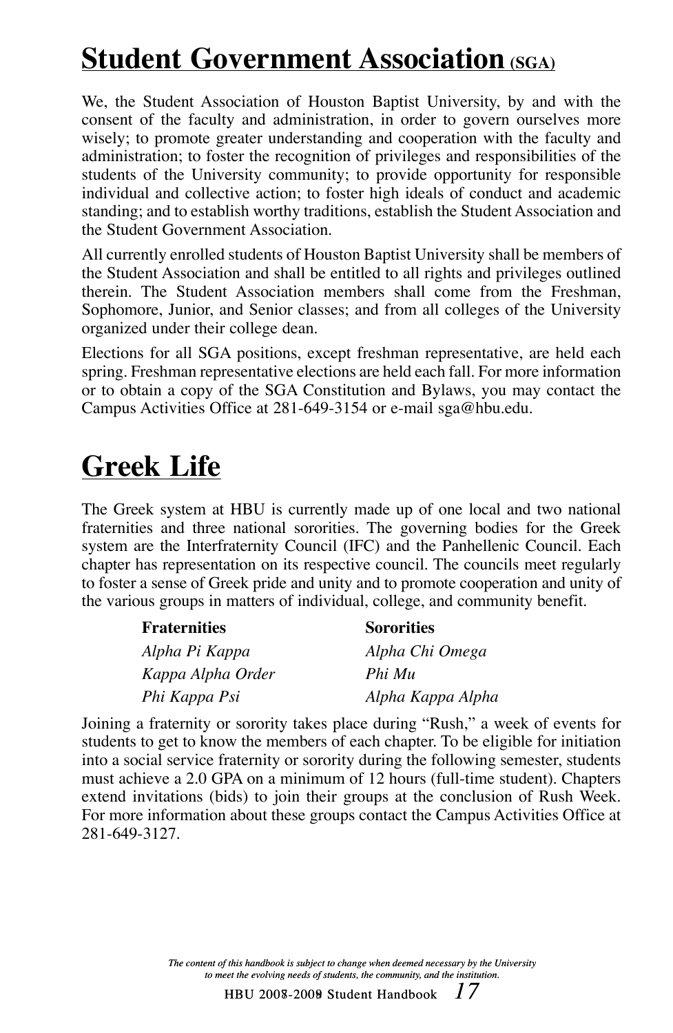# Student Government Association (SGA)

We, the Student Association of Houston Baptist University, by and with the consent of the faculty and administration, in order to govern ourselves more wisely; to promote greater understanding and cooperation with the faculty and administration; to foster the recognition of privileges and responsibilities of the students of the University community; to provide opportunity for responsible individual and collective action; to foster high ideals of conduct and academic standing; and to establish worthy traditions, establish the Student Association and the Student Government Association.

All currently enrolled students of Houston Baptist University shall be members of the Student Association and shall be entitled to all rights and privileges outlined therein. The Student Association members shall come from the Freshman, Sophomore, Junior, and Senior classes; and from all colleges of the University organized under their college dean.

Elections for all SGA positions, except freshman representative, are held each spring. Freshman representative elections are held each fall. For more information or to obtain a copy of the SGA Constitution and Bylaws, you may contact the Campus Activities Office at 281-649-3154 or e-mail sga@hbu.edu.

# Greek Life

The Greek system at HBU is currently made up of one local and two national fraternities and three national sororities. The governing bodies for the Greek system are the Interfraternity Council (IFC) and the Panhellenic Council. Each chapter has representation on its respective council. The councils meet regularly to foster a sense of Greek pride and unity and to promote cooperation and unity of the various groups in matters of individual, college, and community benefit.

| **Fraternities** | **Sororities** |
|---|---|
| *Alpha Pi Kappa* | *Alpha Chi Omega* |
| *Kappa Alpha Order* | *Phi Mu* |
| *Phi Kappa Psi* | *Alpha Kappa Alpha* |

Joining a fraternity or sorority takes place during "Rush," a week of events for students to get to know the members of each chapter. To be eligible for initiation into a social service fraternity or sorority during the following semester, students must achieve a 2.0 GPA on a minimum of 12 hours (full-time student). Chapters extend invitations (bids) to join their groups at the conclusion of Rush Week. For more information about these groups contact the Campus Activities Office at 281-649-3127.

*The content of this handbook is subject to change when deemed necessary by the University to meet the evolving needs of students, the community, and the institution.*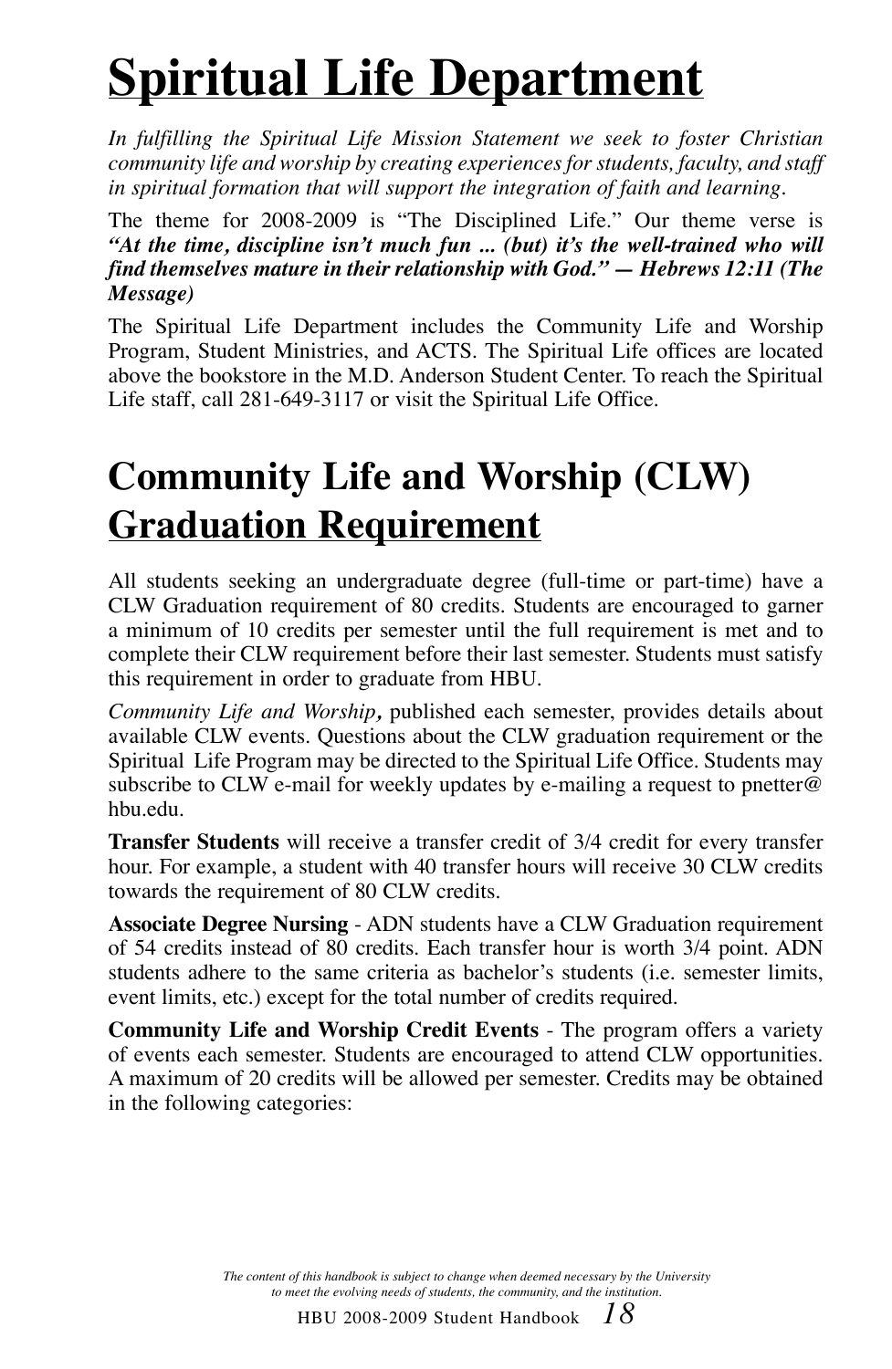# Spiritual Life Department

*In fulfilling the Spiritual Life Mission Statement we seek to foster Christian community life and worship by creating experiences for students, faculty, and staff in spiritual formation that will support the integration of faith and learning.*

The theme for 2008-2009 is "The Disciplined Life." Our theme verse is ***"At the time, discipline isn't much fun ... (but) it's the well-trained who will find themselves mature in their relationship with God." — Hebrews 12:11 (The Message)***

The Spiritual Life Department includes the Community Life and Worship Program, Student Ministries, and ACTS. The Spiritual Life offices are located above the bookstore in the M.D. Anderson Student Center. To reach the Spiritual Life staff, call 281-649-3117 or visit the Spiritual Life Office.

# Community Life and Worship (CLW) Graduation Requirement

All students seeking an undergraduate degree (full-time or part-time) have a CLW Graduation requirement of 80 credits. Students are encouraged to garner a minimum of 10 credits per semester until the full requirement is met and to complete their CLW requirement before their last semester. Students must satisfy this requirement in order to graduate from HBU.

*Community Life and Worship,* published each semester, provides details about available CLW events. Questions about the CLW graduation requirement or the Spiritual Life Program may be directed to the Spiritual Life Office. Students may subscribe to CLW e-mail for weekly updates by e-mailing a request to pnetter@hbu.edu.

**Transfer Students** will receive a transfer credit of 3/4 credit for every transfer hour. For example, a student with 40 transfer hours will receive 30 CLW credits towards the requirement of 80 CLW credits.

**Associate Degree Nursing** - ADN students have a CLW Graduation requirement of 54 credits instead of 80 credits. Each transfer hour is worth 3/4 point. ADN students adhere to the same criteria as bachelor's students (i.e. semester limits, event limits, etc.) except for the total number of credits required.

**Community Life and Worship Credit Events** - The program offers a variety of events each semester. Students are encouraged to attend CLW opportunities. A maximum of 20 credits will be allowed per semester. Credits may be obtained in the following categories: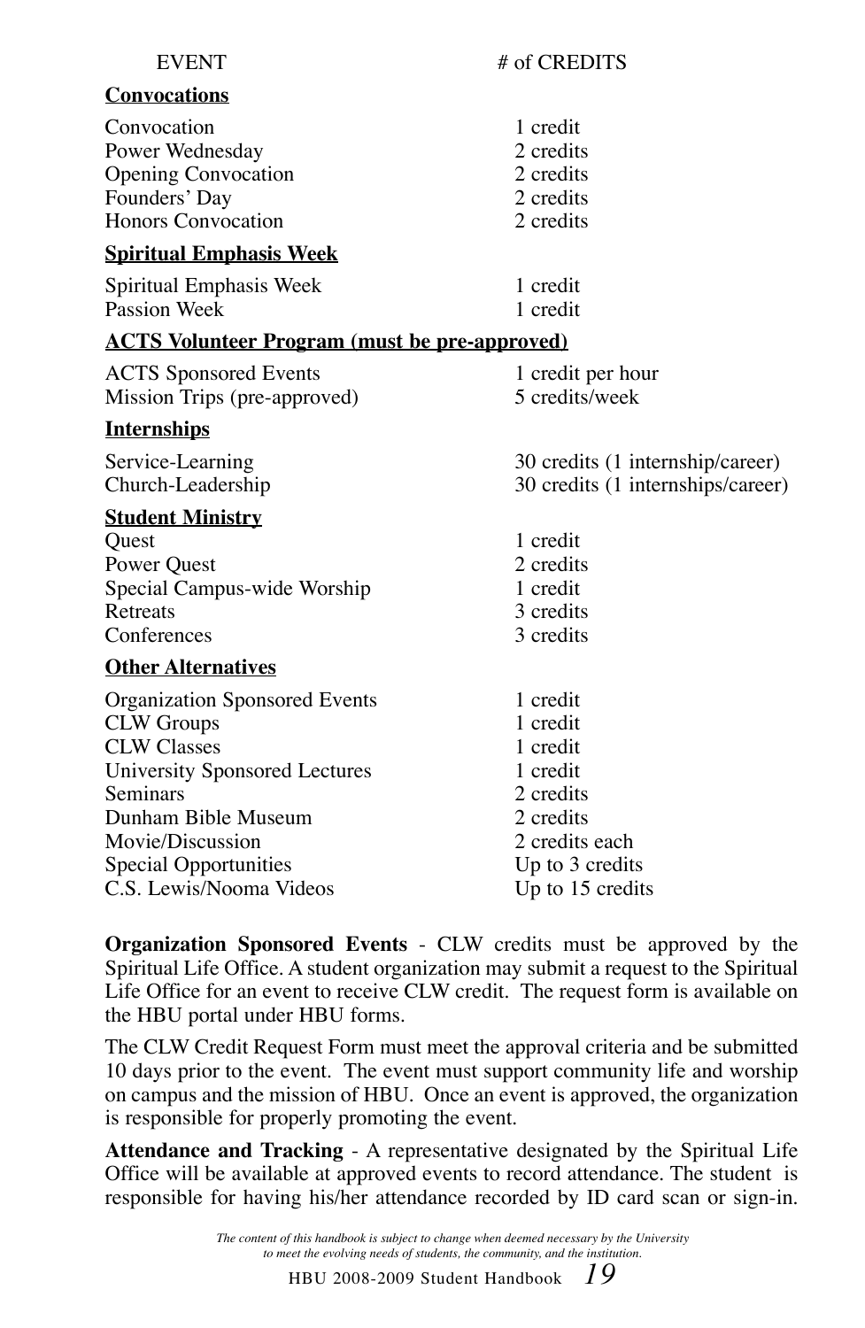| EVENT | # of CREDITS |
|---|---|
| **Convocations** | |
| Convocation | 1 credit |
| Power Wednesday | 2 credits |
| Opening Convocation | 2 credits |
| Founders' Day | 2 credits |
| Honors Convocation | 2 credits |
| **Spiritual Emphasis Week** | |
| Spiritual Emphasis Week | 1 credit |
| Passion Week | 1 credit |
| **ACTS Volunteer Program (must be pre-approved)** | |
| ACTS Sponsored Events | 1 credit per hour |
| Mission Trips (pre-approved) | 5 credits/week |
| **Internships** | |
| Service-Learning | 30 credits (1 internship/career) |
| Church-Leadership | 30 credits (1 internships/career) |
| **Student Ministry** | |
| Quest | 1 credit |
| Power Quest | 2 credits |
| Special Campus-wide Worship | 1 credit |
| Retreats | 3 credits |
| Conferences | 3 credits |
| **Other Alternatives** | |
| Organization Sponsored Events | 1 credit |
| CLW Groups | 1 credit |
| CLW Classes | 1 credit |
| University Sponsored Lectures | 1 credit |
| Seminars | 2 credits |
| Dunham Bible Museum | 2 credits |
| Movie/Discussion | 2 credits each |
| Special Opportunities | Up to 3 credits |
| C.S. Lewis/Nooma Videos | Up to 15 credits |

**Organization Sponsored Events** - CLW credits must be approved by the Spiritual Life Office. A student organization may submit a request to the Spiritual Life Office for an event to receive CLW credit. The request form is available on the HBU portal under HBU forms.

The CLW Credit Request Form must meet the approval criteria and be submitted 10 days prior to the event. The event must support community life and worship on campus and the mission of HBU. Once an event is approved, the organization is responsible for properly promoting the event.

**Attendance and Tracking** - A representative designated by the Spiritual Life Office will be available at approved events to record attendance. The student is responsible for having his/her attendance recorded by ID card scan or sign-in.

*The content of this handbook is subject to change when deemed necessary by the University to meet the evolving needs of students, the community, and the institution.*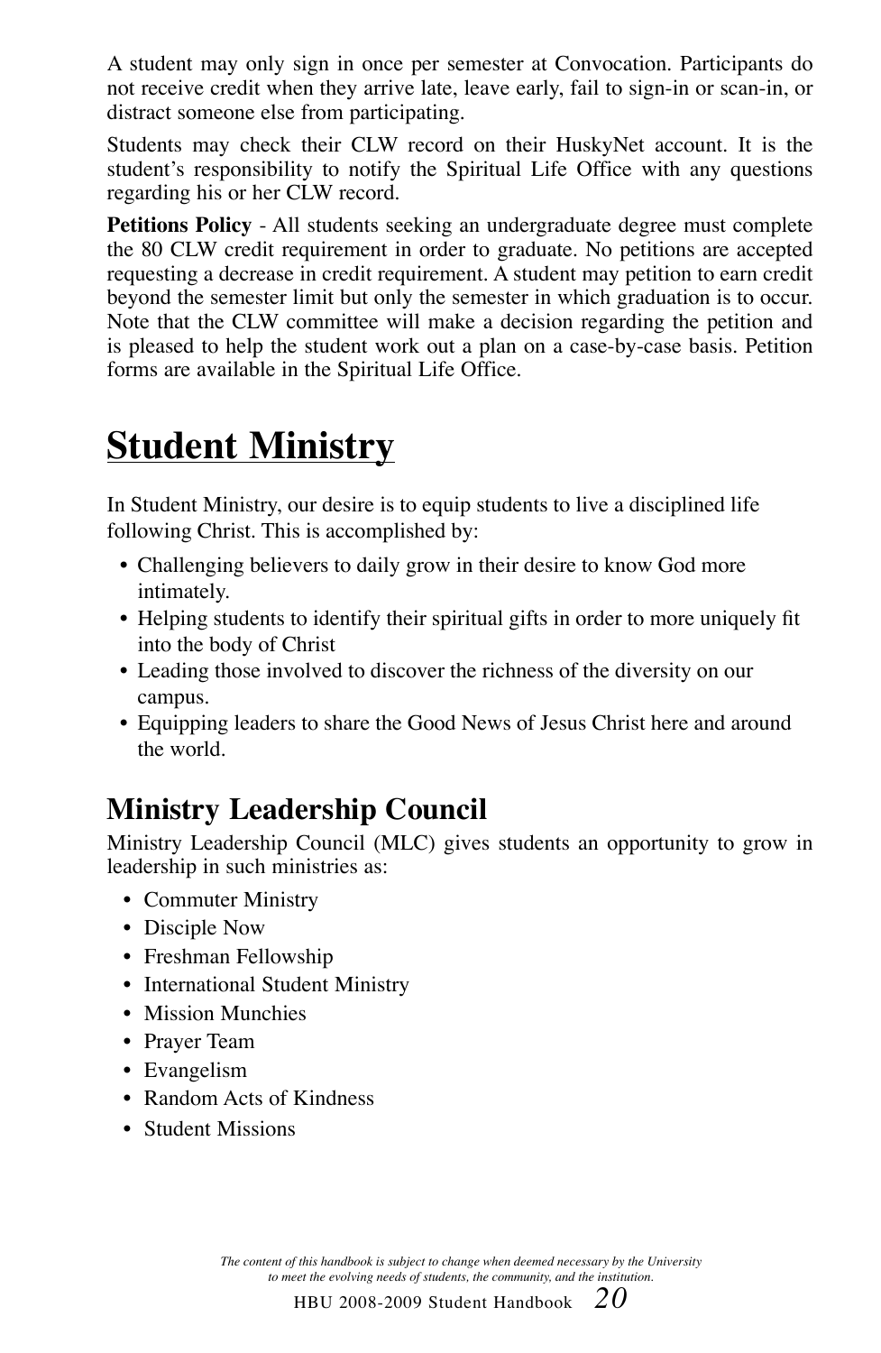A student may only sign in once per semester at Convocation. Participants do not receive credit when they arrive late, leave early, fail to sign-in or scan-in, or distract someone else from participating.

Students may check their CLW record on their HuskyNet account. It is the student's responsibility to notify the Spiritual Life Office with any questions regarding his or her CLW record.

**Petitions Policy** - All students seeking an undergraduate degree must complete the 80 CLW credit requirement in order to graduate. No petitions are accepted requesting a decrease in credit requirement. A student may petition to earn credit beyond the semester limit but only the semester in which graduation is to occur. Note that the CLW committee will make a decision regarding the petition and is pleased to help the student work out a plan on a case-by-case basis. Petition forms are available in the Spiritual Life Office.

# Student Ministry

In Student Ministry, our desire is to equip students to live a disciplined life following Christ. This is accomplished by:

- Challenging believers to daily grow in their desire to know God more intimately.
- Helping students to identify their spiritual gifts in order to more uniquely fit into the body of Christ
- Leading those involved to discover the richness of the diversity on our campus.
- Equipping leaders to share the Good News of Jesus Christ here and around the world.

## Ministry Leadership Council

Ministry Leadership Council (MLC) gives students an opportunity to grow in leadership in such ministries as:

- Commuter Ministry
- Disciple Now
- Freshman Fellowship
- International Student Ministry
- Mission Munchies
- Prayer Team
- Evangelism
- Random Acts of Kindness
- Student Missions

*The content of this handbook is subject to change when deemed necessary by the University to meet the evolving needs of students, the community, and the institution.*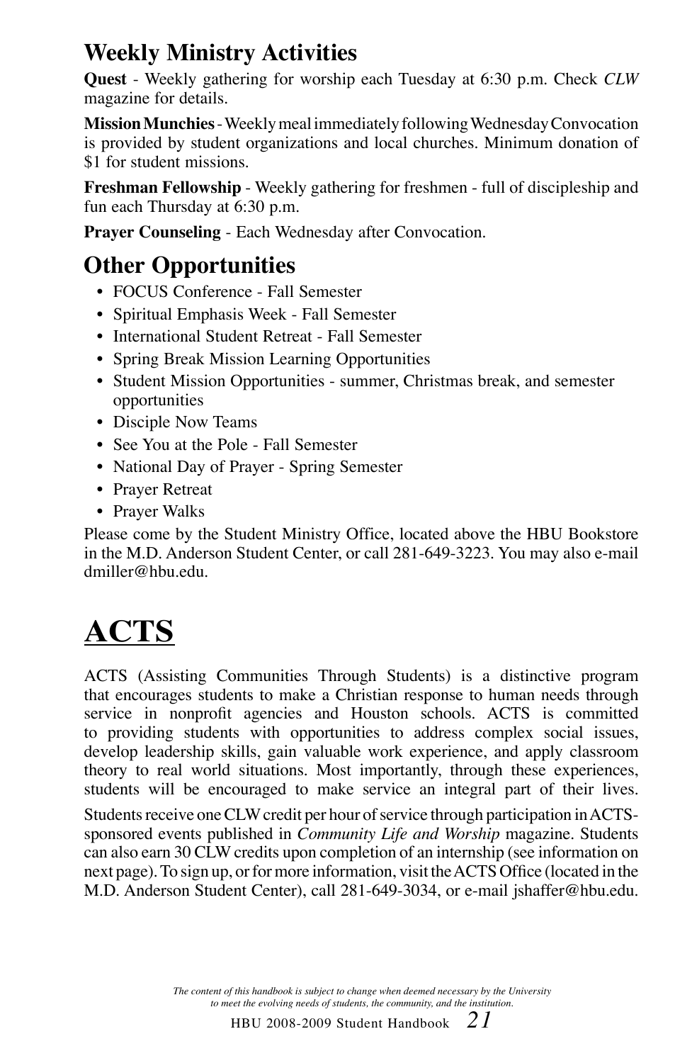## Weekly Ministry Activities

**Quest** - Weekly gathering for worship each Tuesday at 6:30 p.m. Check *CLW* magazine for details.

**Mission Munchies** - Weekly meal immediately following Wednesday Convocation is provided by student organizations and local churches. Minimum donation of $1 for student missions.

**Freshman Fellowship** - Weekly gathering for freshmen - full of discipleship and fun each Thursday at 6:30 p.m.

**Prayer Counseling** - Each Wednesday after Convocation.

## Other Opportunities

- FOCUS Conference - Fall Semester
- Spiritual Emphasis Week - Fall Semester
- International Student Retreat - Fall Semester
- Spring Break Mission Learning Opportunities
- Student Mission Opportunities - summer, Christmas break, and semester opportunities
- Disciple Now Teams
- See You at the Pole - Fall Semester
- National Day of Prayer - Spring Semester
- Prayer Retreat
- Prayer Walks

Please come by the Student Ministry Office, located above the HBU Bookstore in the M.D. Anderson Student Center, or call 281-649-3223. You may also e-mail dmiller@hbu.edu.

# ACTS

ACTS (Assisting Communities Through Students) is a distinctive program that encourages students to make a Christian response to human needs through service in nonprofit agencies and Houston schools. ACTS is committed to providing students with opportunities to address complex social issues, develop leadership skills, gain valuable work experience, and apply classroom theory to real world situations. Most importantly, through these experiences, students will be encouraged to make service an integral part of their lives.

Students receive one CLW credit per hour of service through participation in ACTS-sponsored events published in *Community Life and Worship* magazine. Students can also earn 30 CLW credits upon completion of an internship (see information on next page). To sign up, or for more information, visit the ACTS Office (located in the M.D. Anderson Student Center), call 281-649-3034, or e-mail jshaffer@hbu.edu.

*The content of this handbook is subject to change when deemed necessary by the University to meet the evolving needs of students, the community, and the institution.*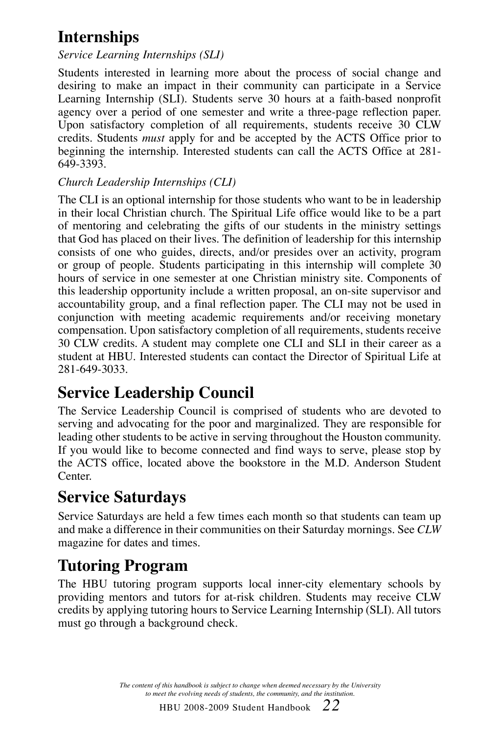# Internships

*Service Learning Internships (SLI)*

Students interested in learning more about the process of social change and desiring to make an impact in their community can participate in a Service Learning Internship (SLI). Students serve 30 hours at a faith-based nonprofit agency over a period of one semester and write a three-page reflection paper. Upon satisfactory completion of all requirements, students receive 30 CLW credits. Students *must* apply for and be accepted by the ACTS Office prior to beginning the internship. Interested students can call the ACTS Office at 281-649-3393.

*Church Leadership Internships (CLI)*

The CLI is an optional internship for those students who want to be in leadership in their local Christian church. The Spiritual Life office would like to be a part of mentoring and celebrating the gifts of our students in the ministry settings that God has placed on their lives. The definition of leadership for this internship consists of one who guides, directs, and/or presides over an activity, program or group of people. Students participating in this internship will complete 30 hours of service in one semester at one Christian ministry site. Components of this leadership opportunity include a written proposal, an on-site supervisor and accountability group, and a final reflection paper. The CLI may not be used in conjunction with meeting academic requirements and/or receiving monetary compensation. Upon satisfactory completion of all requirements, students receive 30 CLW credits. A student may complete one CLI and SLI in their career as a student at HBU. Interested students can contact the Director of Spiritual Life at 281-649-3033.

# Service Leadership Council

The Service Leadership Council is comprised of students who are devoted to serving and advocating for the poor and marginalized. They are responsible for leading other students to be active in serving throughout the Houston community. If you would like to become connected and find ways to serve, please stop by the ACTS office, located above the bookstore in the M.D. Anderson Student Center.

# Service Saturdays

Service Saturdays are held a few times each month so that students can team up and make a difference in their communities on their Saturday mornings. See *CLW* magazine for dates and times.

# Tutoring Program

The HBU tutoring program supports local inner-city elementary schools by providing mentors and tutors for at-risk children. Students may receive CLW credits by applying tutoring hours to Service Learning Internship (SLI). All tutors must go through a background check.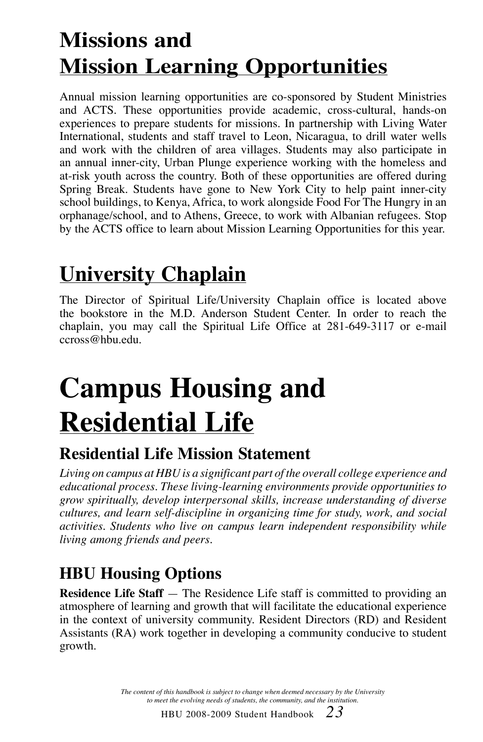## Missions and Mission Learning Opportunities

Annual mission learning opportunities are co-sponsored by Student Ministries and ACTS. These opportunities provide academic, cross-cultural, hands-on experiences to prepare students for missions. In partnership with Living Water International, students and staff travel to Leon, Nicaragua, to drill water wells and work with the children of area villages. Students may also participate in an annual inner-city, Urban Plunge experience working with the homeless and at-risk youth across the country. Both of these opportunities are offered during Spring Break. Students have gone to New York City to help paint inner-city school buildings, to Kenya, Africa, to work alongside Food For The Hungry in an orphanage/school, and to Athens, Greece, to work with Albanian refugees. Stop by the ACTS office to learn about Mission Learning Opportunities for this year.

## University Chaplain

The Director of Spiritual Life/University Chaplain office is located above the bookstore in the M.D. Anderson Student Center. In order to reach the chaplain, you may call the Spiritual Life Office at 281-649-3117 or e-mail ccross@hbu.edu.

# Campus Housing and Residential Life

### Residential Life Mission Statement

*Living on campus at HBU is a significant part of the overall college experience and educational process. These living-learning environments provide opportunities to grow spiritually, develop interpersonal skills, increase understanding of diverse cultures, and learn self-discipline in organizing time for study, work, and social activities. Students who live on campus learn independent responsibility while living among friends and peers.*

### HBU Housing Options

**Residence Life Staff** — The Residence Life staff is committed to providing an atmosphere of learning and growth that will facilitate the educational experience in the context of university community. Resident Directors (RD) and Resident Assistants (RA) work together in developing a community conducive to student growth.

*The content of this handbook is subject to change when deemed necessary by the University to meet the evolving needs of students, the community, and the institution.*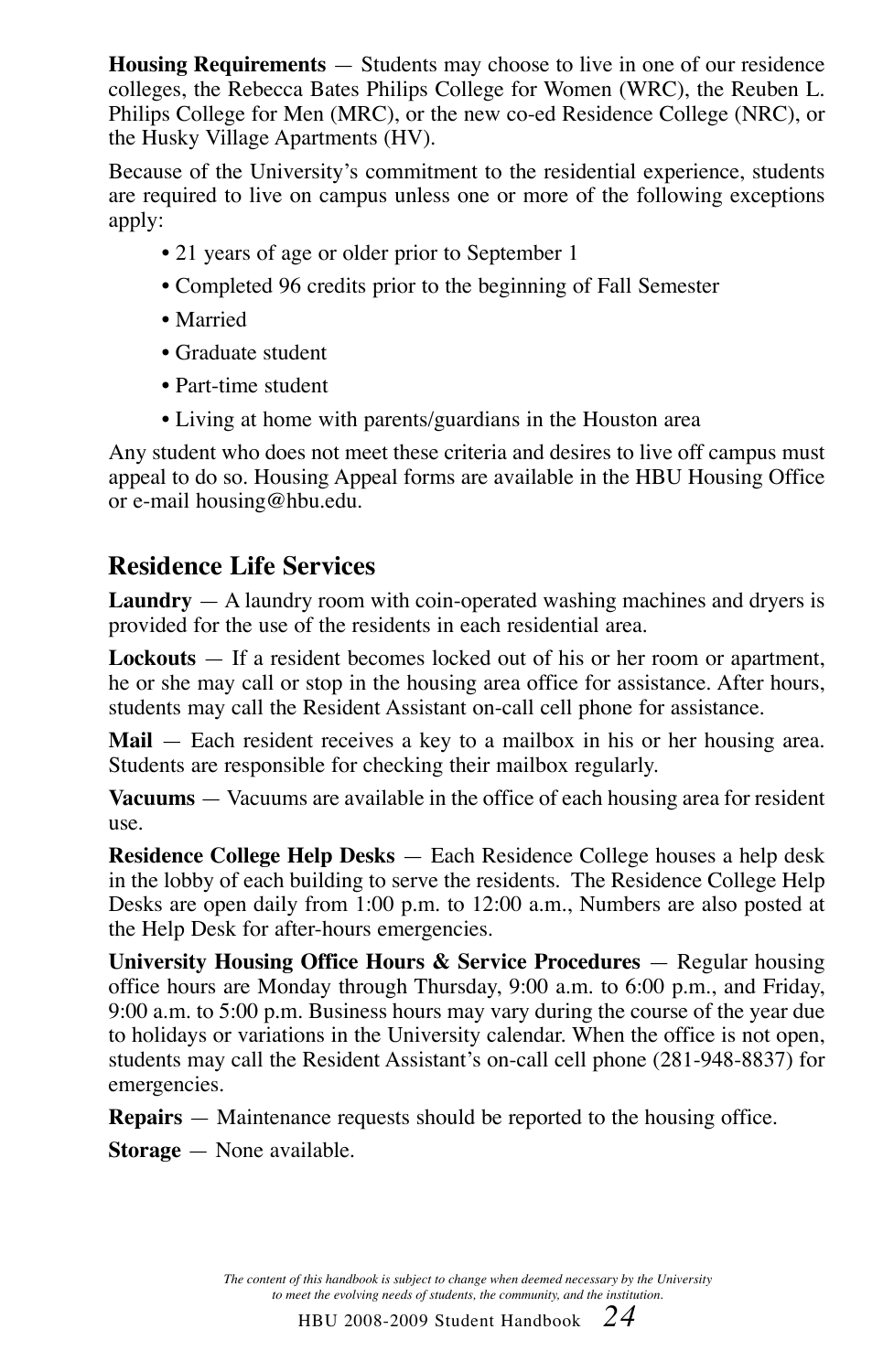**Housing Requirements** — Students may choose to live in one of our residence colleges, the Rebecca Bates Philips College for Women (WRC), the Reuben L. Philips College for Men (MRC), or the new co-ed Residence College (NRC), or the Husky Village Apartments (HV).

Because of the University's commitment to the residential experience, students are required to live on campus unless one or more of the following exceptions apply:

- 21 years of age or older prior to September 1
- Completed 96 credits prior to the beginning of Fall Semester
- Married
- Graduate student
- Part-time student
- Living at home with parents/guardians in the Houston area

Any student who does not meet these criteria and desires to live off campus must appeal to do so. Housing Appeal forms are available in the HBU Housing Office or e-mail housing@hbu.edu.

## Residence Life Services

**Laundry** — A laundry room with coin-operated washing machines and dryers is provided for the use of the residents in each residential area.

**Lockouts** — If a resident becomes locked out of his or her room or apartment, he or she may call or stop in the housing area office for assistance. After hours, students may call the Resident Assistant on-call cell phone for assistance.

**Mail** — Each resident receives a key to a mailbox in his or her housing area. Students are responsible for checking their mailbox regularly.

**Vacuums** — Vacuums are available in the office of each housing area for resident use.

**Residence College Help Desks** — Each Residence College houses a help desk in the lobby of each building to serve the residents. The Residence College Help Desks are open daily from 1:00 p.m. to 12:00 a.m., Numbers are also posted at the Help Desk for after-hours emergencies.

**University Housing Office Hours & Service Procedures** — Regular housing office hours are Monday through Thursday, 9:00 a.m. to 6:00 p.m., and Friday, 9:00 a.m. to 5:00 p.m. Business hours may vary during the course of the year due to holidays or variations in the University calendar. When the office is not open, students may call the Resident Assistant's on-call cell phone (281-948-8837) for emergencies.

**Repairs** — Maintenance requests should be reported to the housing office.

**Storage** — None available.

*The content of this handbook is subject to change when deemed necessary by the University to meet the evolving needs of students, the community, and the institution.*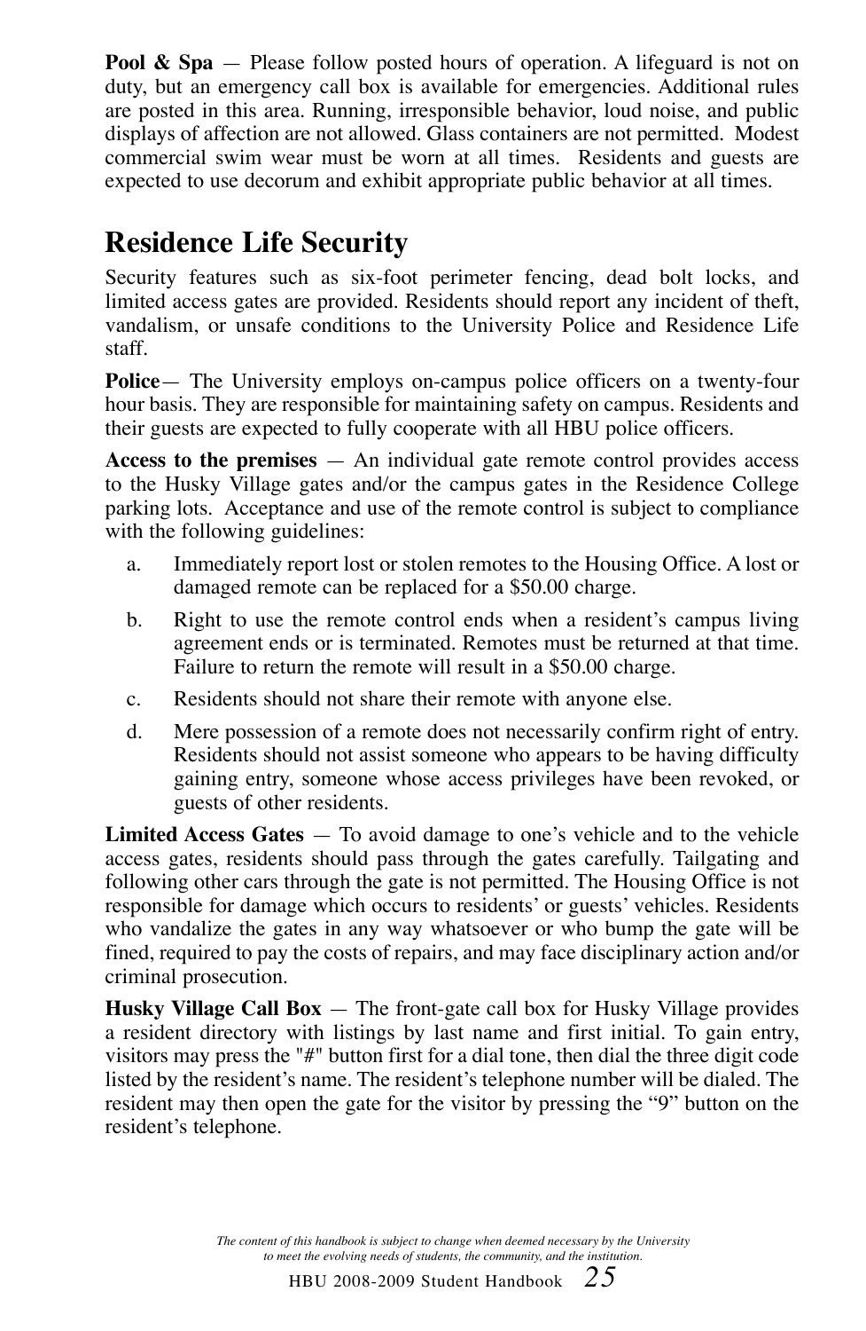**Pool & Spa** — Please follow posted hours of operation. A lifeguard is not on duty, but an emergency call box is available for emergencies. Additional rules are posted in this area. Running, irresponsible behavior, loud noise, and public displays of affection are not allowed. Glass containers are not permitted. Modest commercial swim wear must be worn at all times. Residents and guests are expected to use decorum and exhibit appropriate public behavior at all times.

## Residence Life Security

Security features such as six-foot perimeter fencing, dead bolt locks, and limited access gates are provided. Residents should report any incident of theft, vandalism, or unsafe conditions to the University Police and Residence Life staff.

**Police**— The University employs on-campus police officers on a twenty-four hour basis. They are responsible for maintaining safety on campus. Residents and their guests are expected to fully cooperate with all HBU police officers.

**Access to the premises** — An individual gate remote control provides access to the Husky Village gates and/or the campus gates in the Residence College parking lots. Acceptance and use of the remote control is subject to compliance with the following guidelines:

a. Immediately report lost or stolen remotes to the Housing Office. A lost or damaged remote can be replaced for a $50.00 charge.

b. Right to use the remote control ends when a resident's campus living agreement ends or is terminated. Remotes must be returned at that time. Failure to return the remote will result in a $50.00 charge.

c. Residents should not share their remote with anyone else.

d. Mere possession of a remote does not necessarily confirm right of entry. Residents should not assist someone who appears to be having difficulty gaining entry, someone whose access privileges have been revoked, or guests of other residents.

**Limited Access Gates** — To avoid damage to one's vehicle and to the vehicle access gates, residents should pass through the gates carefully. Tailgating and following other cars through the gate is not permitted. The Housing Office is not responsible for damage which occurs to residents' or guests' vehicles. Residents who vandalize the gates in any way whatsoever or who bump the gate will be fined, required to pay the costs of repairs, and may face disciplinary action and/or criminal prosecution.

**Husky Village Call Box** — The front-gate call box for Husky Village provides a resident directory with listings by last name and first initial. To gain entry, visitors may press the "#" button first for a dial tone, then dial the three digit code listed by the resident's name. The resident's telephone number will be dialed. The resident may then open the gate for the visitor by pressing the "9" button on the resident's telephone.

*The content of this handbook is subject to change when deemed necessary by the University to meet the evolving needs of students, the community, and the institution.*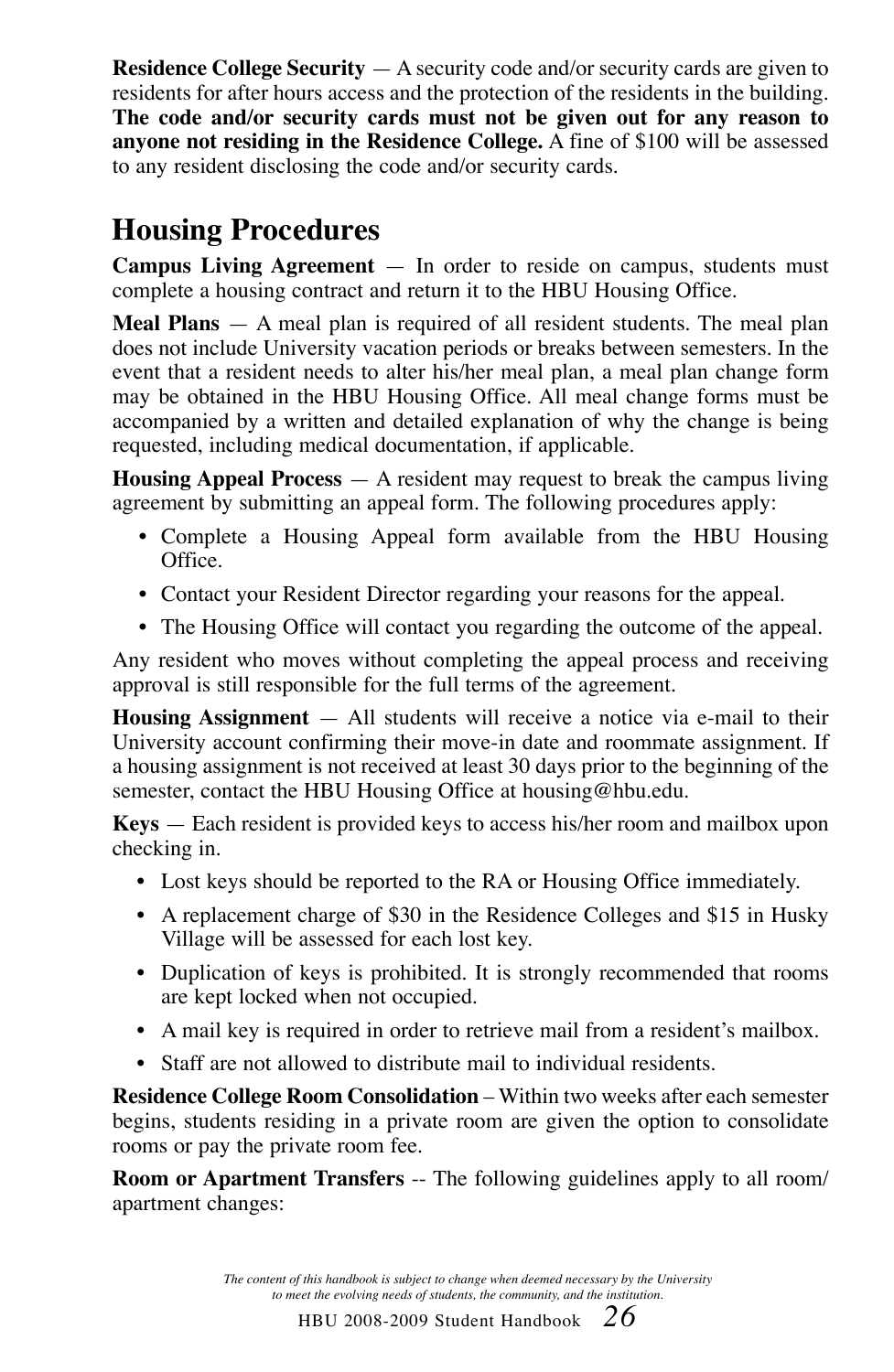**Residence College Security** — A security code and/or security cards are given to residents for after hours access and the protection of the residents in the building. **The code and/or security cards must not be given out for any reason to anyone not residing in the Residence College.** A fine of $100 will be assessed to any resident disclosing the code and/or security cards.

# Housing Procedures

**Campus Living Agreement** — In order to reside on campus, students must complete a housing contract and return it to the HBU Housing Office.

**Meal Plans** — A meal plan is required of all resident students. The meal plan does not include University vacation periods or breaks between semesters. In the event that a resident needs to alter his/her meal plan, a meal plan change form may be obtained in the HBU Housing Office. All meal change forms must be accompanied by a written and detailed explanation of why the change is being requested, including medical documentation, if applicable.

**Housing Appeal Process** — A resident may request to break the campus living agreement by submitting an appeal form. The following procedures apply:

- Complete a Housing Appeal form available from the HBU Housing Office.
- Contact your Resident Director regarding your reasons for the appeal.
- The Housing Office will contact you regarding the outcome of the appeal.

Any resident who moves without completing the appeal process and receiving approval is still responsible for the full terms of the agreement.

**Housing Assignment** — All students will receive a notice via e-mail to their University account confirming their move-in date and roommate assignment. If a housing assignment is not received at least 30 days prior to the beginning of the semester, contact the HBU Housing Office at housing@hbu.edu.

**Keys** — Each resident is provided keys to access his/her room and mailbox upon checking in.

- Lost keys should be reported to the RA or Housing Office immediately.
- A replacement charge of $30 in the Residence Colleges and $15 in Husky Village will be assessed for each lost key.
- Duplication of keys is prohibited. It is strongly recommended that rooms are kept locked when not occupied.
- A mail key is required in order to retrieve mail from a resident's mailbox.
- Staff are not allowed to distribute mail to individual residents.

**Residence College Room Consolidation** – Within two weeks after each semester begins, students residing in a private room are given the option to consolidate rooms or pay the private room fee.

**Room or Apartment Transfers** -- The following guidelines apply to all room/apartment changes:

*The content of this handbook is subject to change when deemed necessary by the University to meet the evolving needs of students, the community, and the institution.*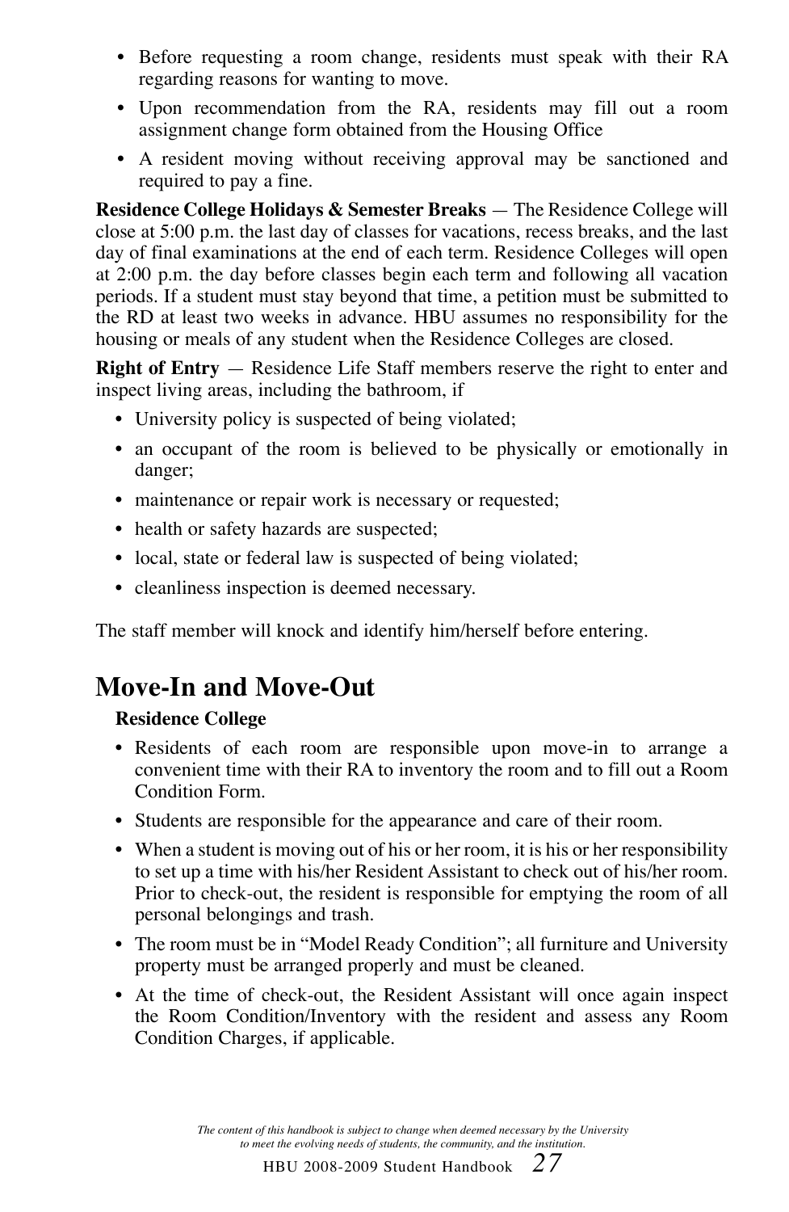- Before requesting a room change, residents must speak with their RA regarding reasons for wanting to move.
- Upon recommendation from the RA, residents may fill out a room assignment change form obtained from the Housing Office
- A resident moving without receiving approval may be sanctioned and required to pay a fine.

**Residence College Holidays & Semester Breaks** — The Residence College will close at 5:00 p.m. the last day of classes for vacations, recess breaks, and the last day of final examinations at the end of each term. Residence Colleges will open at 2:00 p.m. the day before classes begin each term and following all vacation periods. If a student must stay beyond that time, a petition must be submitted to the RD at least two weeks in advance. HBU assumes no responsibility for the housing or meals of any student when the Residence Colleges are closed.

**Right of Entry** — Residence Life Staff members reserve the right to enter and inspect living areas, including the bathroom, if

- University policy is suspected of being violated;
- an occupant of the room is believed to be physically or emotionally in danger;
- maintenance or repair work is necessary or requested;
- health or safety hazards are suspected;
- local, state or federal law is suspected of being violated;
- cleanliness inspection is deemed necessary.

The staff member will knock and identify him/herself before entering.

# Move-In and Move-Out

**Residence College**

- Residents of each room are responsible upon move-in to arrange a convenient time with their RA to inventory the room and to fill out a Room Condition Form.
- Students are responsible for the appearance and care of their room.
- When a student is moving out of his or her room, it is his or her responsibility to set up a time with his/her Resident Assistant to check out of his/her room. Prior to check-out, the resident is responsible for emptying the room of all personal belongings and trash.
- The room must be in "Model Ready Condition"; all furniture and University property must be arranged properly and must be cleaned.
- At the time of check-out, the Resident Assistant will once again inspect the Room Condition/Inventory with the resident and assess any Room Condition Charges, if applicable.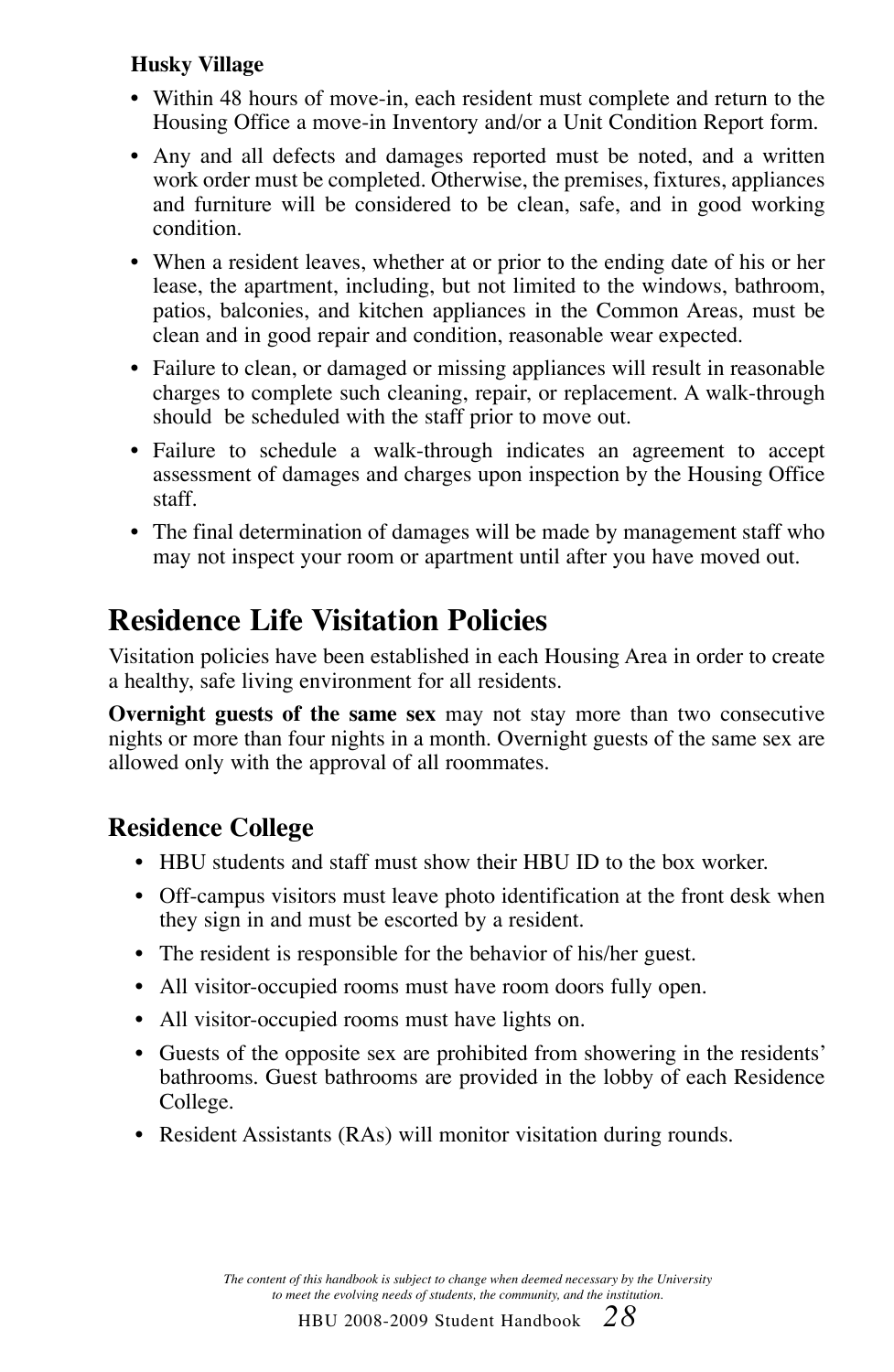**Husky Village**

- Within 48 hours of move-in, each resident must complete and return to the Housing Office a move-in Inventory and/or a Unit Condition Report form.
- Any and all defects and damages reported must be noted, and a written work order must be completed. Otherwise, the premises, fixtures, appliances and furniture will be considered to be clean, safe, and in good working condition.
- When a resident leaves, whether at or prior to the ending date of his or her lease, the apartment, including, but not limited to the windows, bathroom, patios, balconies, and kitchen appliances in the Common Areas, must be clean and in good repair and condition, reasonable wear expected.
- Failure to clean, or damaged or missing appliances will result in reasonable charges to complete such cleaning, repair, or replacement. A walk-through should be scheduled with the staff prior to move out.
- Failure to schedule a walk-through indicates an agreement to accept assessment of damages and charges upon inspection by the Housing Office staff.
- The final determination of damages will be made by management staff who may not inspect your room or apartment until after you have moved out.

# Residence Life Visitation Policies

Visitation policies have been established in each Housing Area in order to create a healthy, safe living environment for all residents.

**Overnight guests of the same sex** may not stay more than two consecutive nights or more than four nights in a month. Overnight guests of the same sex are allowed only with the approval of all roommates.

## Residence College

- HBU students and staff must show their HBU ID to the box worker.
- Off-campus visitors must leave photo identification at the front desk when they sign in and must be escorted by a resident.
- The resident is responsible for the behavior of his/her guest.
- All visitor-occupied rooms must have room doors fully open.
- All visitor-occupied rooms must have lights on.
- Guests of the opposite sex are prohibited from showering in the residents' bathrooms. Guest bathrooms are provided in the lobby of each Residence College.
- Resident Assistants (RAs) will monitor visitation during rounds.

*The content of this handbook is subject to change when deemed necessary by the University to meet the evolving needs of students, the community, and the institution.*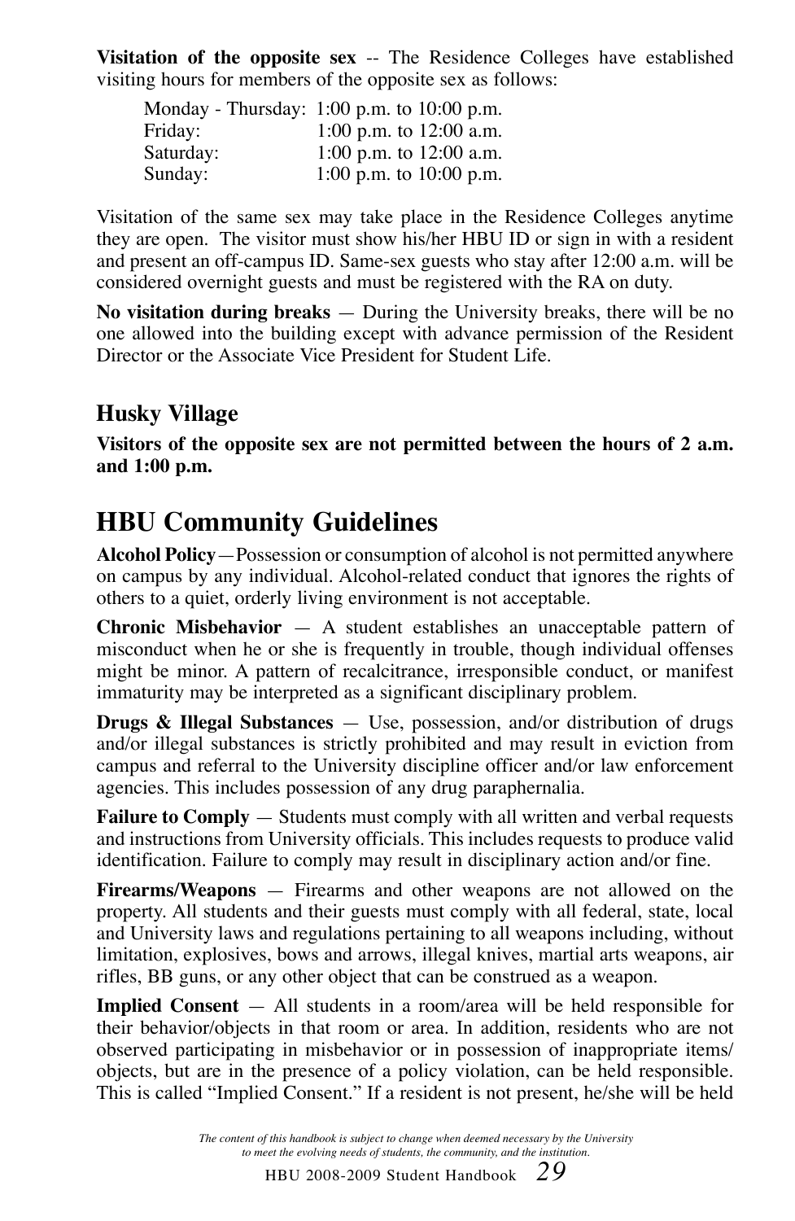**Visitation of the opposite sex** -- The Residence Colleges have established visiting hours for members of the opposite sex as follows:

| | |
|---|---|
| Monday - Thursday: | 1:00 p.m. to 10:00 p.m. |
| Friday: | 1:00 p.m. to 12:00 a.m. |
| Saturday: | 1:00 p.m. to 12:00 a.m. |
| Sunday: | 1:00 p.m. to 10:00 p.m. |

Visitation of the same sex may take place in the Residence Colleges anytime they are open. The visitor must show his/her HBU ID or sign in with a resident and present an off-campus ID. Same-sex guests who stay after 12:00 a.m. will be considered overnight guests and must be registered with the RA on duty.

**No visitation during breaks** — During the University breaks, there will be no one allowed into the building except with advance permission of the Resident Director or the Associate Vice President for Student Life.

### Husky Village

**Visitors of the opposite sex are not permitted between the hours of 2 a.m. and 1:00 p.m.**

## HBU Community Guidelines

**Alcohol Policy**—Possession or consumption of alcohol is not permitted anywhere on campus by any individual. Alcohol-related conduct that ignores the rights of others to a quiet, orderly living environment is not acceptable.

**Chronic Misbehavior** — A student establishes an unacceptable pattern of misconduct when he or she is frequently in trouble, though individual offenses might be minor. A pattern of recalcitrance, irresponsible conduct, or manifest immaturity may be interpreted as a significant disciplinary problem.

**Drugs & Illegal Substances** — Use, possession, and/or distribution of drugs and/or illegal substances is strictly prohibited and may result in eviction from campus and referral to the University discipline officer and/or law enforcement agencies. This includes possession of any drug paraphernalia.

**Failure to Comply** — Students must comply with all written and verbal requests and instructions from University officials. This includes requests to produce valid identification. Failure to comply may result in disciplinary action and/or fine.

**Firearms/Weapons** — Firearms and other weapons are not allowed on the property. All students and their guests must comply with all federal, state, local and University laws and regulations pertaining to all weapons including, without limitation, explosives, bows and arrows, illegal knives, martial arts weapons, air rifles, BB guns, or any other object that can be construed as a weapon.

**Implied Consent** — All students in a room/area will be held responsible for their behavior/objects in that room or area. In addition, residents who are not observed participating in misbehavior or in possession of inappropriate items/objects, but are in the presence of a policy violation, can be held responsible. This is called "Implied Consent." If a resident is not present, he/she will be held

*The content of this handbook is subject to change when deemed necessary by the University to meet the evolving needs of students, the community, and the institution.*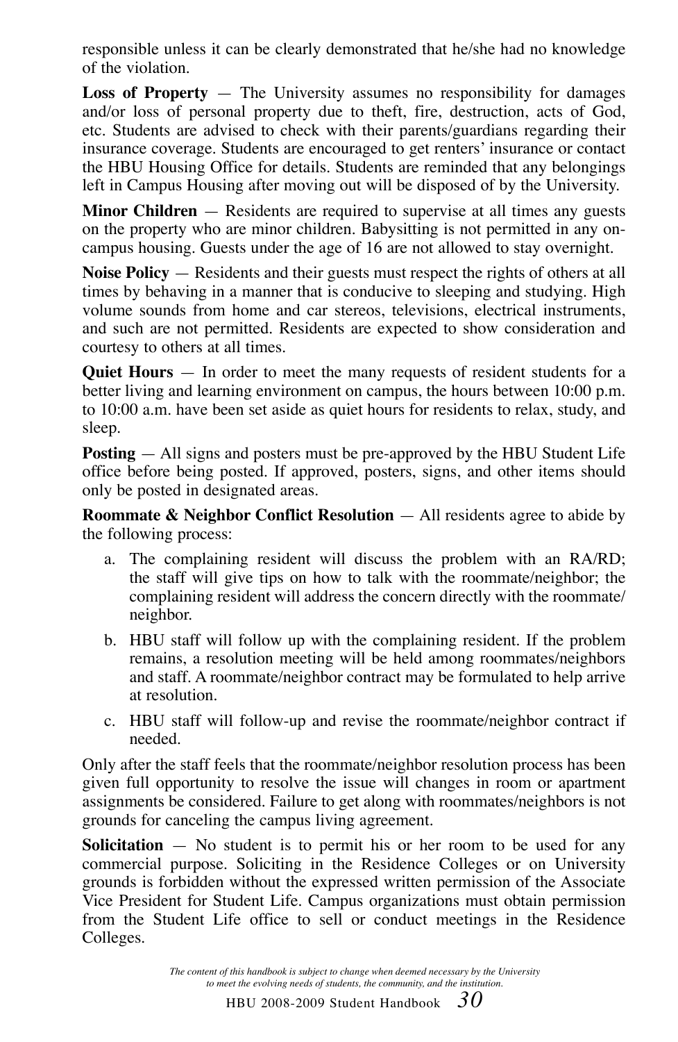responsible unless it can be clearly demonstrated that he/she had no knowledge of the violation.

**Loss of Property** — The University assumes no responsibility for damages and/or loss of personal property due to theft, fire, destruction, acts of God, etc. Students are advised to check with their parents/guardians regarding their insurance coverage. Students are encouraged to get renters' insurance or contact the HBU Housing Office for details. Students are reminded that any belongings left in Campus Housing after moving out will be disposed of by the University.

**Minor Children** — Residents are required to supervise at all times any guests on the property who are minor children. Babysitting is not permitted in any on-campus housing. Guests under the age of 16 are not allowed to stay overnight.

**Noise Policy** — Residents and their guests must respect the rights of others at all times by behaving in a manner that is conducive to sleeping and studying. High volume sounds from home and car stereos, televisions, electrical instruments, and such are not permitted. Residents are expected to show consideration and courtesy to others at all times.

**Quiet Hours** — In order to meet the many requests of resident students for a better living and learning environment on campus, the hours between 10:00 p.m. to 10:00 a.m. have been set aside as quiet hours for residents to relax, study, and sleep.

**Posting** — All signs and posters must be pre-approved by the HBU Student Life office before being posted. If approved, posters, signs, and other items should only be posted in designated areas.

**Roommate & Neighbor Conflict Resolution** — All residents agree to abide by the following process:

a. The complaining resident will discuss the problem with an RA/RD; the staff will give tips on how to talk with the roommate/neighbor; the complaining resident will address the concern directly with the roommate/neighbor.

b. HBU staff will follow up with the complaining resident. If the problem remains, a resolution meeting will be held among roommates/neighbors and staff. A roommate/neighbor contract may be formulated to help arrive at resolution.

c. HBU staff will follow-up and revise the roommate/neighbor contract if needed.

Only after the staff feels that the roommate/neighbor resolution process has been given full opportunity to resolve the issue will changes in room or apartment assignments be considered. Failure to get along with roommates/neighbors is not grounds for canceling the campus living agreement.

**Solicitation** — No student is to permit his or her room to be used for any commercial purpose. Soliciting in the Residence Colleges or on University grounds is forbidden without the expressed written permission of the Associate Vice President for Student Life. Campus organizations must obtain permission from the Student Life office to sell or conduct meetings in the Residence Colleges.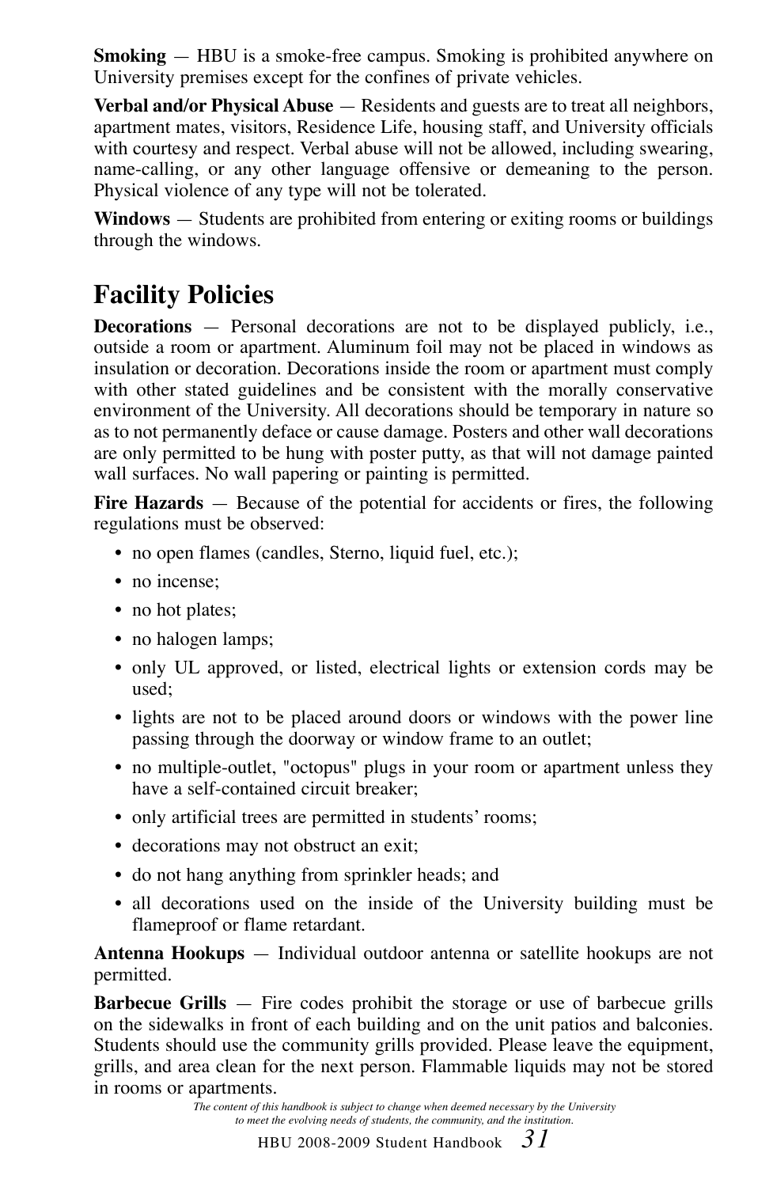**Smoking** — HBU is a smoke-free campus. Smoking is prohibited anywhere on University premises except for the confines of private vehicles.

**Verbal and/or Physical Abuse** — Residents and guests are to treat all neighbors, apartment mates, visitors, Residence Life, housing staff, and University officials with courtesy and respect. Verbal abuse will not be allowed, including swearing, name-calling, or any other language offensive or demeaning to the person. Physical violence of any type will not be tolerated.

**Windows** — Students are prohibited from entering or exiting rooms or buildings through the windows.

## Facility Policies

**Decorations** — Personal decorations are not to be displayed publicly, i.e., outside a room or apartment. Aluminum foil may not be placed in windows as insulation or decoration. Decorations inside the room or apartment must comply with other stated guidelines and be consistent with the morally conservative environment of the University. All decorations should be temporary in nature so as to not permanently deface or cause damage. Posters and other wall decorations are only permitted to be hung with poster putty, as that will not damage painted wall surfaces. No wall papering or painting is permitted.

**Fire Hazards** — Because of the potential for accidents or fires, the following regulations must be observed:

- no open flames (candles, Sterno, liquid fuel, etc.);
- no incense;
- no hot plates;
- no halogen lamps;
- only UL approved, or listed, electrical lights or extension cords may be used;
- lights are not to be placed around doors or windows with the power line passing through the doorway or window frame to an outlet;
- no multiple-outlet, "octopus" plugs in your room or apartment unless they have a self-contained circuit breaker;
- only artificial trees are permitted in students' rooms;
- decorations may not obstruct an exit;
- do not hang anything from sprinkler heads; and
- all decorations used on the inside of the University building must be flameproof or flame retardant.

**Antenna Hookups** — Individual outdoor antenna or satellite hookups are not permitted.

**Barbecue Grills** — Fire codes prohibit the storage or use of barbecue grills on the sidewalks in front of each building and on the unit patios and balconies. Students should use the community grills provided. Please leave the equipment, grills, and area clean for the next person. Flammable liquids may not be stored in rooms or apartments.

*The content of this handbook is subject to change when deemed necessary by the University to meet the evolving needs of students, the community, and the institution.*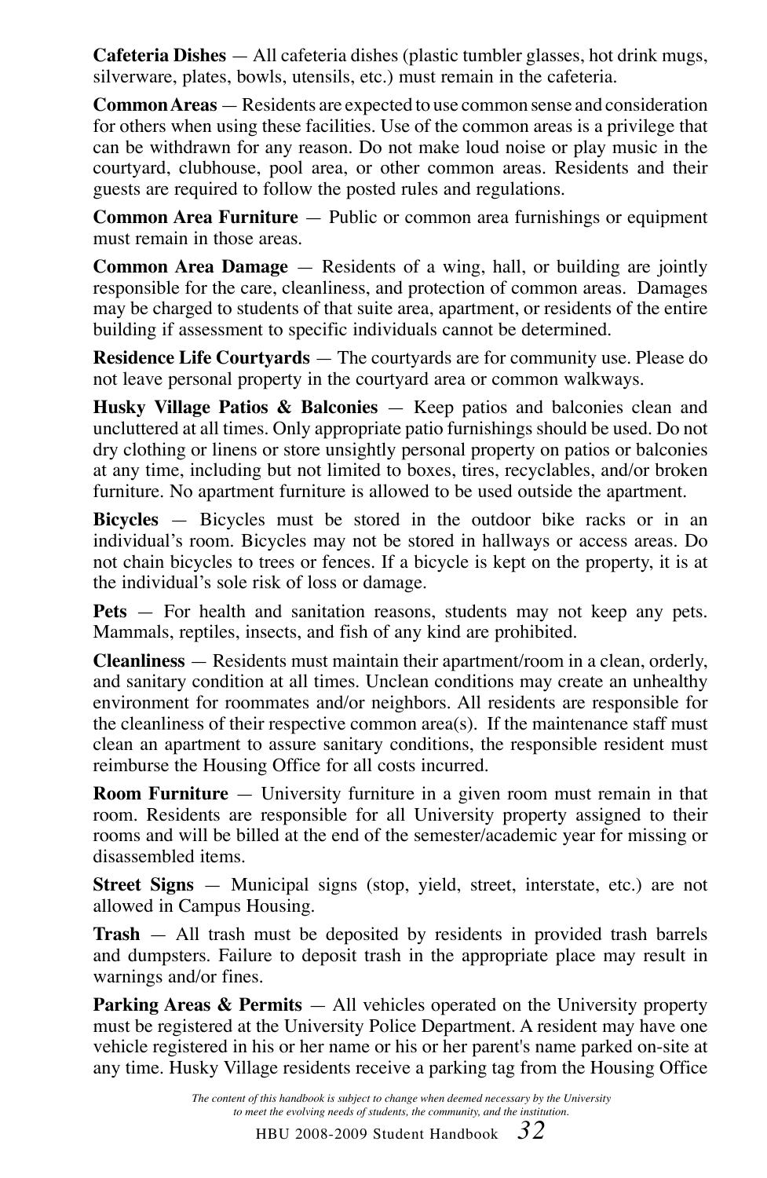**Cafeteria Dishes** — All cafeteria dishes (plastic tumbler glasses, hot drink mugs, silverware, plates, bowls, utensils, etc.) must remain in the cafeteria.

**Common Areas** — Residents are expected to use common sense and consideration for others when using these facilities. Use of the common areas is a privilege that can be withdrawn for any reason. Do not make loud noise or play music in the courtyard, clubhouse, pool area, or other common areas. Residents and their guests are required to follow the posted rules and regulations.

**Common Area Furniture** — Public or common area furnishings or equipment must remain in those areas.

**Common Area Damage** — Residents of a wing, hall, or building are jointly responsible for the care, cleanliness, and protection of common areas. Damages may be charged to students of that suite area, apartment, or residents of the entire building if assessment to specific individuals cannot be determined.

**Residence Life Courtyards** — The courtyards are for community use. Please do not leave personal property in the courtyard area or common walkways.

**Husky Village Patios & Balconies** — Keep patios and balconies clean and uncluttered at all times. Only appropriate patio furnishings should be used. Do not dry clothing or linens or store unsightly personal property on patios or balconies at any time, including but not limited to boxes, tires, recyclables, and/or broken furniture. No apartment furniture is allowed to be used outside the apartment.

**Bicycles** — Bicycles must be stored in the outdoor bike racks or in an individual's room. Bicycles may not be stored in hallways or access areas. Do not chain bicycles to trees or fences. If a bicycle is kept on the property, it is at the individual's sole risk of loss or damage.

**Pets** — For health and sanitation reasons, students may not keep any pets. Mammals, reptiles, insects, and fish of any kind are prohibited.

**Cleanliness** — Residents must maintain their apartment/room in a clean, orderly, and sanitary condition at all times. Unclean conditions may create an unhealthy environment for roommates and/or neighbors. All residents are responsible for the cleanliness of their respective common area(s). If the maintenance staff must clean an apartment to assure sanitary conditions, the responsible resident must reimburse the Housing Office for all costs incurred.

**Room Furniture** — University furniture in a given room must remain in that room. Residents are responsible for all University property assigned to their rooms and will be billed at the end of the semester/academic year for missing or disassembled items.

**Street Signs** — Municipal signs (stop, yield, street, interstate, etc.) are not allowed in Campus Housing.

**Trash** — All trash must be deposited by residents in provided trash barrels and dumpsters. Failure to deposit trash in the appropriate place may result in warnings and/or fines.

**Parking Areas & Permits** — All vehicles operated on the University property must be registered at the University Police Department. A resident may have one vehicle registered in his or her name or his or her parent's name parked on-site at any time. Husky Village residents receive a parking tag from the Housing Office

*The content of this handbook is subject to change when deemed necessary by the University to meet the evolving needs of students, the community, and the institution.*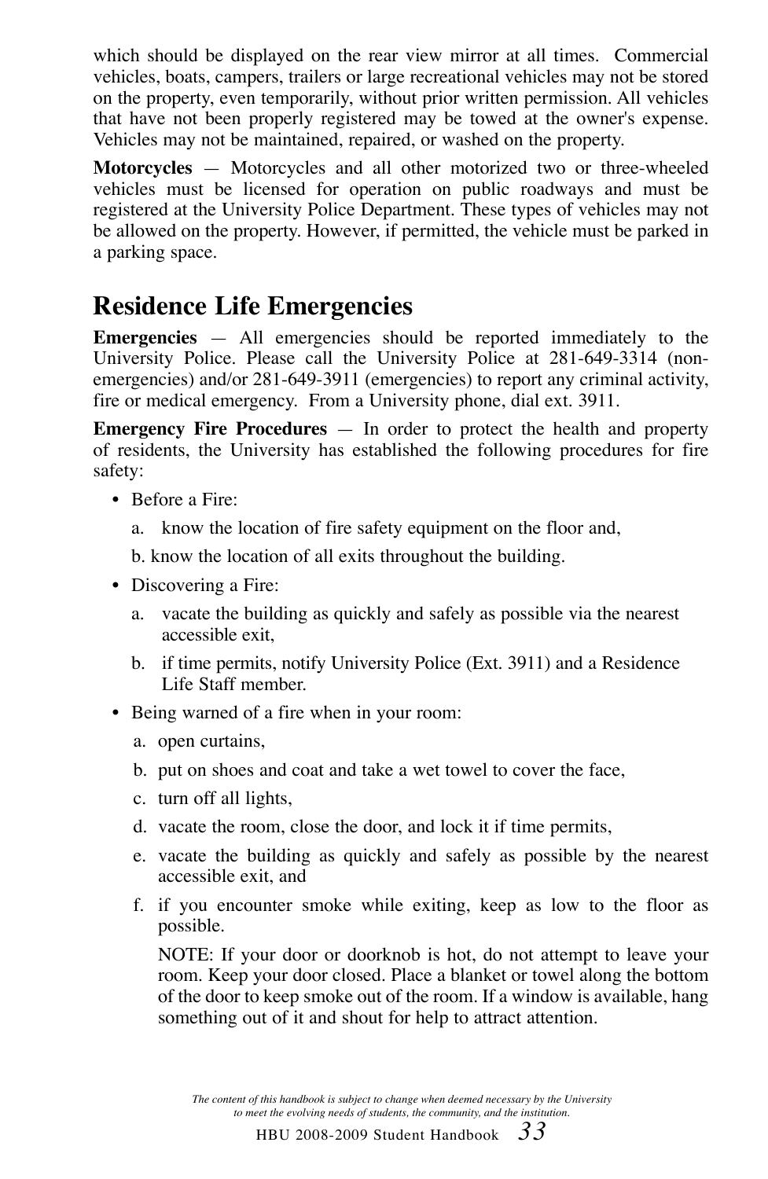which should be displayed on the rear view mirror at all times. Commercial vehicles, boats, campers, trailers or large recreational vehicles may not be stored on the property, even temporarily, without prior written permission. All vehicles that have not been properly registered may be towed at the owner's expense. Vehicles may not be maintained, repaired, or washed on the property.

**Motorcycles** — Motorcycles and all other motorized two or three-wheeled vehicles must be licensed for operation on public roadways and must be registered at the University Police Department. These types of vehicles may not be allowed on the property. However, if permitted, the vehicle must be parked in a parking space.

# Residence Life Emergencies

**Emergencies** — All emergencies should be reported immediately to the University Police. Please call the University Police at 281-649-3314 (non-emergencies) and/or 281-649-3911 (emergencies) to report any criminal activity, fire or medical emergency. From a University phone, dial ext. 3911.

**Emergency Fire Procedures** — In order to protect the health and property of residents, the University has established the following procedures for fire safety:

- Before a Fire:
  a. know the location of fire safety equipment on the floor and,
  b. know the location of all exits throughout the building.
- Discovering a Fire:
  a. vacate the building as quickly and safely as possible via the nearest accessible exit,
  b. if time permits, notify University Police (Ext. 3911) and a Residence Life Staff member.
- Being warned of a fire when in your room:
  a. open curtains,
  b. put on shoes and coat and take a wet towel to cover the face,
  c. turn off all lights,
  d. vacate the room, close the door, and lock it if time permits,
  e. vacate the building as quickly and safely as possible by the nearest accessible exit, and
  f. if you encounter smoke while exiting, keep as low to the floor as possible.

  NOTE: If your door or doorknob is hot, do not attempt to leave your room. Keep your door closed. Place a blanket or towel along the bottom of the door to keep smoke out of the room. If a window is available, hang something out of it and shout for help to attract attention.

*The content of this handbook is subject to change when deemed necessary by the University to meet the evolving needs of students, the community, and the institution.*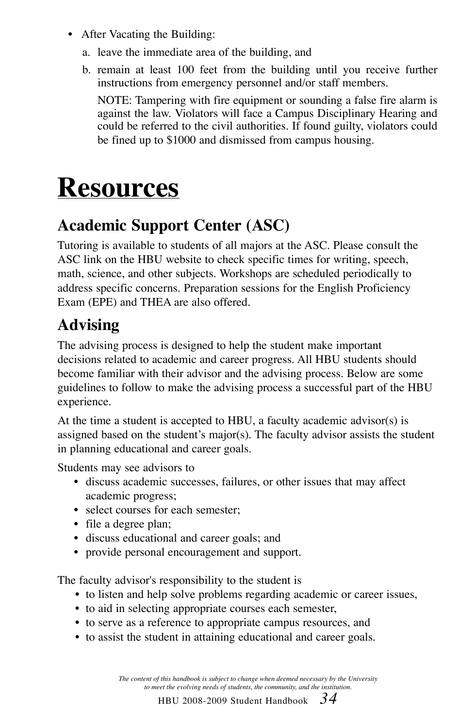- After Vacating the Building:
  a. leave the immediate area of the building, and
  b. remain at least 100 feet from the building until you receive further instructions from emergency personnel and/or staff members.

     NOTE: Tampering with fire equipment or sounding a false fire alarm is against the law. Violators will face a Campus Disciplinary Hearing and could be referred to the civil authorities. If found guilty, violators could be fined up to $1000 and dismissed from campus housing.

# Resources

## Academic Support Center (ASC)

Tutoring is available to students of all majors at the ASC. Please consult the ASC link on the HBU website to check specific times for writing, speech, math, science, and other subjects. Workshops are scheduled periodically to address specific concerns. Preparation sessions for the English Proficiency Exam (EPE) and THEA are also offered.

## Advising

The advising process is designed to help the student make important decisions related to academic and career progress. All HBU students should become familiar with their advisor and the advising process. Below are some guidelines to follow to make the advising process a successful part of the HBU experience.

At the time a student is accepted to HBU, a faculty academic advisor(s) is assigned based on the student's major(s). The faculty advisor assists the student in planning educational and career goals.

Students may see advisors to

- discuss academic successes, failures, or other issues that may affect academic progress;
- select courses for each semester;
- file a degree plan;
- discuss educational and career goals; and
- provide personal encouragement and support.

The faculty advisor's responsibility to the student is

- to listen and help solve problems regarding academic or career issues,
- to aid in selecting appropriate courses each semester,
- to serve as a reference to appropriate campus resources, and
- to assist the student in attaining educational and career goals.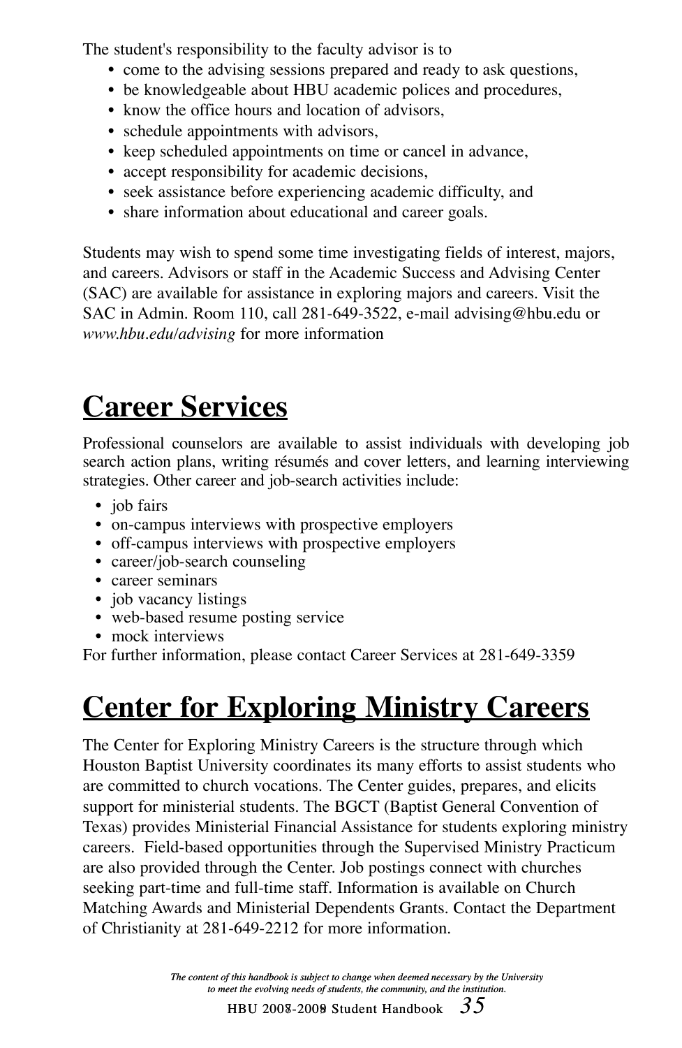The student's responsibility to the faculty advisor is to

- come to the advising sessions prepared and ready to ask questions,
- be knowledgeable about HBU academic polices and procedures,
- know the office hours and location of advisors,
- schedule appointments with advisors,
- keep scheduled appointments on time or cancel in advance,
- accept responsibility for academic decisions,
- seek assistance before experiencing academic difficulty, and
- share information about educational and career goals.

Students may wish to spend some time investigating fields of interest, majors, and careers. Advisors or staff in the Academic Success and Advising Center (SAC) are available for assistance in exploring majors and careers. Visit the SAC in Admin. Room 110, call 281-649-3522, e-mail advising@hbu.edu or *www.hbu.edu/advising* for more information

# Career Services

Professional counselors are available to assist individuals with developing job search action plans, writing résumés and cover letters, and learning interviewing strategies. Other career and job-search activities include:

- job fairs
- on-campus interviews with prospective employers
- off-campus interviews with prospective employers
- career/job-search counseling
- career seminars
- job vacancy listings
- web-based resume posting service
- mock interviews

For further information, please contact Career Services at 281-649-3359

# Center for Exploring Ministry Careers

The Center for Exploring Ministry Careers is the structure through which Houston Baptist University coordinates its many efforts to assist students who are committed to church vocations. The Center guides, prepares, and elicits support for ministerial students. The BGCT (Baptist General Convention of Texas) provides Ministerial Financial Assistance for students exploring ministry careers. Field-based opportunities through the Supervised Ministry Practicum are also provided through the Center. Job postings connect with churches seeking part-time and full-time staff. Information is available on Church Matching Awards and Ministerial Dependents Grants. Contact the Department of Christianity at 281-649-2212 for more information.

*The content of this handbook is subject to change when deemed necessary by the University to meet the evolving needs of students, the community, and the institution.*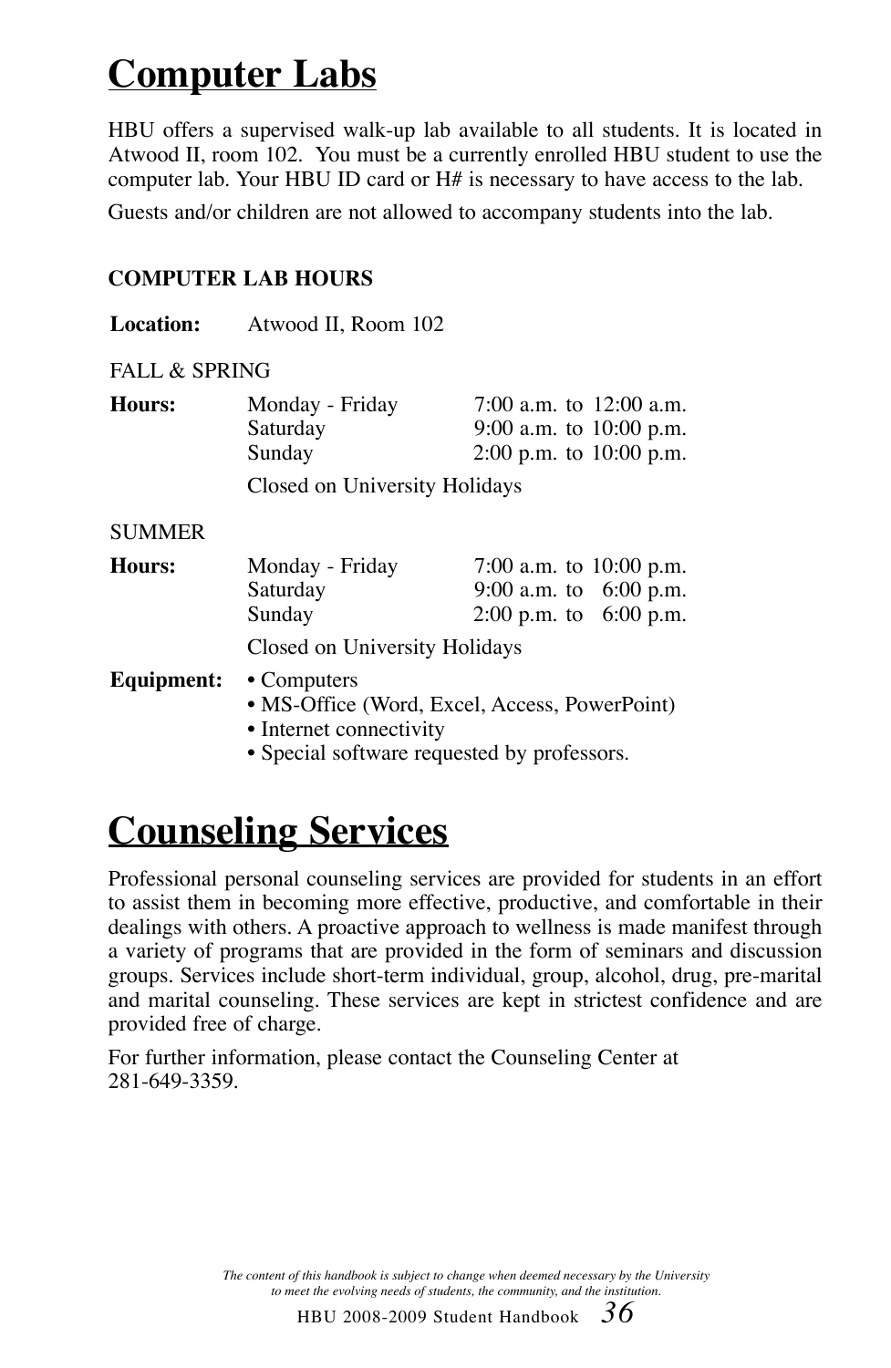# Computer Labs

HBU offers a supervised walk-up lab available to all students. It is located in Atwood II, room 102. You must be a currently enrolled HBU student to use the computer lab. Your HBU ID card or H# is necessary to have access to the lab.

Guests and/or children are not allowed to accompany students into the lab.

**COMPUTER LAB HOURS**

**Location:** Atwood II, Room 102

FALL & SPRING

| | | |
|---|---|---|
| **Hours:** | Monday - Friday | 7:00 a.m. to 12:00 a.m. |
| | Saturday | 9:00 a.m. to 10:00 p.m. |
| | Sunday | 2:00 p.m. to 10:00 p.m. |
| | Closed on University Holidays | |

SUMMER

| | | |
|---|---|---|
| **Hours:** | Monday - Friday | 7:00 a.m. to 10:00 p.m. |
| | Saturday | 9:00 a.m. to 6:00 p.m. |
| | Sunday | 2:00 p.m. to 6:00 p.m. |
| | Closed on University Holidays | |

**Equipment:**
- Computers
- MS-Office (Word, Excel, Access, PowerPoint)
- Internet connectivity
- Special software requested by professors.

# Counseling Services

Professional personal counseling services are provided for students in an effort to assist them in becoming more effective, productive, and comfortable in their dealings with others. A proactive approach to wellness is made manifest through a variety of programs that are provided in the form of seminars and discussion groups. Services include short-term individual, group, alcohol, drug, pre-marital and marital counseling. These services are kept in strictest confidence and are provided free of charge.

For further information, please contact the Counseling Center at 281-649-3359.

*The content of this handbook is subject to change when deemed necessary by the University to meet the evolving needs of students, the community, and the institution.*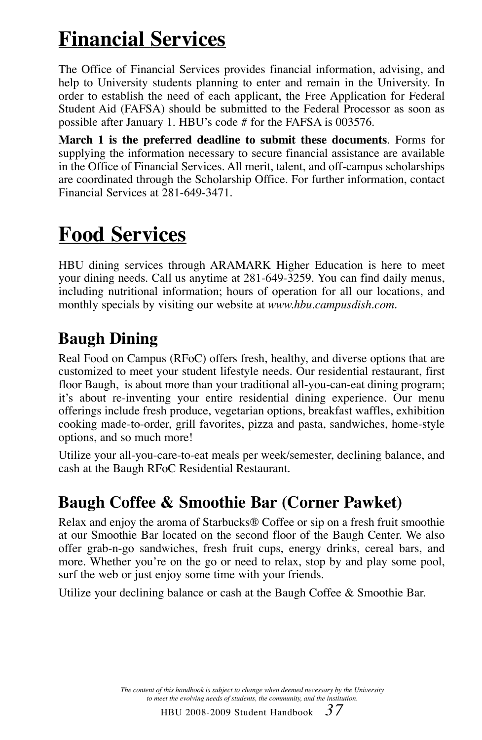# Financial Services

The Office of Financial Services provides financial information, advising, and help to University students planning to enter and remain in the University. In order to establish the need of each applicant, the Free Application for Federal Student Aid (FAFSA) should be submitted to the Federal Processor as soon as possible after January 1. HBU's code # for the FAFSA is 003576.

**March 1 is the preferred deadline to submit these documents**. Forms for supplying the information necessary to secure financial assistance are available in the Office of Financial Services. All merit, talent, and off-campus scholarships are coordinated through the Scholarship Office. For further information, contact Financial Services at 281-649-3471.

# Food Services

HBU dining services through ARAMARK Higher Education is here to meet your dining needs. Call us anytime at 281-649-3259. You can find daily menus, including nutritional information; hours of operation for all our locations, and monthly specials by visiting our website at *www.hbu.campusdish.com*.

## Baugh Dining

Real Food on Campus (RFoC) offers fresh, healthy, and diverse options that are customized to meet your student lifestyle needs. Our residential restaurant, first floor Baugh, is about more than your traditional all-you-can-eat dining program; it's about re-inventing your entire residential dining experience. Our menu offerings include fresh produce, vegetarian options, breakfast waffles, exhibition cooking made-to-order, grill favorites, pizza and pasta, sandwiches, home-style options, and so much more!

Utilize your all-you-care-to-eat meals per week/semester, declining balance, and cash at the Baugh RFoC Residential Restaurant.

## Baugh Coffee & Smoothie Bar (Corner Pawket)

Relax and enjoy the aroma of Starbucks® Coffee or sip on a fresh fruit smoothie at our Smoothie Bar located on the second floor of the Baugh Center. We also offer grab-n-go sandwiches, fresh fruit cups, energy drinks, cereal bars, and more. Whether you're on the go or need to relax, stop by and play some pool, surf the web or just enjoy some time with your friends.

Utilize your declining balance or cash at the Baugh Coffee & Smoothie Bar.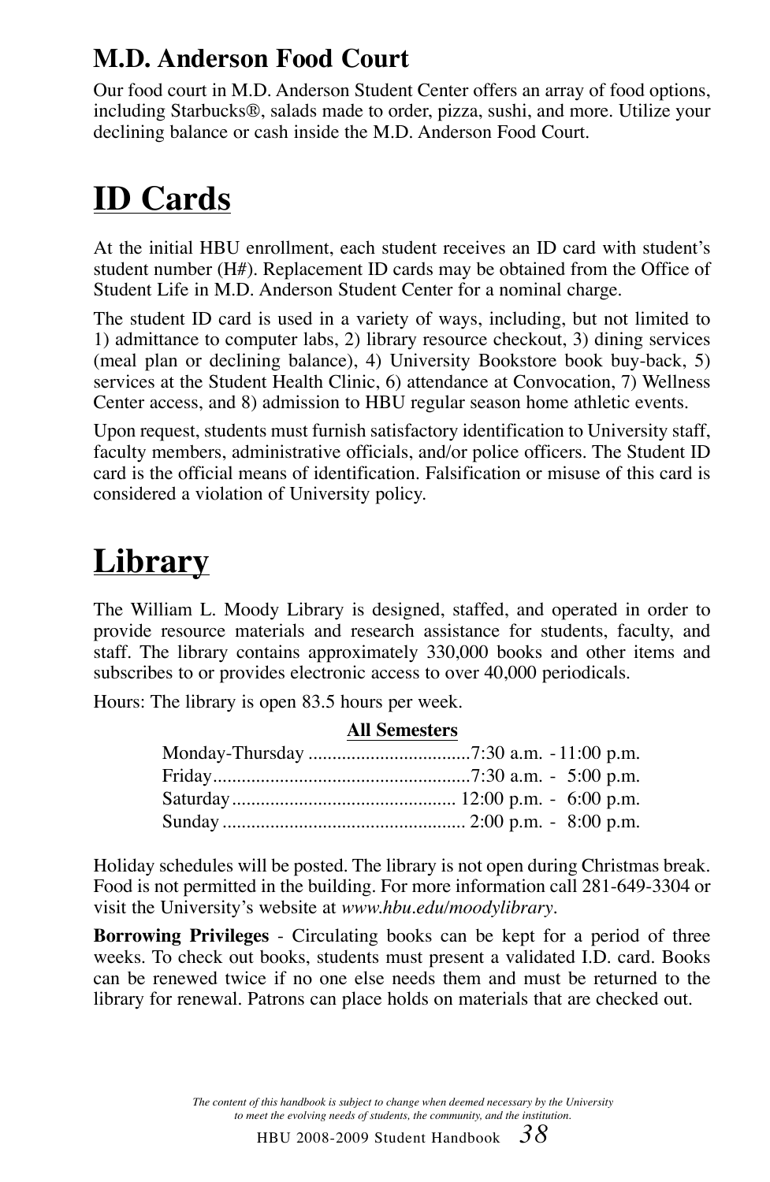### M.D. Anderson Food Court

Our food court in M.D. Anderson Student Center offers an array of food options, including Starbucks®, salads made to order, pizza, sushi, and more. Utilize your declining balance or cash inside the M.D. Anderson Food Court.

# ID Cards

At the initial HBU enrollment, each student receives an ID card with student's student number (H#). Replacement ID cards may be obtained from the Office of Student Life in M.D. Anderson Student Center for a nominal charge.

The student ID card is used in a variety of ways, including, but not limited to 1) admittance to computer labs, 2) library resource checkout, 3) dining services (meal plan or declining balance), 4) University Bookstore book buy-back, 5) services at the Student Health Clinic, 6) attendance at Convocation, 7) Wellness Center access, and 8) admission to HBU regular season home athletic events.

Upon request, students must furnish satisfactory identification to University staff, faculty members, administrative officials, and/or police officers. The Student ID card is the official means of identification. Falsification or misuse of this card is considered a violation of University policy.

# Library

The William L. Moody Library is designed, staffed, and operated in order to provide resource materials and research assistance for students, faculty, and staff. The library contains approximately 330,000 books and other items and subscribes to or provides electronic access to over 40,000 periodicals.

Hours: The library is open 83.5 hours per week.

**All Semesters**

| Day | Hours |
|---|---|
| Monday-Thursday | 7:30 a.m. - 11:00 p.m. |
| Friday | 7:30 a.m. - 5:00 p.m. |
| Saturday | 12:00 p.m. - 6:00 p.m. |
| Sunday | 2:00 p.m. - 8:00 p.m. |

Holiday schedules will be posted. The library is not open during Christmas break. Food is not permitted in the building. For more information call 281-649-3304 or visit the University's website at *www.hbu.edu/moodylibrary*.

**Borrowing Privileges** - Circulating books can be kept for a period of three weeks. To check out books, students must present a validated I.D. card. Books can be renewed twice if no one else needs them and must be returned to the library for renewal. Patrons can place holds on materials that are checked out.

*The content of this handbook is subject to change when deemed necessary by the University to meet the evolving needs of students, the community, and the institution.*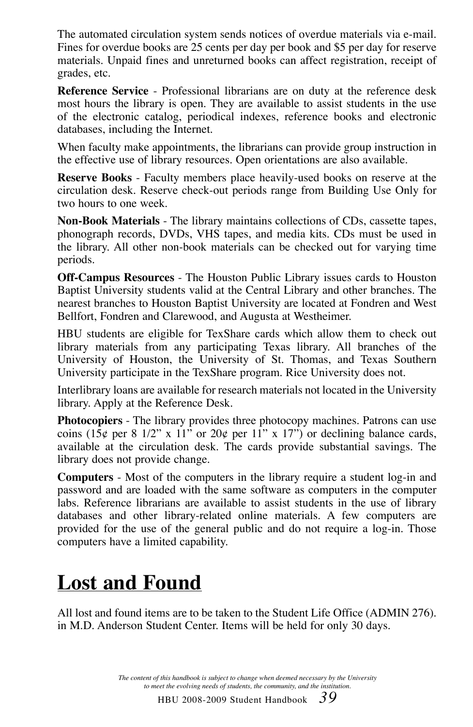The automated circulation system sends notices of overdue materials via e-mail. Fines for overdue books are 25 cents per day per book and $5 per day for reserve materials. Unpaid fines and unreturned books can affect registration, receipt of grades, etc.

**Reference Service** - Professional librarians are on duty at the reference desk most hours the library is open. They are available to assist students in the use of the electronic catalog, periodical indexes, reference books and electronic databases, including the Internet.

When faculty make appointments, the librarians can provide group instruction in the effective use of library resources. Open orientations are also available.

**Reserve Books** - Faculty members place heavily-used books on reserve at the circulation desk. Reserve check-out periods range from Building Use Only for two hours to one week.

**Non-Book Materials** - The library maintains collections of CDs, cassette tapes, phonograph records, DVDs, VHS tapes, and media kits. CDs must be used in the library. All other non-book materials can be checked out for varying time periods.

**Off-Campus Resources** - The Houston Public Library issues cards to Houston Baptist University students valid at the Central Library and other branches. The nearest branches to Houston Baptist University are located at Fondren and West Bellfort, Fondren and Clarewood, and Augusta at Westheimer.

HBU students are eligible for TexShare cards which allow them to check out library materials from any participating Texas library. All branches of the University of Houston, the University of St. Thomas, and Texas Southern University participate in the TexShare program. Rice University does not.

Interlibrary loans are available for research materials not located in the University library. Apply at the Reference Desk.

**Photocopiers** - The library provides three photocopy machines. Patrons can use coins (15¢ per 8 1/2" x 11" or 20¢ per 11" x 17") or declining balance cards, available at the circulation desk. The cards provide substantial savings. The library does not provide change.

**Computers** - Most of the computers in the library require a student log-in and password and are loaded with the same software as computers in the computer labs. Reference librarians are available to assist students in the use of library databases and other library-related online materials. A few computers are provided for the use of the general public and do not require a log-in. Those computers have a limited capability.

# Lost and Found

All lost and found items are to be taken to the Student Life Office (ADMIN 276). in M.D. Anderson Student Center. Items will be held for only 30 days.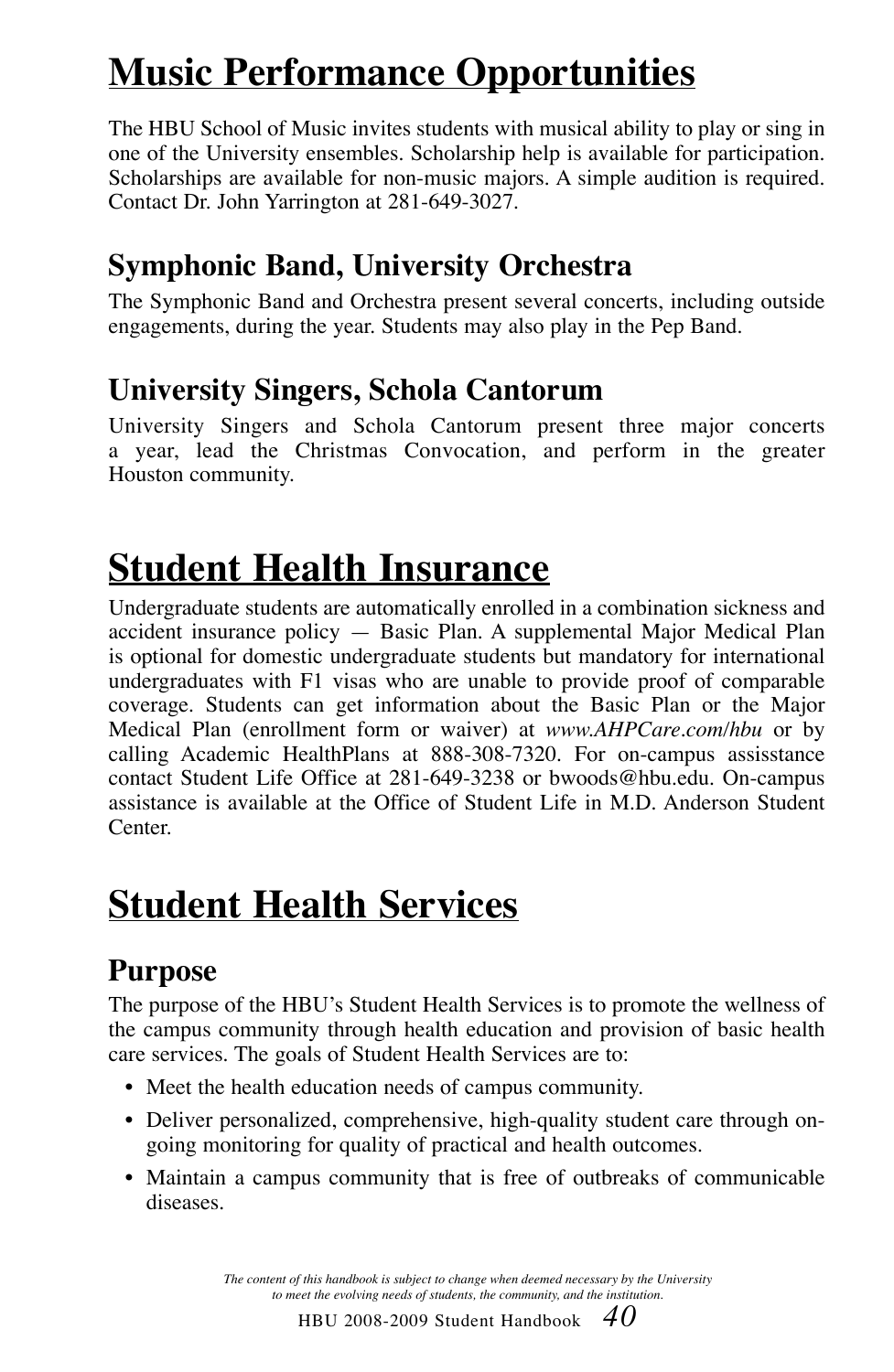# Music Performance Opportunities

The HBU School of Music invites students with musical ability to play or sing in one of the University ensembles. Scholarship help is available for participation. Scholarships are available for non-music majors. A simple audition is required. Contact Dr. John Yarrington at 281-649-3027.

## Symphonic Band, University Orchestra

The Symphonic Band and Orchestra present several concerts, including outside engagements, during the year. Students may also play in the Pep Band.

## University Singers, Schola Cantorum

University Singers and Schola Cantorum present three major concerts a year, lead the Christmas Convocation, and perform in the greater Houston community.

# Student Health Insurance

Undergraduate students are automatically enrolled in a combination sickness and accident insurance policy — Basic Plan. A supplemental Major Medical Plan is optional for domestic undergraduate students but mandatory for international undergraduates with F1 visas who are unable to provide proof of comparable coverage. Students can get information about the Basic Plan or the Major Medical Plan (enrollment form or waiver) at *www.AHPCare.com/hbu* or by calling Academic HealthPlans at 888-308-7320. For on-campus assisstance contact Student Life Office at 281-649-3238 or bwoods@hbu.edu. On-campus assistance is available at the Office of Student Life in M.D. Anderson Student Center.

# Student Health Services

## Purpose

The purpose of the HBU's Student Health Services is to promote the wellness of the campus community through health education and provision of basic health care services. The goals of Student Health Services are to:

- Meet the health education needs of campus community.
- Deliver personalized, comprehensive, high-quality student care through on-going monitoring for quality of practical and health outcomes.
- Maintain a campus community that is free of outbreaks of communicable diseases.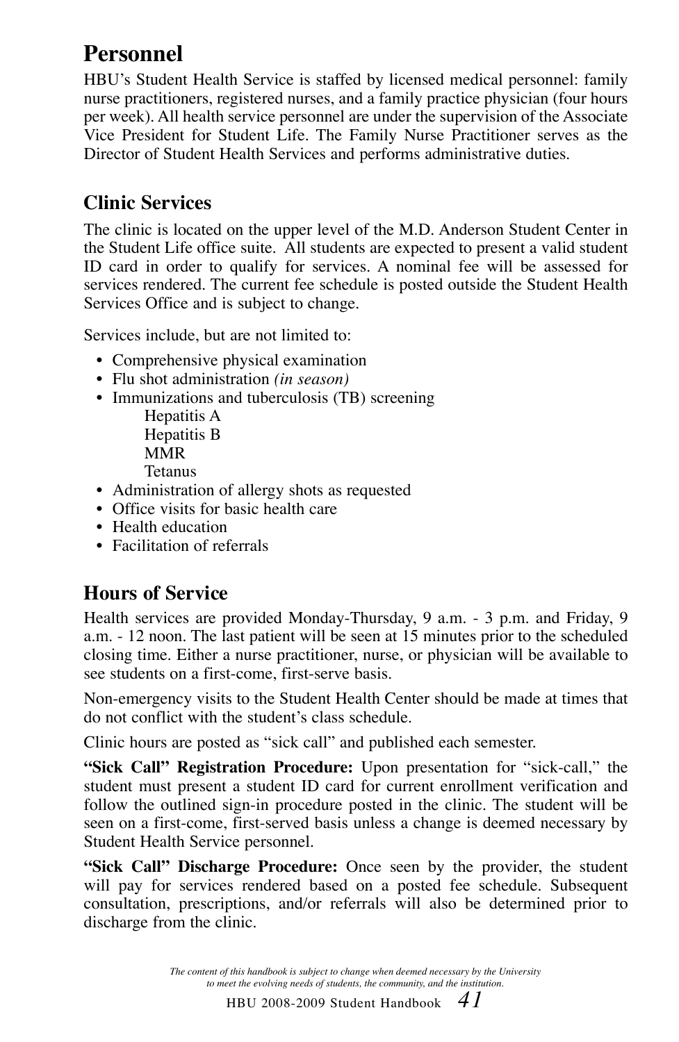## Personnel

HBU's Student Health Service is staffed by licensed medical personnel: family nurse practitioners, registered nurses, and a family practice physician (four hours per week). All health service personnel are under the supervision of the Associate Vice President for Student Life. The Family Nurse Practitioner serves as the Director of Student Health Services and performs administrative duties.

### Clinic Services

The clinic is located on the upper level of the M.D. Anderson Student Center in the Student Life office suite. All students are expected to present a valid student ID card in order to qualify for services. A nominal fee will be assessed for services rendered. The current fee schedule is posted outside the Student Health Services Office and is subject to change.

Services include, but are not limited to:

- Comprehensive physical examination
- Flu shot administration *(in season)*
- Immunizations and tuberculosis (TB) screening
  - Hepatitis A
  - Hepatitis B
  - MMR
  - Tetanus
- Administration of allergy shots as requested
- Office visits for basic health care
- Health education
- Facilitation of referrals

### Hours of Service

Health services are provided Monday-Thursday, 9 a.m. - 3 p.m. and Friday, 9 a.m. - 12 noon. The last patient will be seen at 15 minutes prior to the scheduled closing time. Either a nurse practitioner, nurse, or physician will be available to see students on a first-come, first-serve basis.

Non-emergency visits to the Student Health Center should be made at times that do not conflict with the student's class schedule.

Clinic hours are posted as "sick call" and published each semester.

**"Sick Call" Registration Procedure:** Upon presentation for "sick-call," the student must present a student ID card for current enrollment verification and follow the outlined sign-in procedure posted in the clinic. The student will be seen on a first-come, first-served basis unless a change is deemed necessary by Student Health Service personnel.

**"Sick Call" Discharge Procedure:** Once seen by the provider, the student will pay for services rendered based on a posted fee schedule. Subsequent consultation, prescriptions, and/or referrals will also be determined prior to discharge from the clinic.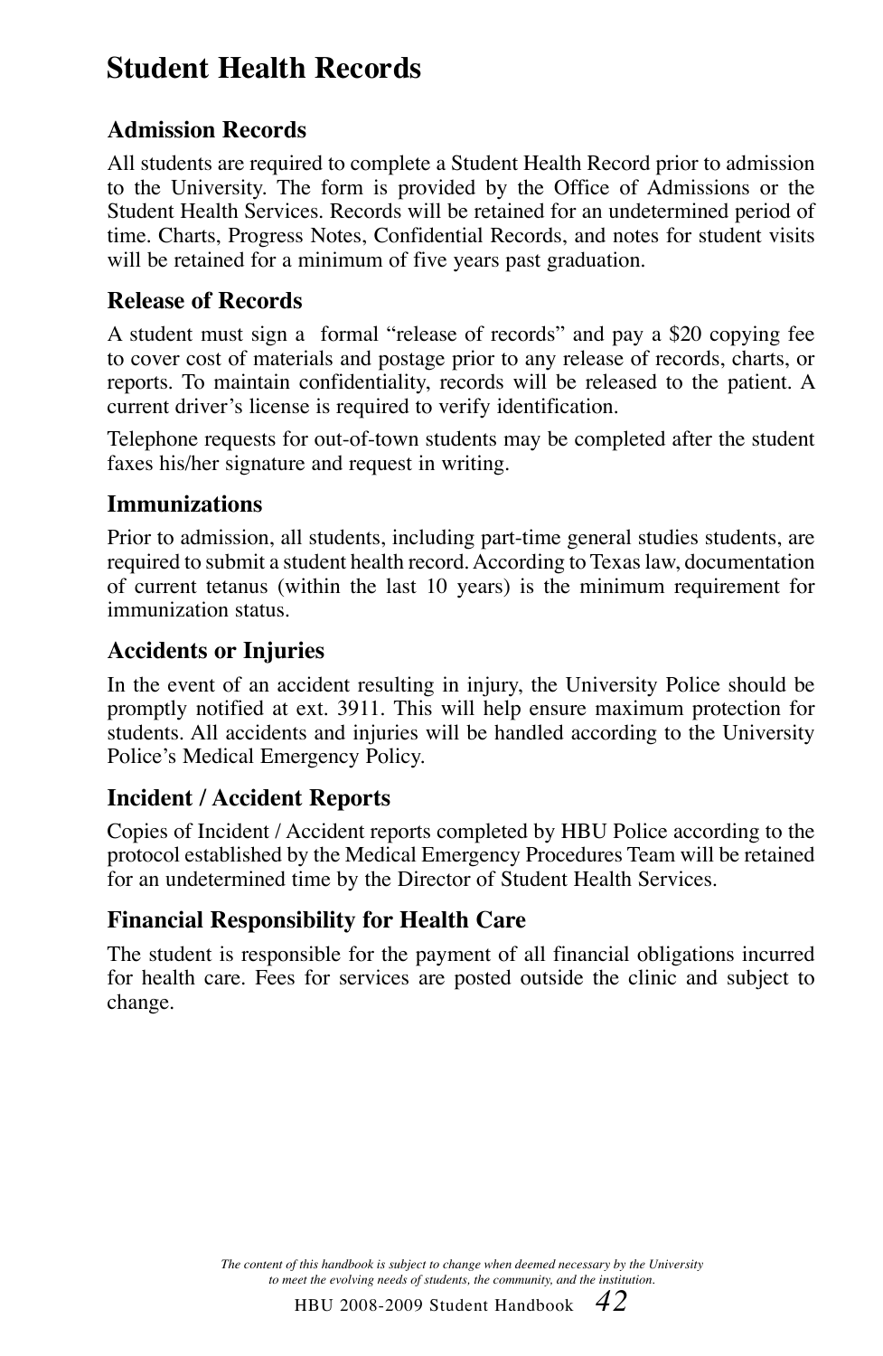# Student Health Records

## Admission Records

All students are required to complete a Student Health Record prior to admission to the University. The form is provided by the Office of Admissions or the Student Health Services. Records will be retained for an undetermined period of time. Charts, Progress Notes, Confidential Records, and notes for student visits will be retained for a minimum of five years past graduation.

## Release of Records

A student must sign a formal "release of records" and pay a $20 copying fee to cover cost of materials and postage prior to any release of records, charts, or reports. To maintain confidentiality, records will be released to the patient. A current driver's license is required to verify identification.

Telephone requests for out-of-town students may be completed after the student faxes his/her signature and request in writing.

## Immunizations

Prior to admission, all students, including part-time general studies students, are required to submit a student health record. According to Texas law, documentation of current tetanus (within the last 10 years) is the minimum requirement for immunization status.

## Accidents or Injuries

In the event of an accident resulting in injury, the University Police should be promptly notified at ext. 3911. This will help ensure maximum protection for students. All accidents and injuries will be handled according to the University Police's Medical Emergency Policy.

## Incident / Accident Reports

Copies of Incident / Accident reports completed by HBU Police according to the protocol established by the Medical Emergency Procedures Team will be retained for an undetermined time by the Director of Student Health Services.

## Financial Responsibility for Health Care

The student is responsible for the payment of all financial obligations incurred for health care. Fees for services are posted outside the clinic and subject to change.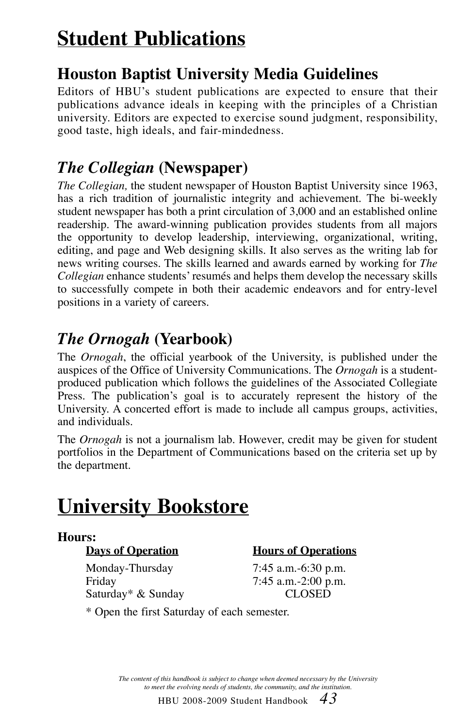# Student Publications

## Houston Baptist University Media Guidelines

Editors of HBU's student publications are expected to ensure that their publications advance ideals in keeping with the principles of a Christian university. Editors are expected to exercise sound judgment, responsibility, good taste, high ideals, and fair-mindedness.

## *The Collegian* (Newspaper)

*The Collegian,* the student newspaper of Houston Baptist University since 1963, has a rich tradition of journalistic integrity and achievement. The bi-weekly student newspaper has both a print circulation of 3,000 and an established online readership. The award-winning publication provides students from all majors the opportunity to develop leadership, interviewing, organizational, writing, editing, and page and Web designing skills. It also serves as the writing lab for news writing courses. The skills learned and awards earned by working for *The Collegian* enhance students' resumés and helps them develop the necessary skills to successfully compete in both their academic endeavors and for entry-level positions in a variety of careers.

## *The Ornogah* (Yearbook)

The *Ornogah*, the official yearbook of the University, is published under the auspices of the Office of University Communications. The *Ornogah* is a student-produced publication which follows the guidelines of the Associated Collegiate Press. The publication's goal is to accurately represent the history of the University. A concerted effort is made to include all campus groups, activities, and individuals.

The *Ornogah* is not a journalism lab. However, credit may be given for student portfolios in the Department of Communications based on the criteria set up by the department.

# University Bookstore

**Hours:**

| Days of Operation | Hours of Operations |
|---|---|
| Monday-Thursday | 7:45 a.m.-6:30 p.m. |
| Friday | 7:45 a.m.-2:00 p.m. |
| Saturday* & Sunday | CLOSED |

\* Open the first Saturday of each semester.

*The content of this handbook is subject to change when deemed necessary by the University to meet the evolving needs of students, the community, and the institution.*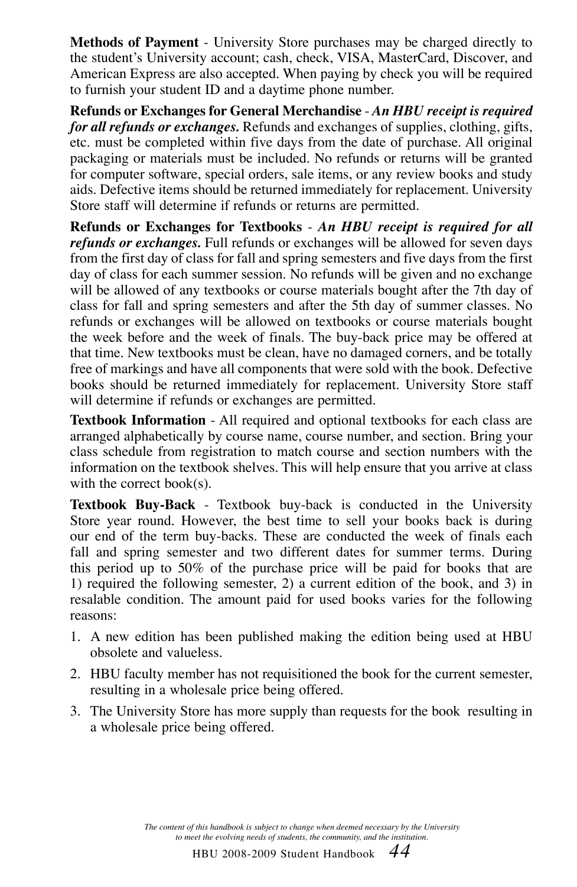**Methods of Payment** - University Store purchases may be charged directly to the student's University account; cash, check, VISA, MasterCard, Discover, and American Express are also accepted. When paying by check you will be required to furnish your student ID and a daytime phone number.

**Refunds or Exchanges for General Merchandise** - ***An HBU receipt is required for all refunds or exchanges.*** Refunds and exchanges of supplies, clothing, gifts, etc. must be completed within five days from the date of purchase. All original packaging or materials must be included. No refunds or returns will be granted for computer software, special orders, sale items, or any review books and study aids. Defective items should be returned immediately for replacement. University Store staff will determine if refunds or returns are permitted.

**Refunds or Exchanges for Textbooks** - ***An HBU receipt is required for all refunds or exchanges.*** Full refunds or exchanges will be allowed for seven days from the first day of class for fall and spring semesters and five days from the first day of class for each summer session. No refunds will be given and no exchange will be allowed of any textbooks or course materials bought after the 7th day of class for fall and spring semesters and after the 5th day of summer classes. No refunds or exchanges will be allowed on textbooks or course materials bought the week before and the week of finals. The buy-back price may be offered at that time. New textbooks must be clean, have no damaged corners, and be totally free of markings and have all components that were sold with the book. Defective books should be returned immediately for replacement. University Store staff will determine if refunds or exchanges are permitted.

**Textbook Information** - All required and optional textbooks for each class are arranged alphabetically by course name, course number, and section. Bring your class schedule from registration to match course and section numbers with the information on the textbook shelves. This will help ensure that you arrive at class with the correct book(s).

**Textbook Buy-Back** - Textbook buy-back is conducted in the University Store year round. However, the best time to sell your books back is during our end of the term buy-backs. These are conducted the week of finals each fall and spring semester and two different dates for summer terms. During this period up to 50% of the purchase price will be paid for books that are 1) required the following semester, 2) a current edition of the book, and 3) in resalable condition. The amount paid for used books varies for the following reasons:

1. A new edition has been published making the edition being used at HBU obsolete and valueless.
2. HBU faculty member has not requisitioned the book for the current semester, resulting in a wholesale price being offered.
3. The University Store has more supply than requests for the book resulting in a wholesale price being offered.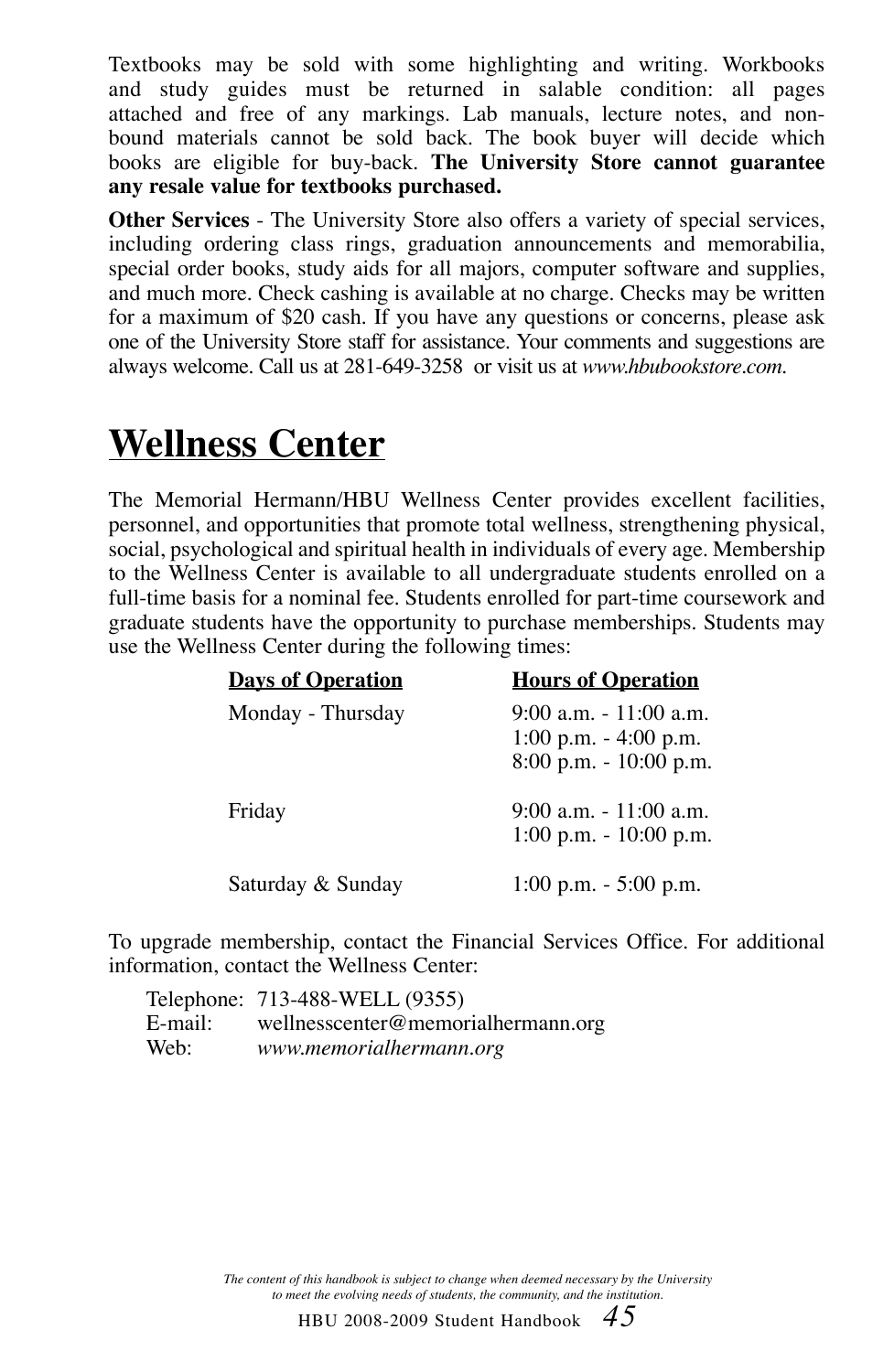Textbooks may be sold with some highlighting and writing. Workbooks and study guides must be returned in salable condition: all pages attached and free of any markings. Lab manuals, lecture notes, and non-bound materials cannot be sold back. The book buyer will decide which books are eligible for buy-back. **The University Store cannot guarantee any resale value for textbooks purchased.**

**Other Services** - The University Store also offers a variety of special services, including ordering class rings, graduation announcements and memorabilia, special order books, study aids for all majors, computer software and supplies, and much more. Check cashing is available at no charge. Checks may be written for a maximum of $20 cash. If you have any questions or concerns, please ask one of the University Store staff for assistance. Your comments and suggestions are always welcome. Call us at 281-649-3258 or visit us at *www.hbubookstore.com*.

# Wellness Center

The Memorial Hermann/HBU Wellness Center provides excellent facilities, personnel, and opportunities that promote total wellness, strengthening physical, social, psychological and spiritual health in individuals of every age. Membership to the Wellness Center is available to all undergraduate students enrolled on a full-time basis for a nominal fee. Students enrolled for part-time coursework and graduate students have the opportunity to purchase memberships. Students may use the Wellness Center during the following times:

| Days of Operation | Hours of Operation |
|---|---|
| Monday - Thursday | 9:00 a.m. - 11:00 a.m.<br>1:00 p.m. - 4:00 p.m.<br>8:00 p.m. - 10:00 p.m. |
| Friday | 9:00 a.m. - 11:00 a.m.<br>1:00 p.m. - 10:00 p.m. |
| Saturday & Sunday | 1:00 p.m. - 5:00 p.m. |

To upgrade membership, contact the Financial Services Office. For additional information, contact the Wellness Center:

Telephone: 713-488-WELL (9355)
E-mail: wellnesscenter@memorialhermann.org
Web: *www.memorialhermann.org*

*The content of this handbook is subject to change when deemed necessary by the University to meet the evolving needs of students, the community, and the institution.*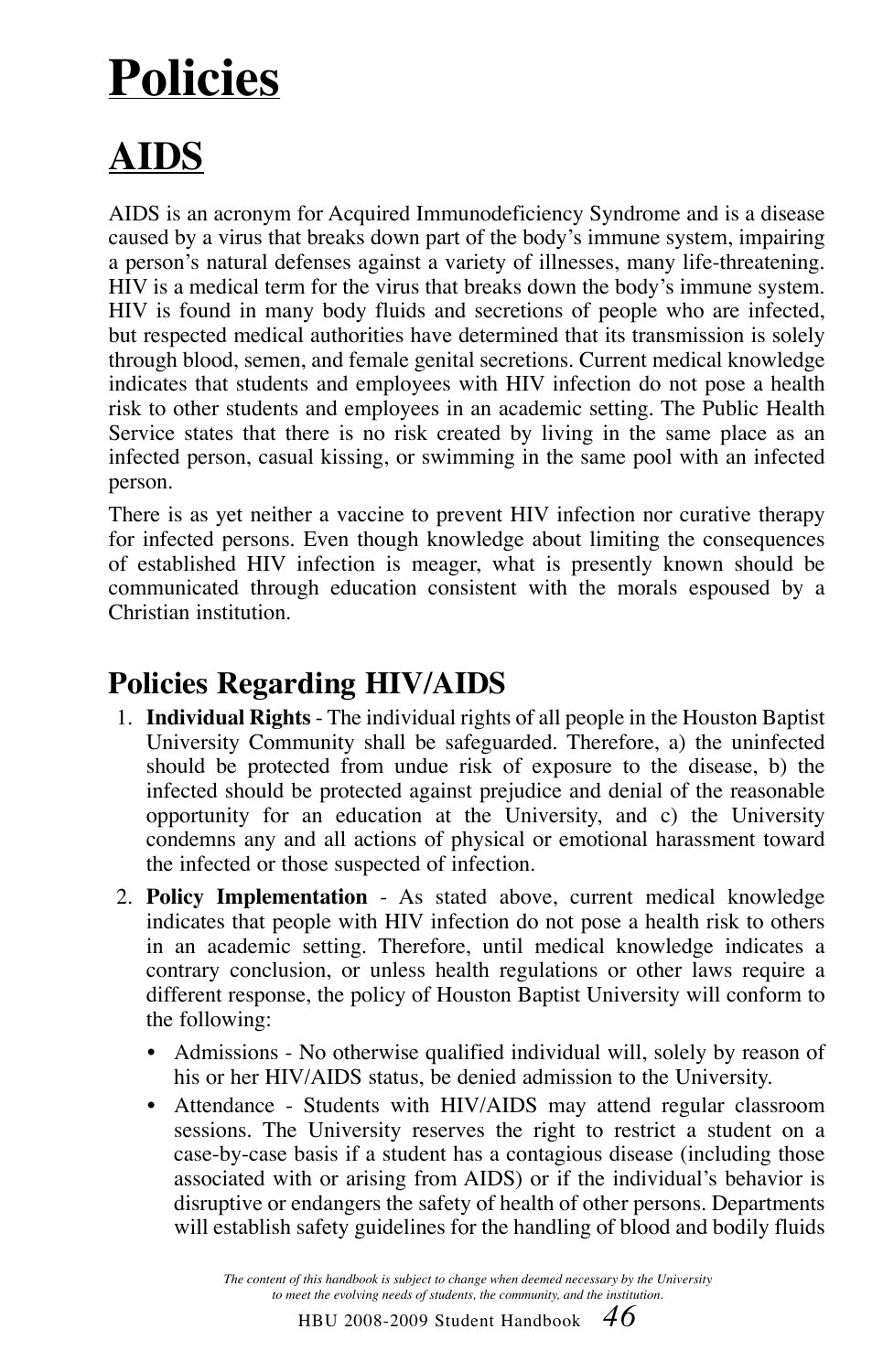# Policies

# AIDS

AIDS is an acronym for Acquired Immunodeficiency Syndrome and is a disease caused by a virus that breaks down part of the body's immune system, impairing a person's natural defenses against a variety of illnesses, many life-threatening. HIV is a medical term for the virus that breaks down the body's immune system. HIV is found in many body fluids and secretions of people who are infected, but respected medical authorities have determined that its transmission is solely through blood, semen, and female genital secretions. Current medical knowledge indicates that students and employees with HIV infection do not pose a health risk to other students and employees in an academic setting. The Public Health Service states that there is no risk created by living in the same place as an infected person, casual kissing, or swimming in the same pool with an infected person.

There is as yet neither a vaccine to prevent HIV infection nor curative therapy for infected persons. Even though knowledge about limiting the consequences of established HIV infection is meager, what is presently known should be communicated through education consistent with the morals espoused by a Christian institution.

## Policies Regarding HIV/AIDS

1. **Individual Rights** - The individual rights of all people in the Houston Baptist University Community shall be safeguarded. Therefore, a) the uninfected should be protected from undue risk of exposure to the disease, b) the infected should be protected against prejudice and denial of the reasonable opportunity for an education at the University, and c) the University condemns any and all actions of physical or emotional harassment toward the infected or those suspected of infection.
2. **Policy Implementation** - As stated above, current medical knowledge indicates that people with HIV infection do not pose a health risk to others in an academic setting. Therefore, until medical knowledge indicates a contrary conclusion, or unless health regulations or other laws require a different response, the policy of Houston Baptist University will conform to the following:
   - Admissions - No otherwise qualified individual will, solely by reason of his or her HIV/AIDS status, be denied admission to the University.
   - Attendance - Students with HIV/AIDS may attend regular classroom sessions. The University reserves the right to restrict a student on a case-by-case basis if a student has a contagious disease (including those associated with or arising from AIDS) or if the individual's behavior is disruptive or endangers the safety of health of other persons. Departments will establish safety guidelines for the handling of blood and bodily fluids

*The content of this handbook is subject to change when deemed necessary by the University to meet the evolving needs of students, the community, and the institution.*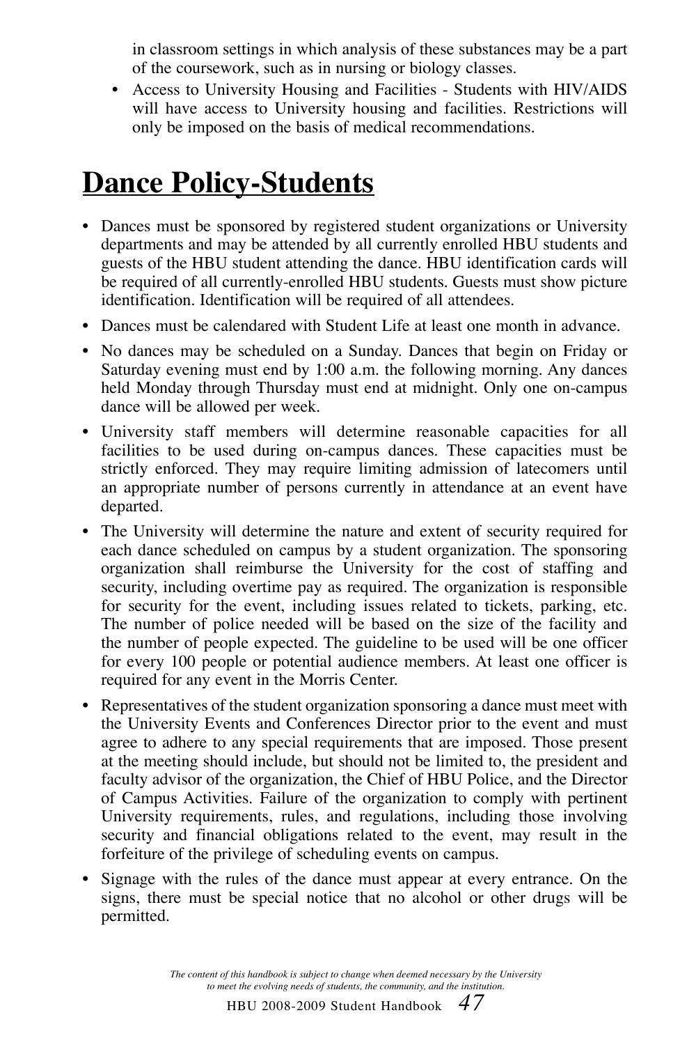in classroom settings in which analysis of these substances may be a part of the coursework, such as in nursing or biology classes.

- Access to University Housing and Facilities - Students with HIV/AIDS will have access to University housing and facilities. Restrictions will only be imposed on the basis of medical recommendations.

# Dance Policy-Students

- Dances must be sponsored by registered student organizations or University departments and may be attended by all currently enrolled HBU students and guests of the HBU student attending the dance. HBU identification cards will be required of all currently-enrolled HBU students. Guests must show picture identification. Identification will be required of all attendees.
- Dances must be calendared with Student Life at least one month in advance.
- No dances may be scheduled on a Sunday. Dances that begin on Friday or Saturday evening must end by 1:00 a.m. the following morning. Any dances held Monday through Thursday must end at midnight. Only one on-campus dance will be allowed per week.
- University staff members will determine reasonable capacities for all facilities to be used during on-campus dances. These capacities must be strictly enforced. They may require limiting admission of latecomers until an appropriate number of persons currently in attendance at an event have departed.
- The University will determine the nature and extent of security required for each dance scheduled on campus by a student organization. The sponsoring organization shall reimburse the University for the cost of staffing and security, including overtime pay as required. The organization is responsible for security for the event, including issues related to tickets, parking, etc. The number of police needed will be based on the size of the facility and the number of people expected. The guideline to be used will be one officer for every 100 people or potential audience members. At least one officer is required for any event in the Morris Center.
- Representatives of the student organization sponsoring a dance must meet with the University Events and Conferences Director prior to the event and must agree to adhere to any special requirements that are imposed. Those present at the meeting should include, but should not be limited to, the president and faculty advisor of the organization, the Chief of HBU Police, and the Director of Campus Activities. Failure of the organization to comply with pertinent University requirements, rules, and regulations, including those involving security and financial obligations related to the event, may result in the forfeiture of the privilege of scheduling events on campus.
- Signage with the rules of the dance must appear at every entrance. On the signs, there must be special notice that no alcohol or other drugs will be permitted.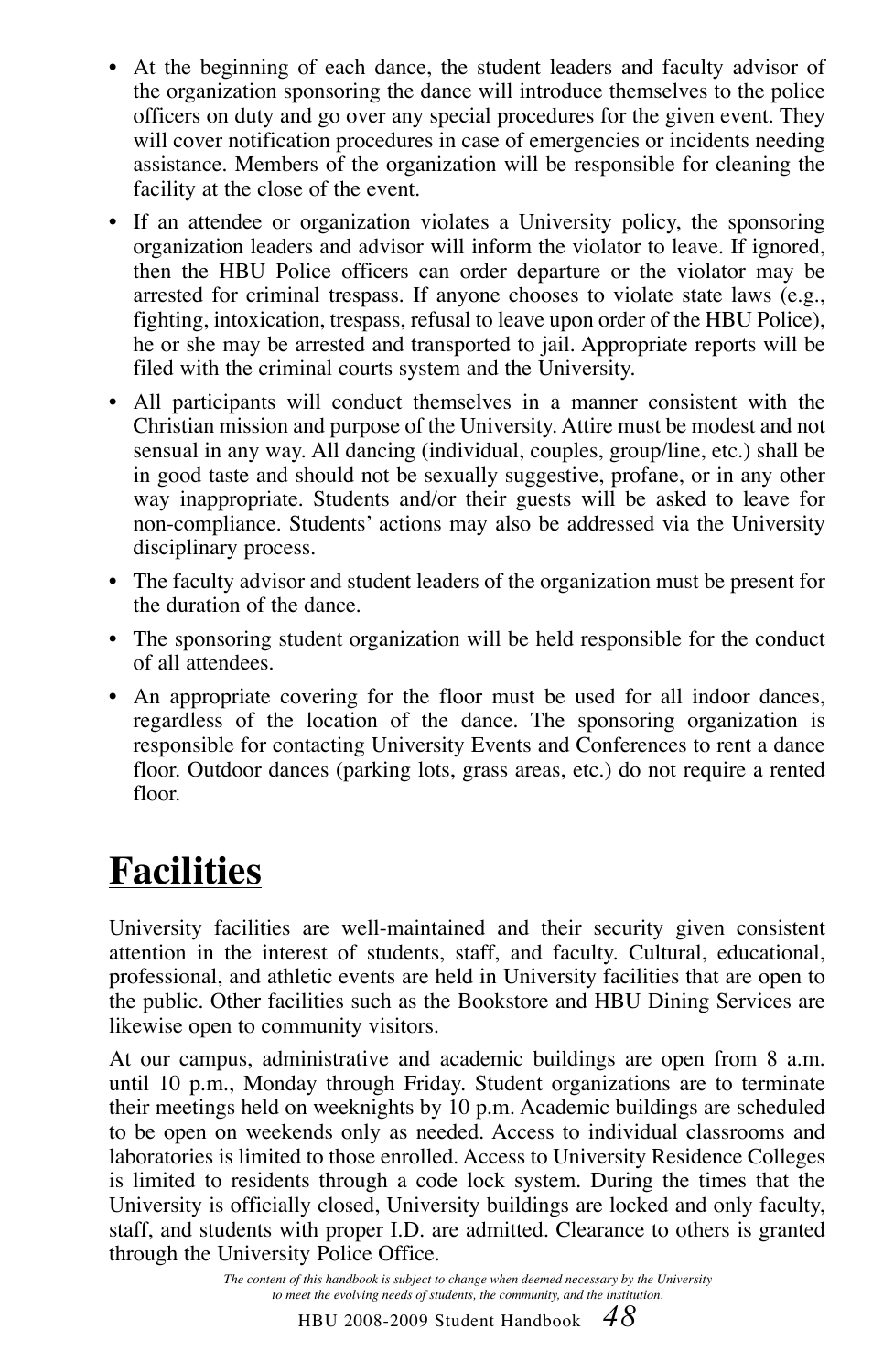- At the beginning of each dance, the student leaders and faculty advisor of the organization sponsoring the dance will introduce themselves to the police officers on duty and go over any special procedures for the given event. They will cover notification procedures in case of emergencies or incidents needing assistance. Members of the organization will be responsible for cleaning the facility at the close of the event.
- If an attendee or organization violates a University policy, the sponsoring organization leaders and advisor will inform the violator to leave. If ignored, then the HBU Police officers can order departure or the violator may be arrested for criminal trespass. If anyone chooses to violate state laws (e.g., fighting, intoxication, trespass, refusal to leave upon order of the HBU Police), he or she may be arrested and transported to jail. Appropriate reports will be filed with the criminal courts system and the University.
- All participants will conduct themselves in a manner consistent with the Christian mission and purpose of the University. Attire must be modest and not sensual in any way. All dancing (individual, couples, group/line, etc.) shall be in good taste and should not be sexually suggestive, profane, or in any other way inappropriate. Students and/or their guests will be asked to leave for non-compliance. Students' actions may also be addressed via the University disciplinary process.
- The faculty advisor and student leaders of the organization must be present for the duration of the dance.
- The sponsoring student organization will be held responsible for the conduct of all attendees.
- An appropriate covering for the floor must be used for all indoor dances, regardless of the location of the dance. The sponsoring organization is responsible for contacting University Events and Conferences to rent a dance floor. Outdoor dances (parking lots, grass areas, etc.) do not require a rented floor.

# Facilities

University facilities are well-maintained and their security given consistent attention in the interest of students, staff, and faculty. Cultural, educational, professional, and athletic events are held in University facilities that are open to the public. Other facilities such as the Bookstore and HBU Dining Services are likewise open to community visitors.

At our campus, administrative and academic buildings are open from 8 a.m. until 10 p.m., Monday through Friday. Student organizations are to terminate their meetings held on weeknights by 10 p.m. Academic buildings are scheduled to be open on weekends only as needed. Access to individual classrooms and laboratories is limited to those enrolled. Access to University Residence Colleges is limited to residents through a code lock system. During the times that the University is officially closed, University buildings are locked and only faculty, staff, and students with proper I.D. are admitted. Clearance to others is granted through the University Police Office.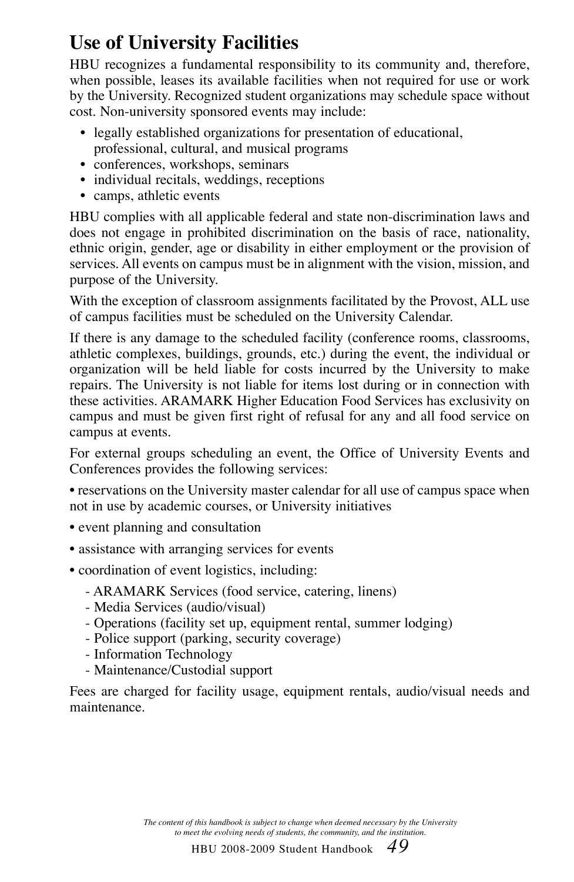## Use of University Facilities

HBU recognizes a fundamental responsibility to its community and, therefore, when possible, leases its available facilities when not required for use or work by the University. Recognized student organizations may schedule space without cost. Non-university sponsored events may include:

- legally established organizations for presentation of educational, professional, cultural, and musical programs
- conferences, workshops, seminars
- individual recitals, weddings, receptions
- camps, athletic events

HBU complies with all applicable federal and state non-discrimination laws and does not engage in prohibited discrimination on the basis of race, nationality, ethnic origin, gender, age or disability in either employment or the provision of services. All events on campus must be in alignment with the vision, mission, and purpose of the University.

With the exception of classroom assignments facilitated by the Provost, ALL use of campus facilities must be scheduled on the University Calendar.

If there is any damage to the scheduled facility (conference rooms, classrooms, athletic complexes, buildings, grounds, etc.) during the event, the individual or organization will be held liable for costs incurred by the University to make repairs. The University is not liable for items lost during or in connection with these activities. ARAMARK Higher Education Food Services has exclusivity on campus and must be given first right of refusal for any and all food service on campus at events.

For external groups scheduling an event, the Office of University Events and Conferences provides the following services:

- reservations on the University master calendar for all use of campus space when not in use by academic courses, or University initiatives
- event planning and consultation
- assistance with arranging services for events
- coordination of event logistics, including:
  - ARAMARK Services (food service, catering, linens)
  - Media Services (audio/visual)
  - Operations (facility set up, equipment rental, summer lodging)
  - Police support (parking, security coverage)
  - Information Technology
  - Maintenance/Custodial support

Fees are charged for facility usage, equipment rentals, audio/visual needs and maintenance.

*The content of this handbook is subject to change when deemed necessary by the University to meet the evolving needs of students, the community, and the institution.*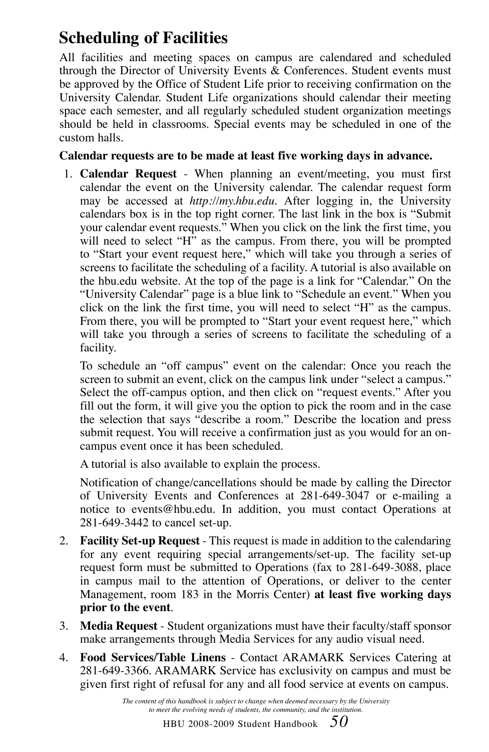# Scheduling of Facilities

All facilities and meeting spaces on campus are calendared and scheduled through the Director of University Events & Conferences. Student events must be approved by the Office of Student Life prior to receiving confirmation on the University Calendar. Student Life organizations should calendar their meeting space each semester, and all regularly scheduled student organization meetings should be held in classrooms. Special events may be scheduled in one of the custom halls.

**Calendar requests are to be made at least five working days in advance.**

1. **Calendar Request** - When planning an event/meeting, you must first calendar the event on the University calendar. The calendar request form may be accessed at *http://my.hbu.edu*. After logging in, the University calendars box is in the top right corner. The last link in the box is "Submit your calendar event requests." When you click on the link the first time, you will need to select "H" as the campus. From there, you will be prompted to "Start your event request here," which will take you through a series of screens to facilitate the scheduling of a facility. A tutorial is also available on the hbu.edu website. At the top of the page is a link for "Calendar." On the "University Calendar" page is a blue link to "Schedule an event." When you click on the link the first time, you will need to select "H" as the campus. From there, you will be prompted to "Start your event request here," which will take you through a series of screens to facilitate the scheduling of a facility.

   To schedule an "off campus" event on the calendar: Once you reach the screen to submit an event, click on the campus link under "select a campus." Select the off-campus option, and then click on "request events." After you fill out the form, it will give you the option to pick the room and in the case the selection that says "describe a room." Describe the location and press submit request. You will receive a confirmation just as you would for an on-campus event once it has been scheduled.

   A tutorial is also available to explain the process.

   Notification of change/cancellations should be made by calling the Director of University Events and Conferences at 281-649-3047 or e-mailing a notice to events@hbu.edu. In addition, you must contact Operations at 281-649-3442 to cancel set-up.

2. **Facility Set-up Request** - This request is made in addition to the calendaring for any event requiring special arrangements/set-up. The facility set-up request form must be submitted to Operations (fax to 281-649-3088, place in campus mail to the attention of Operations, or deliver to the center Management, room 183 in the Morris Center) **at least five working days prior to the event**.

3. **Media Request** - Student organizations must have their faculty/staff sponsor make arrangements through Media Services for any audio visual need.

4. **Food Services/Table Linens** - Contact ARAMARK Services Catering at 281-649-3366. ARAMARK Service has exclusivity on campus and must be given first right of refusal for any and all food service at events on campus.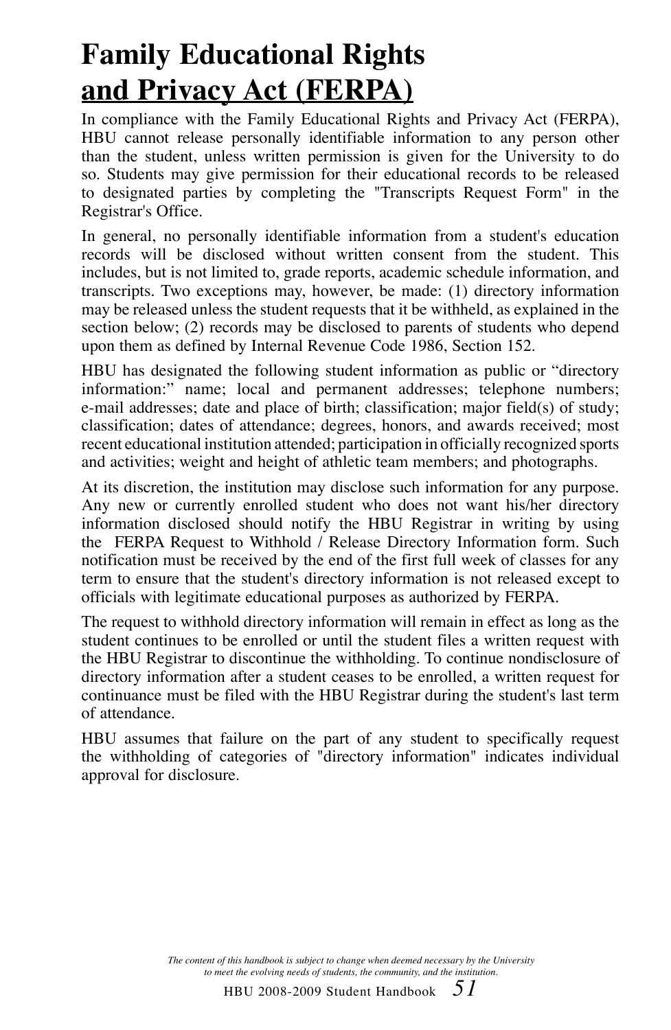# Family Educational Rights and Privacy Act (FERPA)

In compliance with the Family Educational Rights and Privacy Act (FERPA), HBU cannot release personally identifiable information to any person other than the student, unless written permission is given for the University to do so. Students may give permission for their educational records to be released to designated parties by completing the "Transcripts Request Form" in the Registrar's Office.

In general, no personally identifiable information from a student's education records will be disclosed without written consent from the student. This includes, but is not limited to, grade reports, academic schedule information, and transcripts. Two exceptions may, however, be made: (1) directory information may be released unless the student requests that it be withheld, as explained in the section below; (2) records may be disclosed to parents of students who depend upon them as defined by Internal Revenue Code 1986, Section 152.

HBU has designated the following student information as public or "directory information:" name; local and permanent addresses; telephone numbers; e-mail addresses; date and place of birth; classification; major field(s) of study; classification; dates of attendance; degrees, honors, and awards received; most recent educational institution attended; participation in officially recognized sports and activities; weight and height of athletic team members; and photographs.

At its discretion, the institution may disclose such information for any purpose. Any new or currently enrolled student who does not want his/her directory information disclosed should notify the HBU Registrar in writing by using the FERPA Request to Withhold / Release Directory Information form. Such notification must be received by the end of the first full week of classes for any term to ensure that the student's directory information is not released except to officials with legitimate educational purposes as authorized by FERPA.

The request to withhold directory information will remain in effect as long as the student continues to be enrolled or until the student files a written request with the HBU Registrar to discontinue the withholding. To continue nondisclosure of directory information after a student ceases to be enrolled, a written request for continuance must be filed with the HBU Registrar during the student's last term of attendance.

HBU assumes that failure on the part of any student to specifically request the withholding of categories of "directory information" indicates individual approval for disclosure.

*The content of this handbook is subject to change when deemed necessary by the University to meet the evolving needs of students, the community, and the institution.*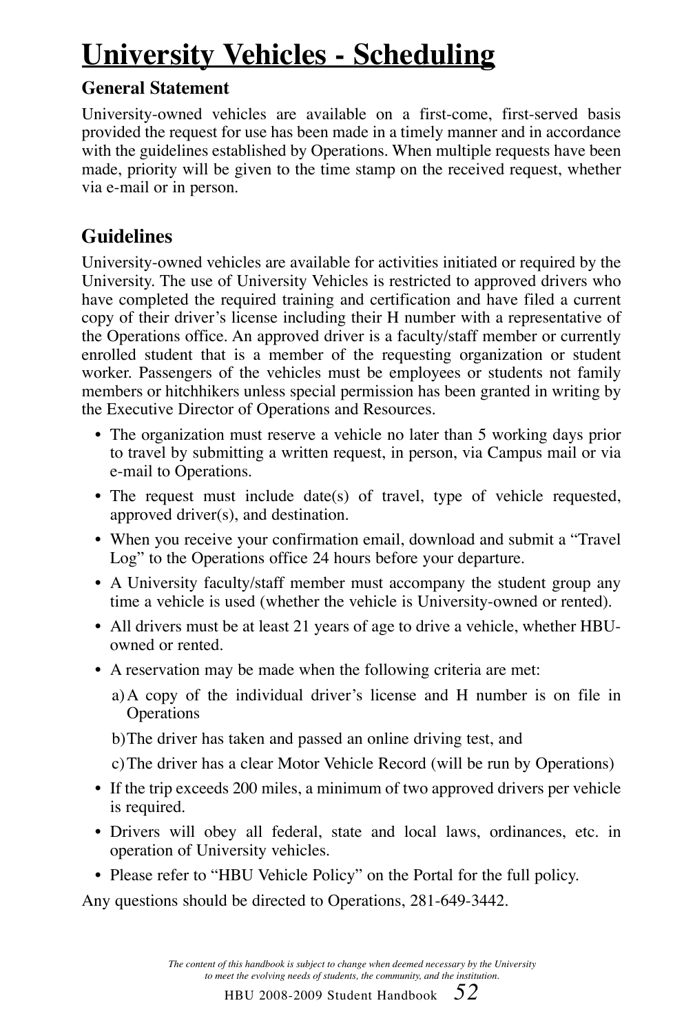# University Vehicles - Scheduling

### General Statement

University-owned vehicles are available on a first-come, first-served basis provided the request for use has been made in a timely manner and in accordance with the guidelines established by Operations. When multiple requests have been made, priority will be given to the time stamp on the received request, whether via e-mail or in person.

## Guidelines

University-owned vehicles are available for activities initiated or required by the University. The use of University Vehicles is restricted to approved drivers who have completed the required training and certification and have filed a current copy of their driver's license including their H number with a representative of the Operations office. An approved driver is a faculty/staff member or currently enrolled student that is a member of the requesting organization or student worker. Passengers of the vehicles must be employees or students not family members or hitchhikers unless special permission has been granted in writing by the Executive Director of Operations and Resources.

- The organization must reserve a vehicle no later than 5 working days prior to travel by submitting a written request, in person, via Campus mail or via e-mail to Operations.
- The request must include date(s) of travel, type of vehicle requested, approved driver(s), and destination.
- When you receive your confirmation email, download and submit a "Travel Log" to the Operations office 24 hours before your departure.
- A University faculty/staff member must accompany the student group any time a vehicle is used (whether the vehicle is University-owned or rented).
- All drivers must be at least 21 years of age to drive a vehicle, whether HBU-owned or rented.
- A reservation may be made when the following criteria are met:
  - a) A copy of the individual driver's license and H number is on file in Operations
  - b) The driver has taken and passed an online driving test, and
  - c) The driver has a clear Motor Vehicle Record (will be run by Operations)
- If the trip exceeds 200 miles, a minimum of two approved drivers per vehicle is required.
- Drivers will obey all federal, state and local laws, ordinances, etc. in operation of University vehicles.
- Please refer to "HBU Vehicle Policy" on the Portal for the full policy.

Any questions should be directed to Operations, 281-649-3442.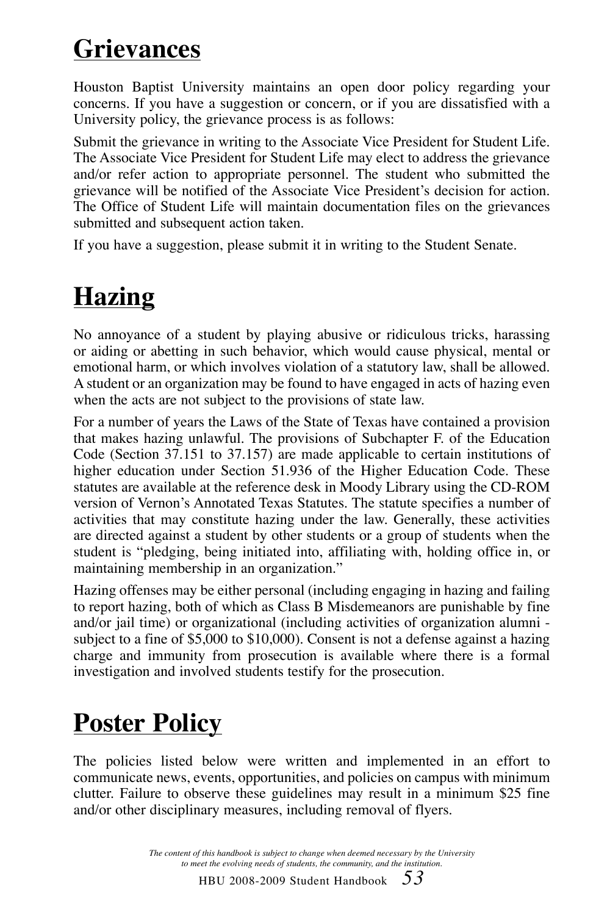# Grievances

Houston Baptist University maintains an open door policy regarding your concerns. If you have a suggestion or concern, or if you are dissatisfied with a University policy, the grievance process is as follows:

Submit the grievance in writing to the Associate Vice President for Student Life. The Associate Vice President for Student Life may elect to address the grievance and/or refer action to appropriate personnel. The student who submitted the grievance will be notified of the Associate Vice President's decision for action. The Office of Student Life will maintain documentation files on the grievances submitted and subsequent action taken.

If you have a suggestion, please submit it in writing to the Student Senate.

# Hazing

No annoyance of a student by playing abusive or ridiculous tricks, harassing or aiding or abetting in such behavior, which would cause physical, mental or emotional harm, or which involves violation of a statutory law, shall be allowed. A student or an organization may be found to have engaged in acts of hazing even when the acts are not subject to the provisions of state law.

For a number of years the Laws of the State of Texas have contained a provision that makes hazing unlawful. The provisions of Subchapter F. of the Education Code (Section 37.151 to 37.157) are made applicable to certain institutions of higher education under Section 51.936 of the Higher Education Code. These statutes are available at the reference desk in Moody Library using the CD-ROM version of Vernon's Annotated Texas Statutes. The statute specifies a number of activities that may constitute hazing under the law. Generally, these activities are directed against a student by other students or a group of students when the student is "pledging, being initiated into, affiliating with, holding office in, or maintaining membership in an organization."

Hazing offenses may be either personal (including engaging in hazing and failing to report hazing, both of which as Class B Misdemeanors are punishable by fine and/or jail time) or organizational (including activities of organization alumni - subject to a fine of $5,000 to $10,000). Consent is not a defense against a hazing charge and immunity from prosecution is available where there is a formal investigation and involved students testify for the prosecution.

# Poster Policy

The policies listed below were written and implemented in an effort to communicate news, events, opportunities, and policies on campus with minimum clutter. Failure to observe these guidelines may result in a minimum $25 fine and/or other disciplinary measures, including removal of flyers.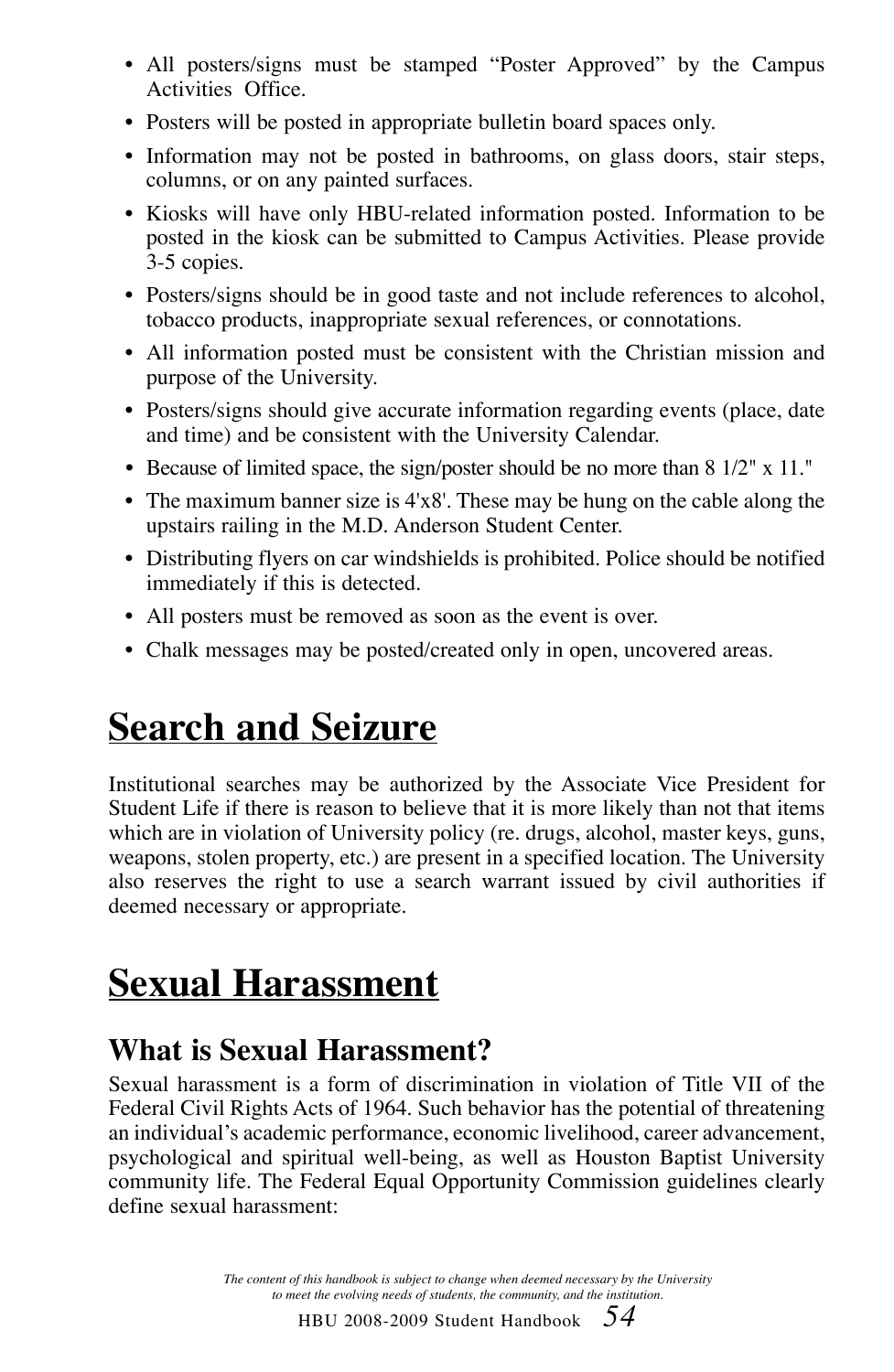- All posters/signs must be stamped "Poster Approved" by the Campus Activities Office.
- Posters will be posted in appropriate bulletin board spaces only.
- Information may not be posted in bathrooms, on glass doors, stair steps, columns, or on any painted surfaces.
- Kiosks will have only HBU-related information posted. Information to be posted in the kiosk can be submitted to Campus Activities. Please provide 3-5 copies.
- Posters/signs should be in good taste and not include references to alcohol, tobacco products, inappropriate sexual references, or connotations.
- All information posted must be consistent with the Christian mission and purpose of the University.
- Posters/signs should give accurate information regarding events (place, date and time) and be consistent with the University Calendar.
- Because of limited space, the sign/poster should be no more than 8 1/2" x 11."
- The maximum banner size is 4'x8'. These may be hung on the cable along the upstairs railing in the M.D. Anderson Student Center.
- Distributing flyers on car windshields is prohibited. Police should be notified immediately if this is detected.
- All posters must be removed as soon as the event is over.
- Chalk messages may be posted/created only in open, uncovered areas.

# Search and Seizure

Institutional searches may be authorized by the Associate Vice President for Student Life if there is reason to believe that it is more likely than not that items which are in violation of University policy (re. drugs, alcohol, master keys, guns, weapons, stolen property, etc.) are present in a specified location. The University also reserves the right to use a search warrant issued by civil authorities if deemed necessary or appropriate.

# Sexual Harassment

## What is Sexual Harassment?

Sexual harassment is a form of discrimination in violation of Title VII of the Federal Civil Rights Acts of 1964. Such behavior has the potential of threatening an individual's academic performance, economic livelihood, career advancement, psychological and spiritual well-being, as well as Houston Baptist University community life. The Federal Equal Opportunity Commission guidelines clearly define sexual harassment: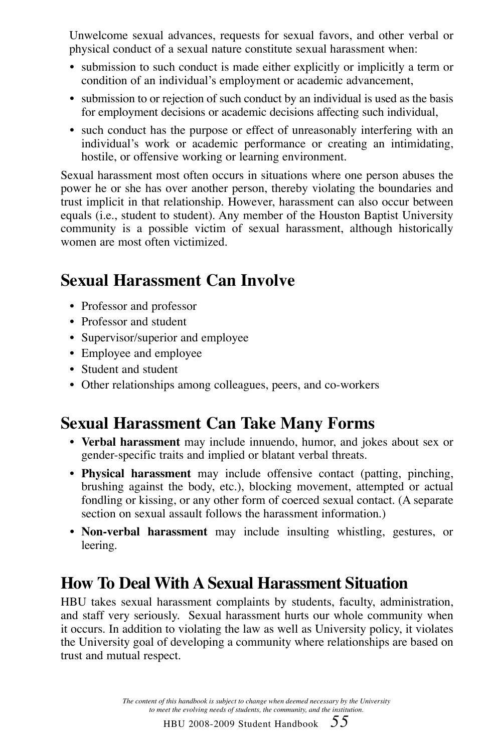Unwelcome sexual advances, requests for sexual favors, and other verbal or physical conduct of a sexual nature constitute sexual harassment when:

- submission to such conduct is made either explicitly or implicitly a term or condition of an individual's employment or academic advancement,
- submission to or rejection of such conduct by an individual is used as the basis for employment decisions or academic decisions affecting such individual,
- such conduct has the purpose or effect of unreasonably interfering with an individual's work or academic performance or creating an intimidating, hostile, or offensive working or learning environment.

Sexual harassment most often occurs in situations where one person abuses the power he or she has over another person, thereby violating the boundaries and trust implicit in that relationship. However, harassment can also occur between equals (i.e., student to student). Any member of the Houston Baptist University community is a possible victim of sexual harassment, although historically women are most often victimized.

## Sexual Harassment Can Involve

- Professor and professor
- Professor and student
- Supervisor/superior and employee
- Employee and employee
- Student and student
- Other relationships among colleagues, peers, and co-workers

## Sexual Harassment Can Take Many Forms

- **Verbal harassment** may include innuendo, humor, and jokes about sex or gender-specific traits and implied or blatant verbal threats.
- **Physical harassment** may include offensive contact (patting, pinching, brushing against the body, etc.), blocking movement, attempted or actual fondling or kissing, or any other form of coerced sexual contact. (A separate section on sexual assault follows the harassment information.)
- **Non-verbal harassment** may include insulting whistling, gestures, or leering.

## How To Deal With A Sexual Harassment Situation

HBU takes sexual harassment complaints by students, faculty, administration, and staff very seriously. Sexual harassment hurts our whole community when it occurs. In addition to violating the law as well as University policy, it violates the University goal of developing a community where relationships are based on trust and mutual respect.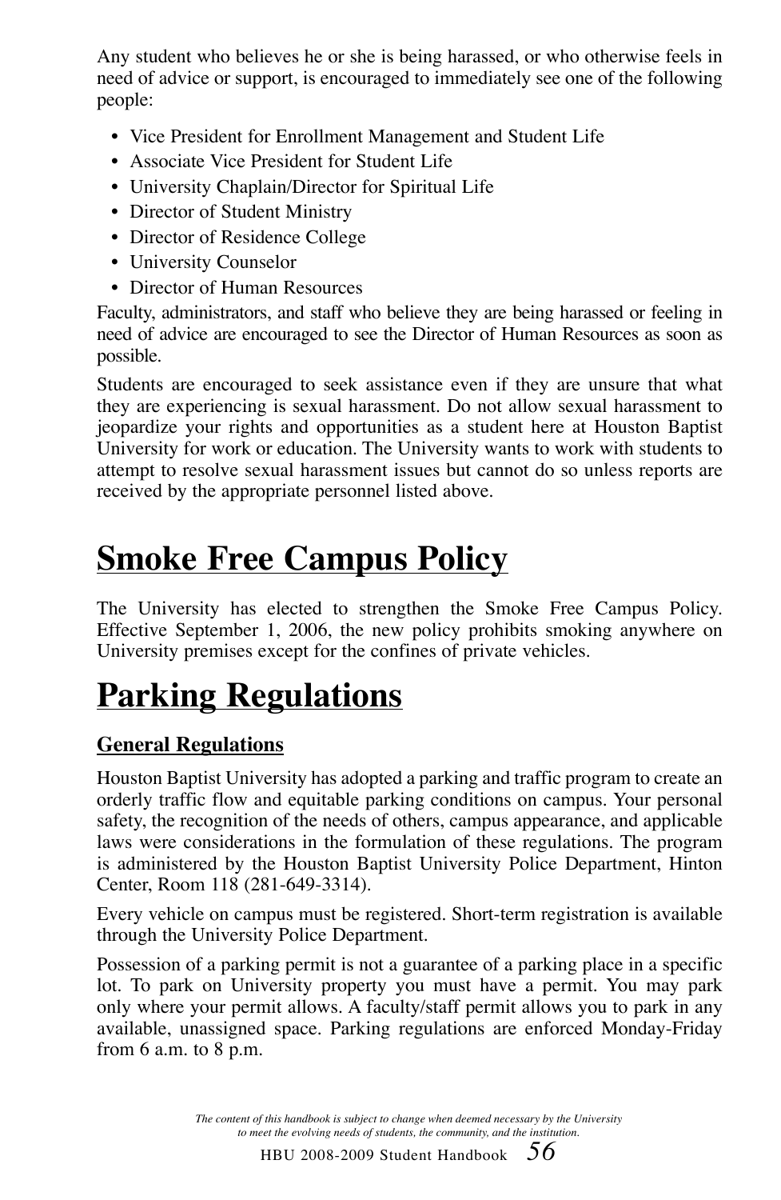Any student who believes he or she is being harassed, or who otherwise feels in need of advice or support, is encouraged to immediately see one of the following people:

- Vice President for Enrollment Management and Student Life
- Associate Vice President for Student Life
- University Chaplain/Director for Spiritual Life
- Director of Student Ministry
- Director of Residence College
- University Counselor
- Director of Human Resources

Faculty, administrators, and staff who believe they are being harassed or feeling in need of advice are encouraged to see the Director of Human Resources as soon as possible.

Students are encouraged to seek assistance even if they are unsure that what they are experiencing is sexual harassment. Do not allow sexual harassment to jeopardize your rights and opportunities as a student here at Houston Baptist University for work or education. The University wants to work with students to attempt to resolve sexual harassment issues but cannot do so unless reports are received by the appropriate personnel listed above.

# Smoke Free Campus Policy

The University has elected to strengthen the Smoke Free Campus Policy. Effective September 1, 2006, the new policy prohibits smoking anywhere on University premises except for the confines of private vehicles.

# Parking Regulations

## General Regulations

Houston Baptist University has adopted a parking and traffic program to create an orderly traffic flow and equitable parking conditions on campus. Your personal safety, the recognition of the needs of others, campus appearance, and applicable laws were considerations in the formulation of these regulations. The program is administered by the Houston Baptist University Police Department, Hinton Center, Room 118 (281-649-3314).

Every vehicle on campus must be registered. Short-term registration is available through the University Police Department.

Possession of a parking permit is not a guarantee of a parking place in a specific lot. To park on University property you must have a permit. You may park only where your permit allows. A faculty/staff permit allows you to park in any available, unassigned space. Parking regulations are enforced Monday-Friday from 6 a.m. to 8 p.m.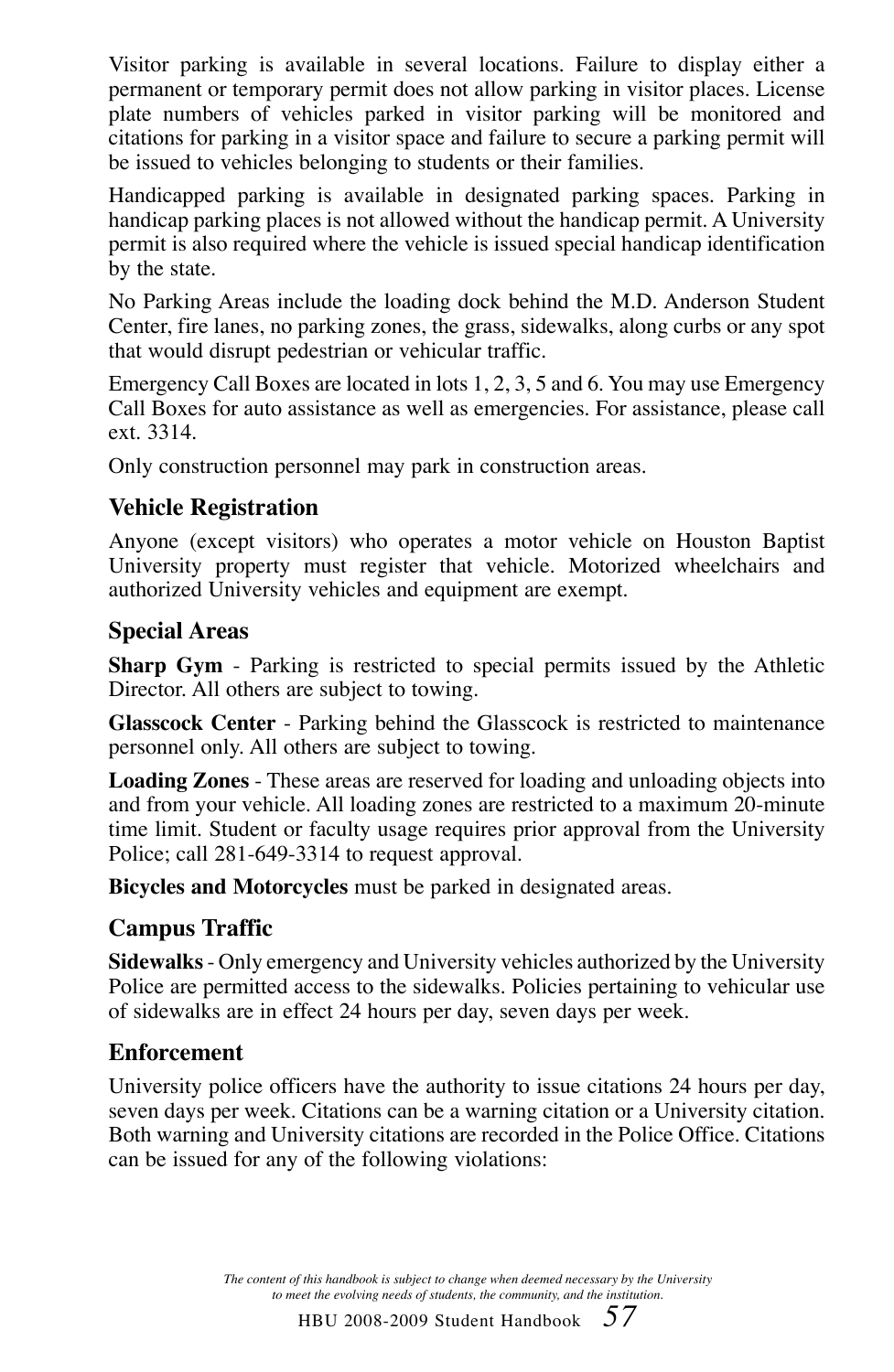Visitor parking is available in several locations. Failure to display either a permanent or temporary permit does not allow parking in visitor places. License plate numbers of vehicles parked in visitor parking will be monitored and citations for parking in a visitor space and failure to secure a parking permit will be issued to vehicles belonging to students or their families.

Handicapped parking is available in designated parking spaces. Parking in handicap parking places is not allowed without the handicap permit. A University permit is also required where the vehicle is issued special handicap identification by the state.

No Parking Areas include the loading dock behind the M.D. Anderson Student Center, fire lanes, no parking zones, the grass, sidewalks, along curbs or any spot that would disrupt pedestrian or vehicular traffic.

Emergency Call Boxes are located in lots 1, 2, 3, 5 and 6. You may use Emergency Call Boxes for auto assistance as well as emergencies. For assistance, please call ext. 3314.

Only construction personnel may park in construction areas.

### Vehicle Registration

Anyone (except visitors) who operates a motor vehicle on Houston Baptist University property must register that vehicle. Motorized wheelchairs and authorized University vehicles and equipment are exempt.

### Special Areas

**Sharp Gym** - Parking is restricted to special permits issued by the Athletic Director. All others are subject to towing.

**Glasscock Center** - Parking behind the Glasscock is restricted to maintenance personnel only. All others are subject to towing.

**Loading Zones** - These areas are reserved for loading and unloading objects into and from your vehicle. All loading zones are restricted to a maximum 20-minute time limit. Student or faculty usage requires prior approval from the University Police; call 281-649-3314 to request approval.

**Bicycles and Motorcycles** must be parked in designated areas.

### Campus Traffic

**Sidewalks** - Only emergency and University vehicles authorized by the University Police are permitted access to the sidewalks. Policies pertaining to vehicular use of sidewalks are in effect 24 hours per day, seven days per week.

### Enforcement

University police officers have the authority to issue citations 24 hours per day, seven days per week. Citations can be a warning citation or a University citation. Both warning and University citations are recorded in the Police Office. Citations can be issued for any of the following violations: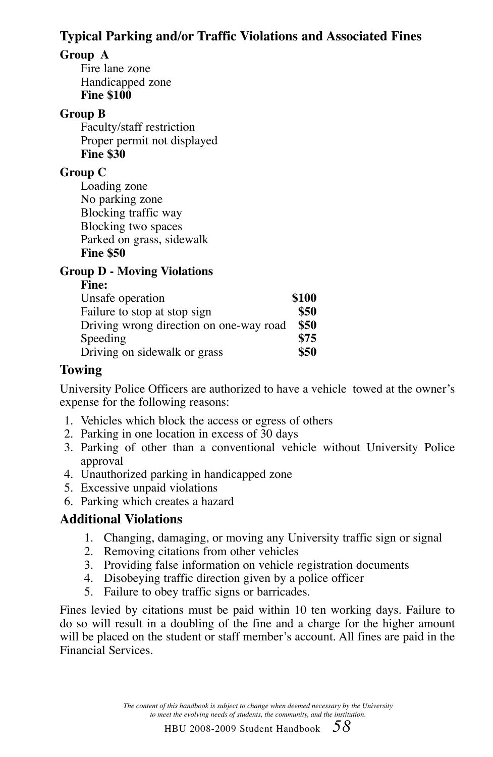### Typical Parking and/or Traffic Violations and Associated Fines

**Group A**

Fire lane zone
Handicapped zone
**Fine $100**

**Group B**

Faculty/staff restriction
Proper permit not displayed
**Fine $30**

**Group C**

Loading zone
No parking zone
Blocking traffic way
Blocking two spaces
Parked on grass, sidewalk
**Fine $50**

**Group D - Moving Violations**

| **Fine:** | |
|---|---|
| Unsafe operation | **$100** |
| Failure to stop at stop sign | **$50** |
| Driving wrong direction on one-way road | **$50** |
| Speeding | **$75** |
| Driving on sidewalk or grass | **$50** |

### Towing

University Police Officers are authorized to have a vehicle towed at the owner's expense for the following reasons:

1. Vehicles which block the access or egress of others
2. Parking in one location in excess of 30 days
3. Parking of other than a conventional vehicle without University Police approval
4. Unauthorized parking in handicapped zone
5. Excessive unpaid violations
6. Parking which creates a hazard

### Additional Violations

1. Changing, damaging, or moving any University traffic sign or signal
2. Removing citations from other vehicles
3. Providing false information on vehicle registration documents
4. Disobeying traffic direction given by a police officer
5. Failure to obey traffic signs or barricades.

Fines levied by citations must be paid within 10 ten working days. Failure to do so will result in a doubling of the fine and a charge for the higher amount will be placed on the student or staff member's account. All fines are paid in the Financial Services.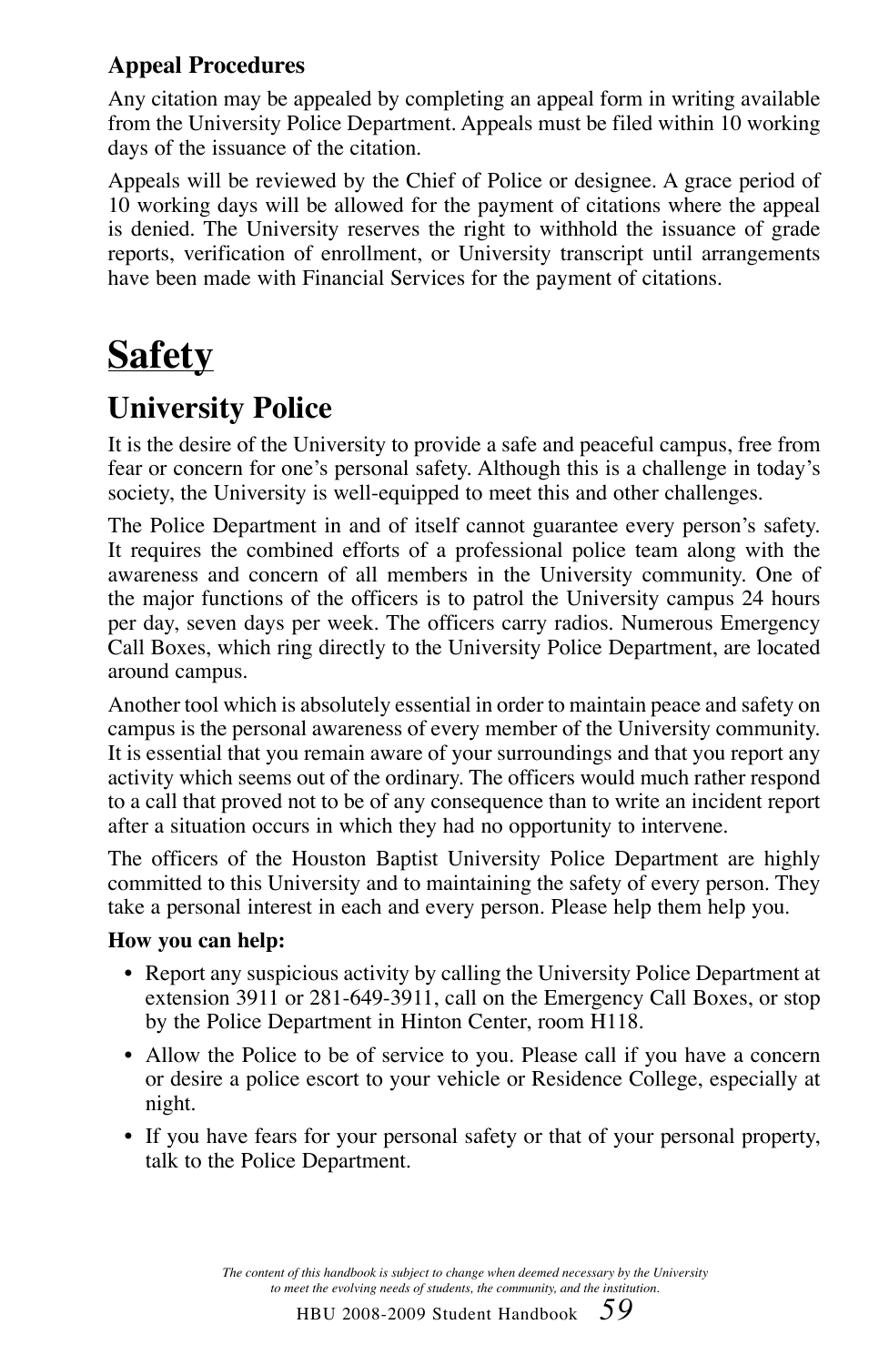**Appeal Procedures**

Any citation may be appealed by completing an appeal form in writing available from the University Police Department. Appeals must be filed within 10 working days of the issuance of the citation.

Appeals will be reviewed by the Chief of Police or designee. A grace period of 10 working days will be allowed for the payment of citations where the appeal is denied. The University reserves the right to withhold the issuance of grade reports, verification of enrollment, or University transcript until arrangements have been made with Financial Services for the payment of citations.

# Safety

## University Police

It is the desire of the University to provide a safe and peaceful campus, free from fear or concern for one's personal safety. Although this is a challenge in today's society, the University is well-equipped to meet this and other challenges.

The Police Department in and of itself cannot guarantee every person's safety. It requires the combined efforts of a professional police team along with the awareness and concern of all members in the University community. One of the major functions of the officers is to patrol the University campus 24 hours per day, seven days per week. The officers carry radios. Numerous Emergency Call Boxes, which ring directly to the University Police Department, are located around campus.

Another tool which is absolutely essential in order to maintain peace and safety on campus is the personal awareness of every member of the University community. It is essential that you remain aware of your surroundings and that you report any activity which seems out of the ordinary. The officers would much rather respond to a call that proved not to be of any consequence than to write an incident report after a situation occurs in which they had no opportunity to intervene.

The officers of the Houston Baptist University Police Department are highly committed to this University and to maintaining the safety of every person. They take a personal interest in each and every person. Please help them help you.

**How you can help:**

- Report any suspicious activity by calling the University Police Department at extension 3911 or 281-649-3911, call on the Emergency Call Boxes, or stop by the Police Department in Hinton Center, room H118.
- Allow the Police to be of service to you. Please call if you have a concern or desire a police escort to your vehicle or Residence College, especially at night.
- If you have fears for your personal safety or that of your personal property, talk to the Police Department.

*The content of this handbook is subject to change when deemed necessary by the University to meet the evolving needs of students, the community, and the institution.*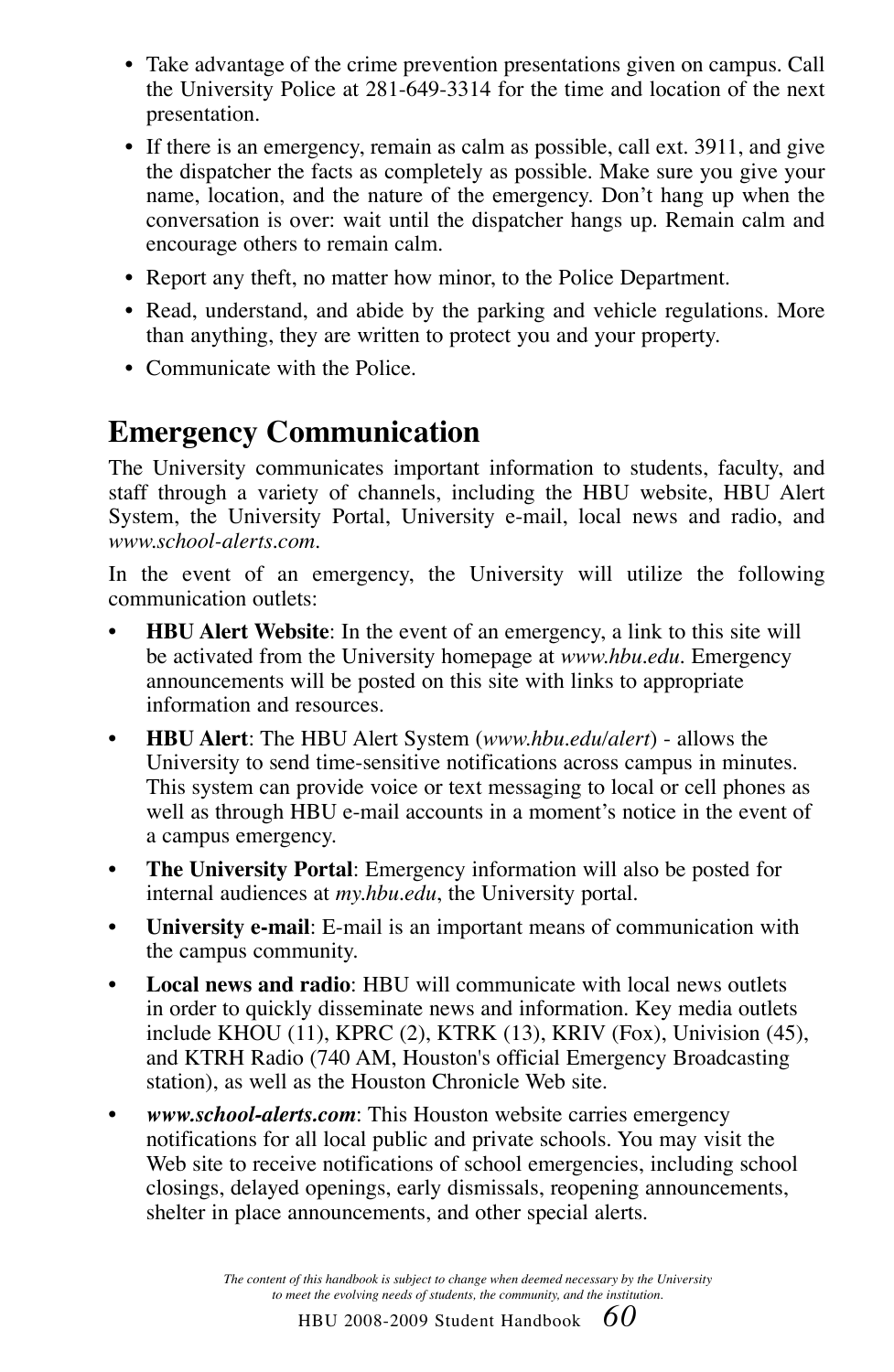- Take advantage of the crime prevention presentations given on campus. Call the University Police at 281-649-3314 for the time and location of the next presentation.
- If there is an emergency, remain as calm as possible, call ext. 3911, and give the dispatcher the facts as completely as possible. Make sure you give your name, location, and the nature of the emergency. Don't hang up when the conversation is over: wait until the dispatcher hangs up. Remain calm and encourage others to remain calm.
- Report any theft, no matter how minor, to the Police Department.
- Read, understand, and abide by the parking and vehicle regulations. More than anything, they are written to protect you and your property.
- Communicate with the Police.

## Emergency Communication

The University communicates important information to students, faculty, and staff through a variety of channels, including the HBU website, HBU Alert System, the University Portal, University e-mail, local news and radio, and *www.school-alerts.com*.

In the event of an emergency, the University will utilize the following communication outlets:

- **HBU Alert Website**: In the event of an emergency, a link to this site will be activated from the University homepage at *www.hbu.edu*. Emergency announcements will be posted on this site with links to appropriate information and resources.
- **HBU Alert**: The HBU Alert System (*www.hbu.edu/alert*) - allows the University to send time-sensitive notifications across campus in minutes. This system can provide voice or text messaging to local or cell phones as well as through HBU e-mail accounts in a moment's notice in the event of a campus emergency.
- **The University Portal**: Emergency information will also be posted for internal audiences at *my.hbu.edu*, the University portal.
- **University e-mail**: E-mail is an important means of communication with the campus community.
- **Local news and radio**: HBU will communicate with local news outlets in order to quickly disseminate news and information. Key media outlets include KHOU (11), KPRC (2), KTRK (13), KRIV (Fox), Univision (45), and KTRH Radio (740 AM, Houston's official Emergency Broadcasting station), as well as the Houston Chronicle Web site.
- ***www.school-alerts.com***: This Houston website carries emergency notifications for all local public and private schools. You may visit the Web site to receive notifications of school emergencies, including school closings, delayed openings, early dismissals, reopening announcements, shelter in place announcements, and other special alerts.

*The content of this handbook is subject to change when deemed necessary by the University to meet the evolving needs of students, the community, and the institution.*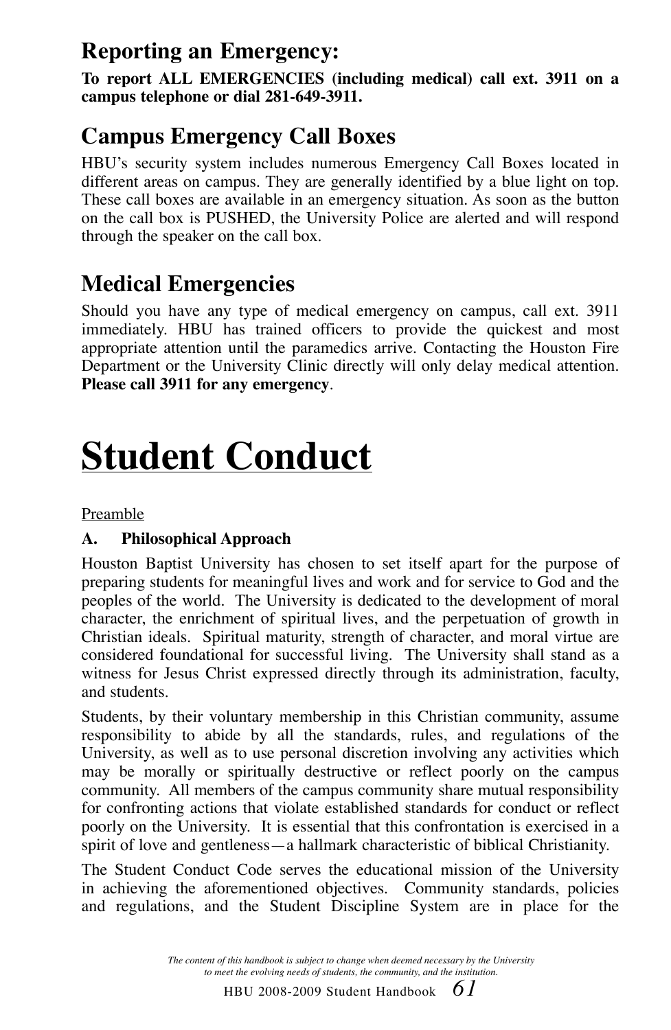## Reporting an Emergency:

**To report ALL EMERGENCIES (including medical) call ext. 3911 on a campus telephone or dial 281-649-3911.**

## Campus Emergency Call Boxes

HBU's security system includes numerous Emergency Call Boxes located in different areas on campus. They are generally identified by a blue light on top. These call boxes are available in an emergency situation. As soon as the button on the call box is PUSHED, the University Police are alerted and will respond through the speaker on the call box.

## Medical Emergencies

Should you have any type of medical emergency on campus, call ext. 3911 immediately. HBU has trained officers to provide the quickest and most appropriate attention until the paramedics arrive. Contacting the Houston Fire Department or the University Clinic directly will only delay medical attention. **Please call 3911 for any emergency**.

# Student Conduct

Preamble

### A. Philosophical Approach

Houston Baptist University has chosen to set itself apart for the purpose of preparing students for meaningful lives and work and for service to God and the peoples of the world. The University is dedicated to the development of moral character, the enrichment of spiritual lives, and the perpetuation of growth in Christian ideals. Spiritual maturity, strength of character, and moral virtue are considered foundational for successful living. The University shall stand as a witness for Jesus Christ expressed directly through its administration, faculty, and students.

Students, by their voluntary membership in this Christian community, assume responsibility to abide by all the standards, rules, and regulations of the University, as well as to use personal discretion involving any activities which may be morally or spiritually destructive or reflect poorly on the campus community. All members of the campus community share mutual responsibility for confronting actions that violate established standards for conduct or reflect poorly on the University. It is essential that this confrontation is exercised in a spirit of love and gentleness—a hallmark characteristic of biblical Christianity.

The Student Conduct Code serves the educational mission of the University in achieving the aforementioned objectives. Community standards, policies and regulations, and the Student Discipline System are in place for the

*The content of this handbook is subject to change when deemed necessary by the University to meet the evolving needs of students, the community, and the institution.*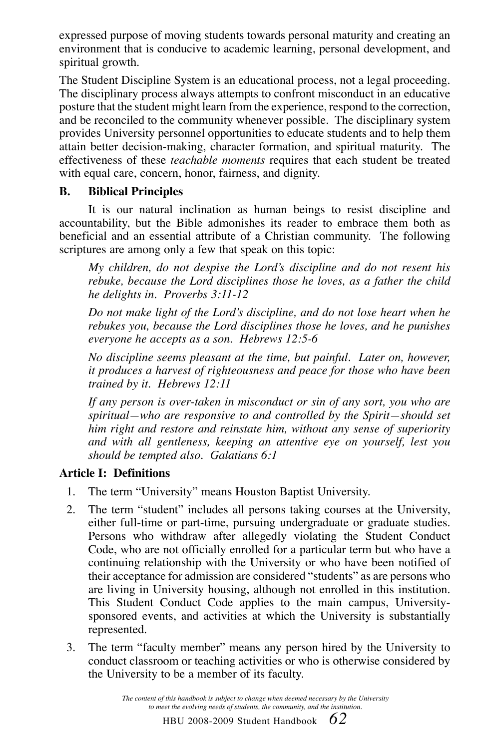expressed purpose of moving students towards personal maturity and creating an environment that is conducive to academic learning, personal development, and spiritual growth.

The Student Discipline System is an educational process, not a legal proceeding. The disciplinary process always attempts to confront misconduct in an educative posture that the student might learn from the experience, respond to the correction, and be reconciled to the community whenever possible. The disciplinary system provides University personnel opportunities to educate students and to help them attain better decision-making, character formation, and spiritual maturity. The effectiveness of these *teachable moments* requires that each student be treated with equal care, concern, honor, fairness, and dignity.

### B. Biblical Principles

It is our natural inclination as human beings to resist discipline and accountability, but the Bible admonishes its reader to embrace them both as beneficial and an essential attribute of a Christian community. The following scriptures are among only a few that speak on this topic:

> *My children, do not despise the Lord's discipline and do not resent his rebuke, because the Lord disciplines those he loves, as a father the child he delights in. Proverbs 3:11-12*

> *Do not make light of the Lord's discipline, and do not lose heart when he rebukes you, because the Lord disciplines those he loves, and he punishes everyone he accepts as a son. Hebrews 12:5-6*

> *No discipline seems pleasant at the time, but painful. Later on, however, it produces a harvest of righteousness and peace for those who have been trained by it. Hebrews 12:11*

> *If any person is over-taken in misconduct or sin of any sort, you who are spiritual—who are responsive to and controlled by the Spirit—should set him right and restore and reinstate him, without any sense of superiority and with all gentleness, keeping an attentive eye on yourself, lest you should be tempted also. Galatians 6:1*

### Article I: Definitions

1. The term "University" means Houston Baptist University.
2. The term "student" includes all persons taking courses at the University, either full-time or part-time, pursuing undergraduate or graduate studies. Persons who withdraw after allegedly violating the Student Conduct Code, who are not officially enrolled for a particular term but who have a continuing relationship with the University or who have been notified of their acceptance for admission are considered "students" as are persons who are living in University housing, although not enrolled in this institution. This Student Conduct Code applies to the main campus, University-sponsored events, and activities at which the University is substantially represented.
3. The term "faculty member" means any person hired by the University to conduct classroom or teaching activities or who is otherwise considered by the University to be a member of its faculty.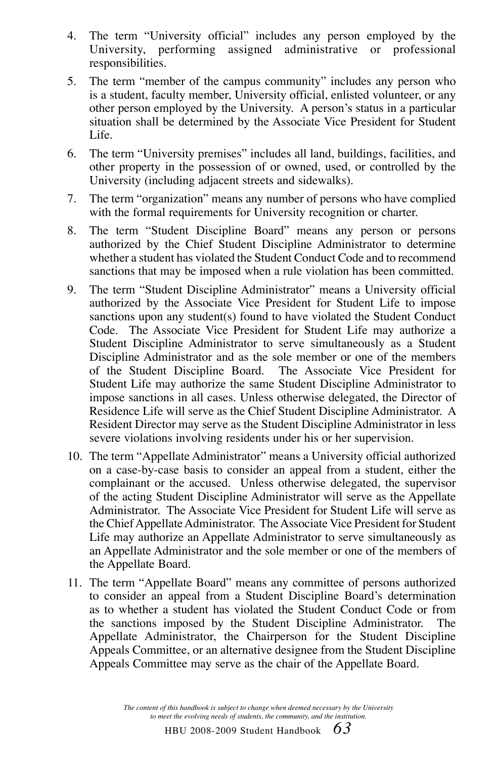4. The term "University official" includes any person employed by the University, performing assigned administrative or professional responsibilities.
5. The term "member of the campus community" includes any person who is a student, faculty member, University official, enlisted volunteer, or any other person employed by the University. A person's status in a particular situation shall be determined by the Associate Vice President for Student Life.
6. The term "University premises" includes all land, buildings, facilities, and other property in the possession of or owned, used, or controlled by the University (including adjacent streets and sidewalks).
7. The term "organization" means any number of persons who have complied with the formal requirements for University recognition or charter.
8. The term "Student Discipline Board" means any person or persons authorized by the Chief Student Discipline Administrator to determine whether a student has violated the Student Conduct Code and to recommend sanctions that may be imposed when a rule violation has been committed.
9. The term "Student Discipline Administrator" means a University official authorized by the Associate Vice President for Student Life to impose sanctions upon any student(s) found to have violated the Student Conduct Code. The Associate Vice President for Student Life may authorize a Student Discipline Administrator to serve simultaneously as a Student Discipline Administrator and as the sole member or one of the members of the Student Discipline Board. The Associate Vice President for Student Life may authorize the same Student Discipline Administrator to impose sanctions in all cases. Unless otherwise delegated, the Director of Residence Life will serve as the Chief Student Discipline Administrator. A Resident Director may serve as the Student Discipline Administrator in less severe violations involving residents under his or her supervision.
10. The term "Appellate Administrator" means a University official authorized on a case-by-case basis to consider an appeal from a student, either the complainant or the accused. Unless otherwise delegated, the supervisor of the acting Student Discipline Administrator will serve as the Appellate Administrator. The Associate Vice President for Student Life will serve as the Chief Appellate Administrator. The Associate Vice President for Student Life may authorize an Appellate Administrator to serve simultaneously as an Appellate Administrator and the sole member or one of the members of the Appellate Board.
11. The term "Appellate Board" means any committee of persons authorized to consider an appeal from a Student Discipline Board's determination as to whether a student has violated the Student Conduct Code or from the sanctions imposed by the Student Discipline Administrator. The Appellate Administrator, the Chairperson for the Student Discipline Appeals Committee, or an alternative designee from the Student Discipline Appeals Committee may serve as the chair of the Appellate Board.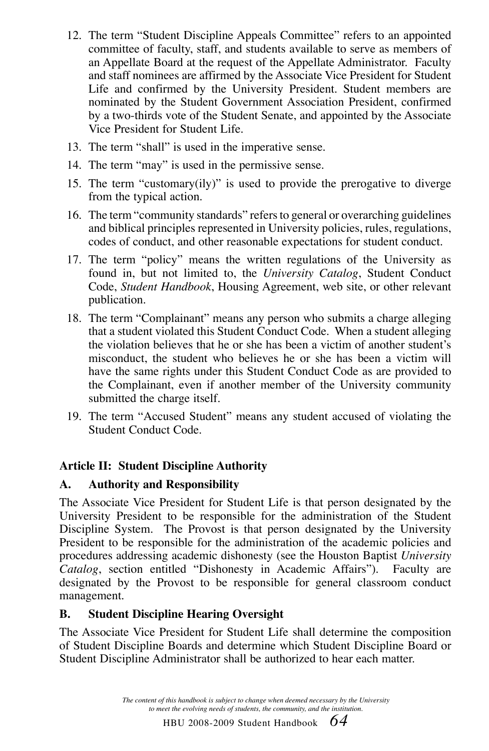12. The term "Student Discipline Appeals Committee" refers to an appointed committee of faculty, staff, and students available to serve as members of an Appellate Board at the request of the Appellate Administrator. Faculty and staff nominees are affirmed by the Associate Vice President for Student Life and confirmed by the University President. Student members are nominated by the Student Government Association President, confirmed by a two-thirds vote of the Student Senate, and appointed by the Associate Vice President for Student Life.
13. The term "shall" is used in the imperative sense.
14. The term "may" is used in the permissive sense.
15. The term "customary(ily)" is used to provide the prerogative to diverge from the typical action.
16. The term "community standards" refers to general or overarching guidelines and biblical principles represented in University policies, rules, regulations, codes of conduct, and other reasonable expectations for student conduct.
17. The term "policy" means the written regulations of the University as found in, but not limited to, the *University Catalog*, Student Conduct Code, *Student Handbook*, Housing Agreement, web site, or other relevant publication.
18. The term "Complainant" means any person who submits a charge alleging that a student violated this Student Conduct Code. When a student alleging the violation believes that he or she has been a victim of another student's misconduct, the student who believes he or she has been a victim will have the same rights under this Student Conduct Code as are provided to the Complainant, even if another member of the University community submitted the charge itself.
19. The term "Accused Student" means any student accused of violating the Student Conduct Code.

**Article II: Student Discipline Authority**

**A. Authority and Responsibility**

The Associate Vice President for Student Life is that person designated by the University President to be responsible for the administration of the Student Discipline System. The Provost is that person designated by the University President to be responsible for the administration of the academic policies and procedures addressing academic dishonesty (see the Houston Baptist *University Catalog*, section entitled "Dishonesty in Academic Affairs"). Faculty are designated by the Provost to be responsible for general classroom conduct management.

**B. Student Discipline Hearing Oversight**

The Associate Vice President for Student Life shall determine the composition of Student Discipline Boards and determine which Student Discipline Board or Student Discipline Administrator shall be authorized to hear each matter.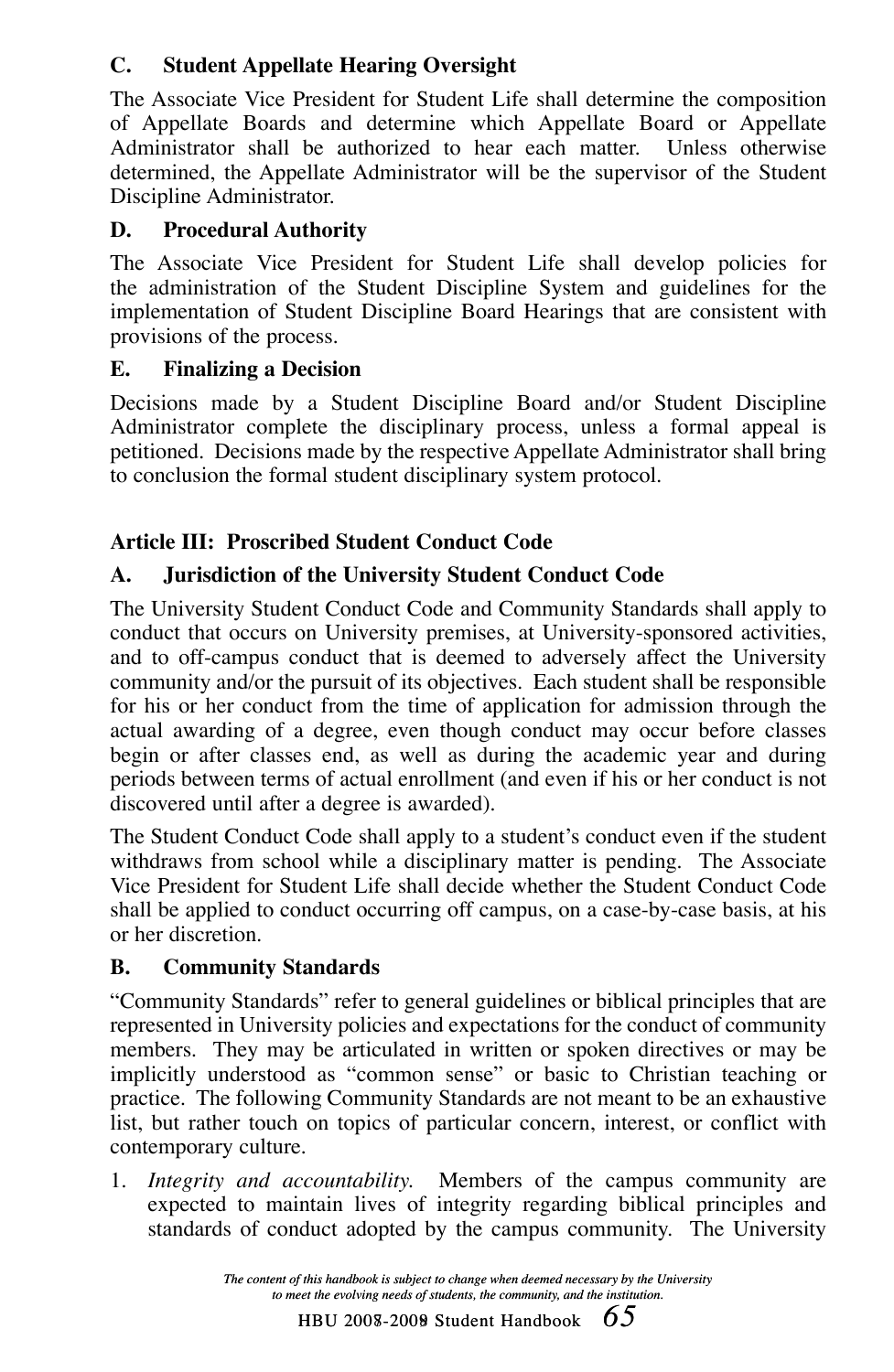### C. Student Appellate Hearing Oversight

The Associate Vice President for Student Life shall determine the composition of Appellate Boards and determine which Appellate Board or Appellate Administrator shall be authorized to hear each matter. Unless otherwise determined, the Appellate Administrator will be the supervisor of the Student Discipline Administrator.

### D. Procedural Authority

The Associate Vice President for Student Life shall develop policies for the administration of the Student Discipline System and guidelines for the implementation of Student Discipline Board Hearings that are consistent with provisions of the process.

### E. Finalizing a Decision

Decisions made by a Student Discipline Board and/or Student Discipline Administrator complete the disciplinary process, unless a formal appeal is petitioned. Decisions made by the respective Appellate Administrator shall bring to conclusion the formal student disciplinary system protocol.

## Article III: Proscribed Student Conduct Code

### A. Jurisdiction of the University Student Conduct Code

The University Student Conduct Code and Community Standards shall apply to conduct that occurs on University premises, at University-sponsored activities, and to off-campus conduct that is deemed to adversely affect the University community and/or the pursuit of its objectives. Each student shall be responsible for his or her conduct from the time of application for admission through the actual awarding of a degree, even though conduct may occur before classes begin or after classes end, as well as during the academic year and during periods between terms of actual enrollment (and even if his or her conduct is not discovered until after a degree is awarded).

The Student Conduct Code shall apply to a student's conduct even if the student withdraws from school while a disciplinary matter is pending. The Associate Vice President for Student Life shall decide whether the Student Conduct Code shall be applied to conduct occurring off campus, on a case-by-case basis, at his or her discretion.

### B. Community Standards

"Community Standards" refer to general guidelines or biblical principles that are represented in University policies and expectations for the conduct of community members. They may be articulated in written or spoken directives or may be implicitly understood as "common sense" or basic to Christian teaching or practice. The following Community Standards are not meant to be an exhaustive list, but rather touch on topics of particular concern, interest, or conflict with contemporary culture.

1. *Integrity and accountability.* Members of the campus community are expected to maintain lives of integrity regarding biblical principles and standards of conduct adopted by the campus community. The University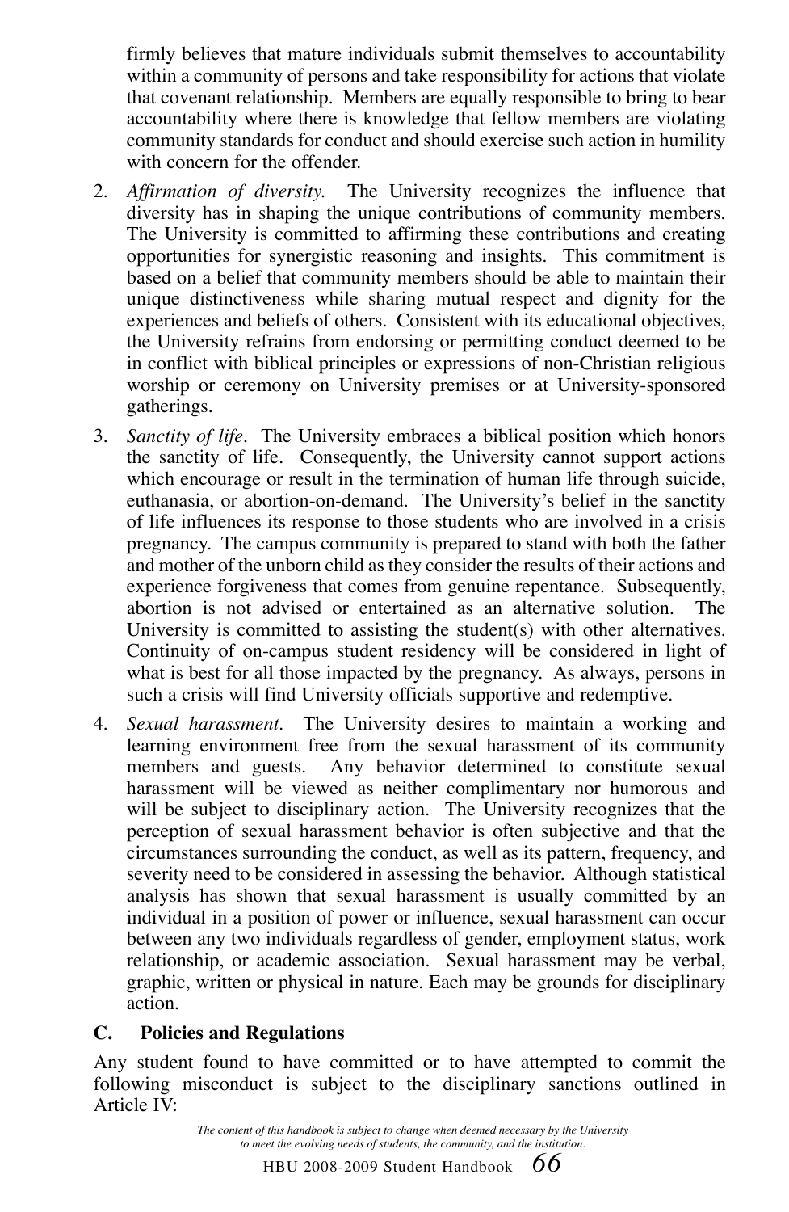firmly believes that mature individuals submit themselves to accountability within a community of persons and take responsibility for actions that violate that covenant relationship. Members are equally responsible to bring to bear accountability where there is knowledge that fellow members are violating community standards for conduct and should exercise such action in humility with concern for the offender.

2. *Affirmation of diversity.* The University recognizes the influence that diversity has in shaping the unique contributions of community members. The University is committed to affirming these contributions and creating opportunities for synergistic reasoning and insights. This commitment is based on a belief that community members should be able to maintain their unique distinctiveness while sharing mutual respect and dignity for the experiences and beliefs of others. Consistent with its educational objectives, the University refrains from endorsing or permitting conduct deemed to be in conflict with biblical principles or expressions of non-Christian religious worship or ceremony on University premises or at University-sponsored gatherings.

3. *Sanctity of life*. The University embraces a biblical position which honors the sanctity of life. Consequently, the University cannot support actions which encourage or result in the termination of human life through suicide, euthanasia, or abortion-on-demand. The University's belief in the sanctity of life influences its response to those students who are involved in a crisis pregnancy. The campus community is prepared to stand with both the father and mother of the unborn child as they consider the results of their actions and experience forgiveness that comes from genuine repentance. Subsequently, abortion is not advised or entertained as an alternative solution. The University is committed to assisting the student(s) with other alternatives. Continuity of on-campus student residency will be considered in light of what is best for all those impacted by the pregnancy. As always, persons in such a crisis will find University officials supportive and redemptive.

4. *Sexual harassment*. The University desires to maintain a working and learning environment free from the sexual harassment of its community members and guests. Any behavior determined to constitute sexual harassment will be viewed as neither complimentary nor humorous and will be subject to disciplinary action. The University recognizes that the perception of sexual harassment behavior is often subjective and that the circumstances surrounding the conduct, as well as its pattern, frequency, and severity need to be considered in assessing the behavior. Although statistical analysis has shown that sexual harassment is usually committed by an individual in a position of power or influence, sexual harassment can occur between any two individuals regardless of gender, employment status, work relationship, or academic association. Sexual harassment may be verbal, graphic, written or physical in nature. Each may be grounds for disciplinary action.

### C. Policies and Regulations

Any student found to have committed or to have attempted to commit the following misconduct is subject to the disciplinary sanctions outlined in Article IV:

*The content of this handbook is subject to change when deemed necessary by the University to meet the evolving needs of students, the community, and the institution.*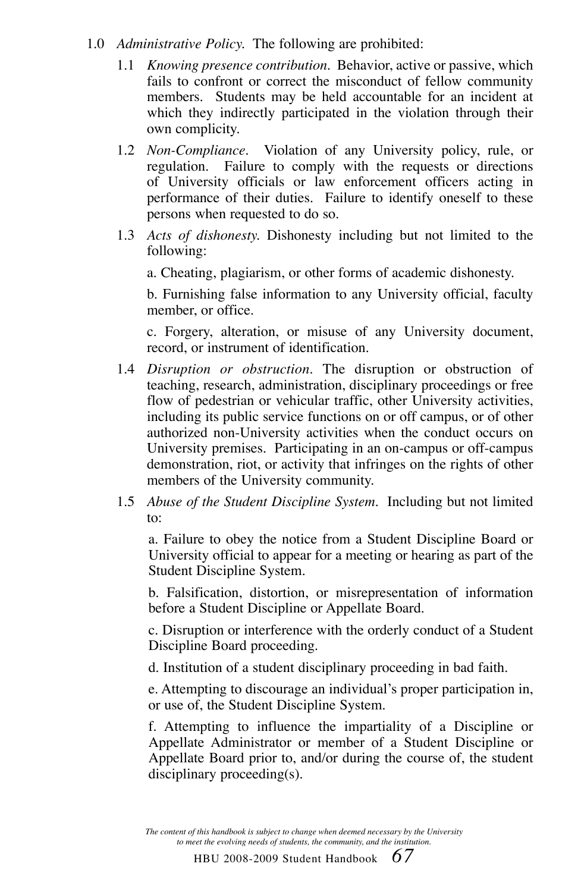1.0 *Administrative Policy.* The following are prohibited:

1.1 *Knowing presence contribution.* Behavior, active or passive, which fails to confront or correct the misconduct of fellow community members. Students may be held accountable for an incident at which they indirectly participated in the violation through their own complicity.

1.2 *Non-Compliance.* Violation of any University policy, rule, or regulation. Failure to comply with the requests or directions of University officials or law enforcement officers acting in performance of their duties. Failure to identify oneself to these persons when requested to do so.

1.3 *Acts of dishonesty.* Dishonesty including but not limited to the following:

a. Cheating, plagiarism, or other forms of academic dishonesty.

b. Furnishing false information to any University official, faculty member, or office.

c. Forgery, alteration, or misuse of any University document, record, or instrument of identification.

1.4 *Disruption or obstruction.* The disruption or obstruction of teaching, research, administration, disciplinary proceedings or free flow of pedestrian or vehicular traffic, other University activities, including its public service functions on or off campus, or of other authorized non-University activities when the conduct occurs on University premises. Participating in an on-campus or off-campus demonstration, riot, or activity that infringes on the rights of other members of the University community.

1.5 *Abuse of the Student Discipline System.* Including but not limited to:

a. Failure to obey the notice from a Student Discipline Board or University official to appear for a meeting or hearing as part of the Student Discipline System.

b. Falsification, distortion, or misrepresentation of information before a Student Discipline or Appellate Board.

c. Disruption or interference with the orderly conduct of a Student Discipline Board proceeding.

d. Institution of a student disciplinary proceeding in bad faith.

e. Attempting to discourage an individual's proper participation in, or use of, the Student Discipline System.

f. Attempting to influence the impartiality of a Discipline or Appellate Administrator or member of a Student Discipline or Appellate Board prior to, and/or during the course of, the student disciplinary proceeding(s).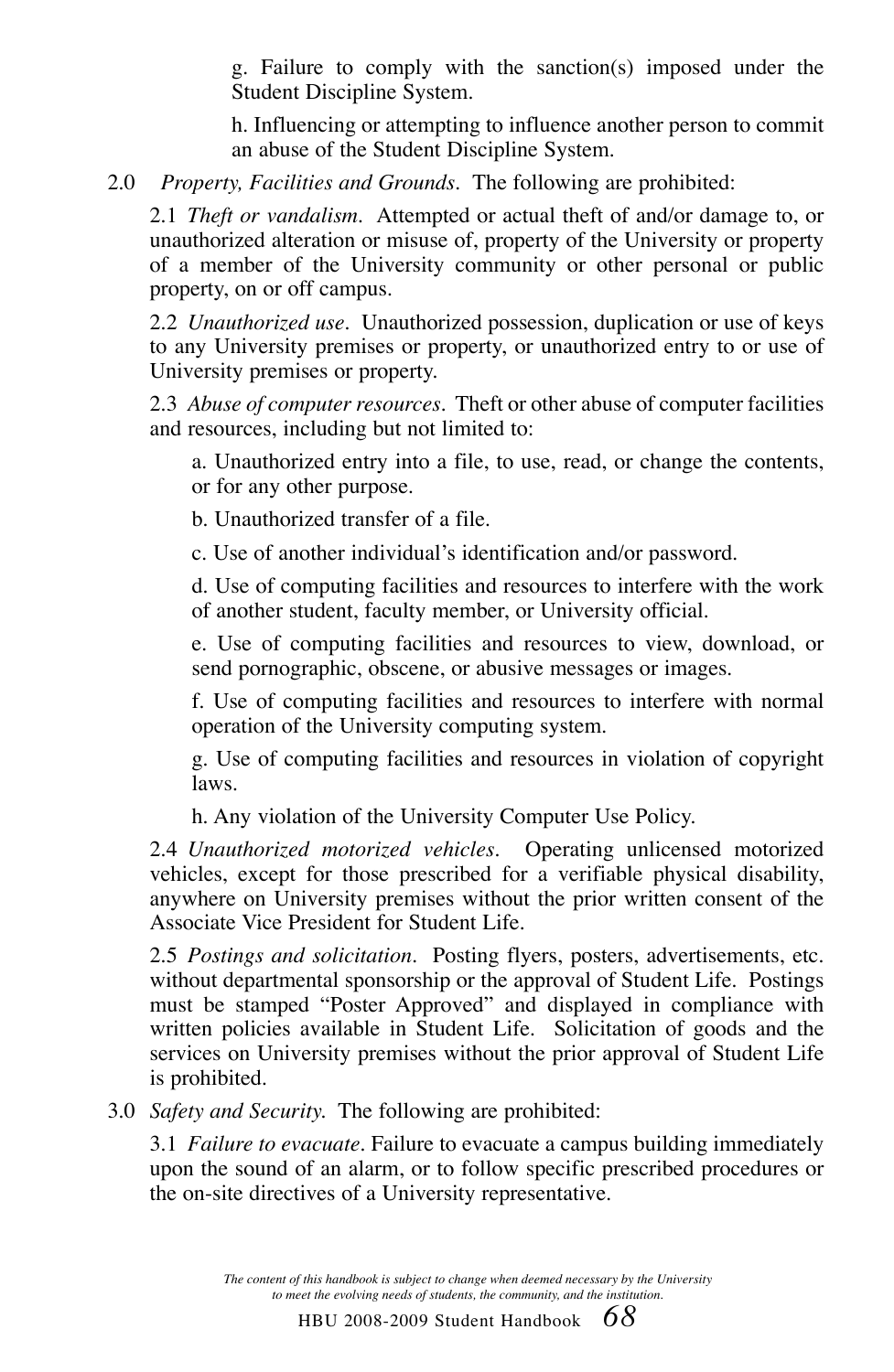g. Failure to comply with the sanction(s) imposed under the Student Discipline System.

h. Influencing or attempting to influence another person to commit an abuse of the Student Discipline System.

2.0 *Property, Facilities and Grounds*. The following are prohibited:

2.1 *Theft or vandalism*. Attempted or actual theft of and/or damage to, or unauthorized alteration or misuse of, property of the University or property of a member of the University community or other personal or public property, on or off campus.

2.2 *Unauthorized use*. Unauthorized possession, duplication or use of keys to any University premises or property, or unauthorized entry to or use of University premises or property.

2.3 *Abuse of computer resources*. Theft or other abuse of computer facilities and resources, including but not limited to:

a. Unauthorized entry into a file, to use, read, or change the contents, or for any other purpose.

b. Unauthorized transfer of a file.

c. Use of another individual's identification and/or password.

d. Use of computing facilities and resources to interfere with the work of another student, faculty member, or University official.

e. Use of computing facilities and resources to view, download, or send pornographic, obscene, or abusive messages or images.

f. Use of computing facilities and resources to interfere with normal operation of the University computing system.

g. Use of computing facilities and resources in violation of copyright laws.

h. Any violation of the University Computer Use Policy.

2.4 *Unauthorized motorized vehicles*. Operating unlicensed motorized vehicles, except for those prescribed for a verifiable physical disability, anywhere on University premises without the prior written consent of the Associate Vice President for Student Life.

2.5 *Postings and solicitation*. Posting flyers, posters, advertisements, etc. without departmental sponsorship or the approval of Student Life. Postings must be stamped "Poster Approved" and displayed in compliance with written policies available in Student Life. Solicitation of goods and the services on University premises without the prior approval of Student Life is prohibited.

3.0 *Safety and Security.* The following are prohibited:

3.1 *Failure to evacuate*. Failure to evacuate a campus building immediately upon the sound of an alarm, or to follow specific prescribed procedures or the on-site directives of a University representative.

*The content of this handbook is subject to change when deemed necessary by the University to meet the evolving needs of students, the community, and the institution.*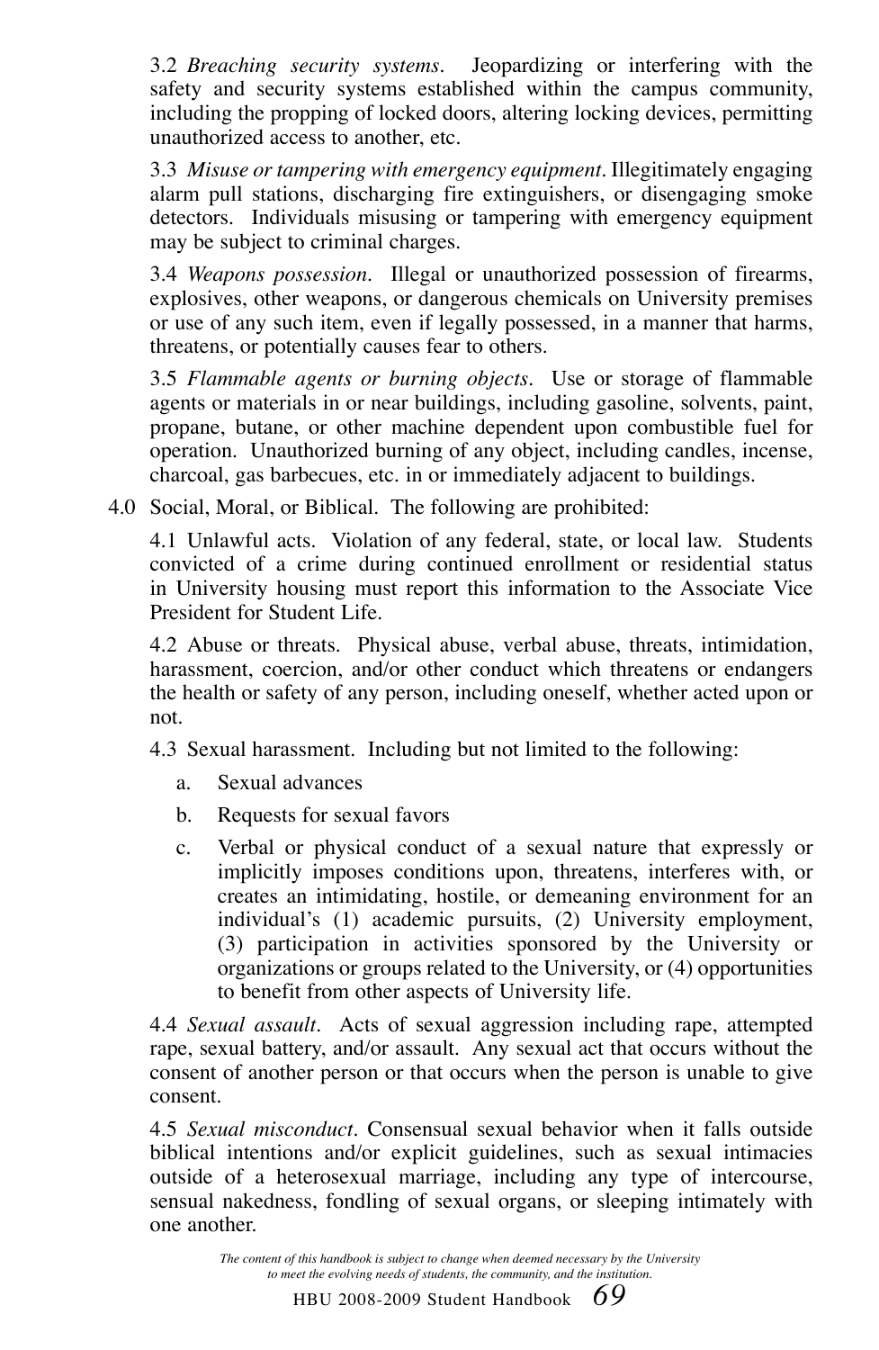3.2 *Breaching security systems*. Jeopardizing or interfering with the safety and security systems established within the campus community, including the propping of locked doors, altering locking devices, permitting unauthorized access to another, etc.

3.3 *Misuse or tampering with emergency equipment*. Illegitimately engaging alarm pull stations, discharging fire extinguishers, or disengaging smoke detectors. Individuals misusing or tampering with emergency equipment may be subject to criminal charges.

3.4 *Weapons possession*. Illegal or unauthorized possession of firearms, explosives, other weapons, or dangerous chemicals on University premises or use of any such item, even if legally possessed, in a manner that harms, threatens, or potentially causes fear to others.

3.5 *Flammable agents or burning objects*. Use or storage of flammable agents or materials in or near buildings, including gasoline, solvents, paint, propane, butane, or other machine dependent upon combustible fuel for operation. Unauthorized burning of any object, including candles, incense, charcoal, gas barbecues, etc. in or immediately adjacent to buildings.

4.0 Social, Moral, or Biblical. The following are prohibited:

4.1 Unlawful acts. Violation of any federal, state, or local law. Students convicted of a crime during continued enrollment or residential status in University housing must report this information to the Associate Vice President for Student Life.

4.2 Abuse or threats. Physical abuse, verbal abuse, threats, intimidation, harassment, coercion, and/or other conduct which threatens or endangers the health or safety of any person, including oneself, whether acted upon or not.

4.3 Sexual harassment. Including but not limited to the following:

a. Sexual advances

b. Requests for sexual favors

c. Verbal or physical conduct of a sexual nature that expressly or implicitly imposes conditions upon, threatens, interferes with, or creates an intimidating, hostile, or demeaning environment for an individual's (1) academic pursuits, (2) University employment, (3) participation in activities sponsored by the University or organizations or groups related to the University, or (4) opportunities to benefit from other aspects of University life.

4.4 *Sexual assault*. Acts of sexual aggression including rape, attempted rape, sexual battery, and/or assault. Any sexual act that occurs without the consent of another person or that occurs when the person is unable to give consent.

4.5 *Sexual misconduct*. Consensual sexual behavior when it falls outside biblical intentions and/or explicit guidelines, such as sexual intimacies outside of a heterosexual marriage, including any type of intercourse, sensual nakedness, fondling of sexual organs, or sleeping intimately with one another.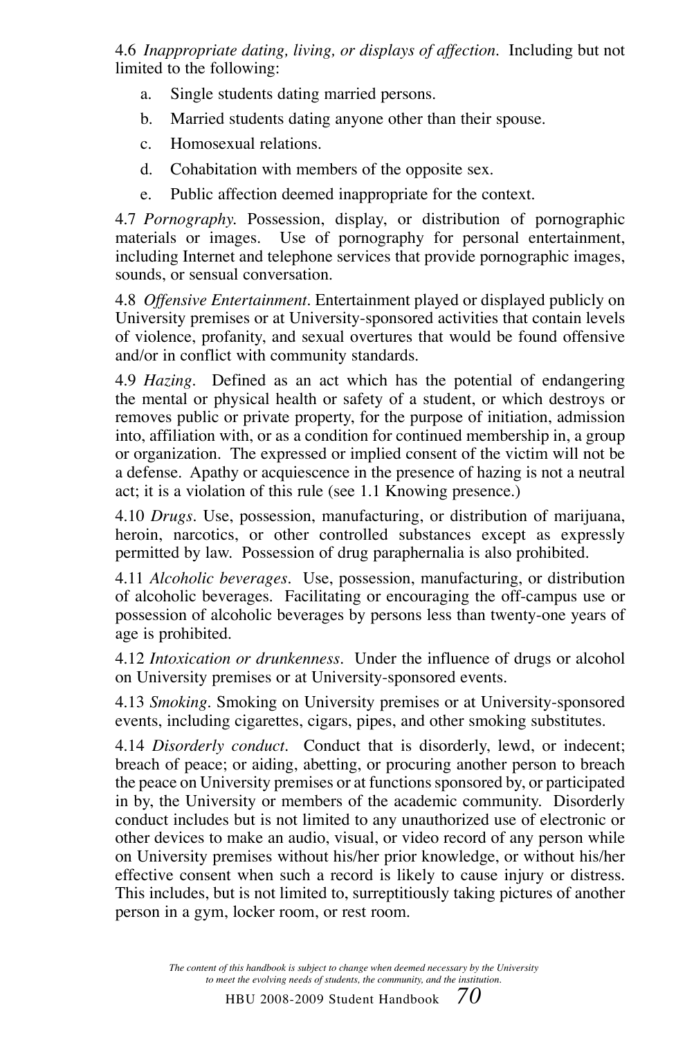4.6 *Inappropriate dating, living, or displays of affection.* Including but not limited to the following:

a. Single students dating married persons.

b. Married students dating anyone other than their spouse.

c. Homosexual relations.

d. Cohabitation with members of the opposite sex.

e. Public affection deemed inappropriate for the context.

4.7 *Pornography.* Possession, display, or distribution of pornographic materials or images. Use of pornography for personal entertainment, including Internet and telephone services that provide pornographic images, sounds, or sensual conversation.

4.8 *Offensive Entertainment*. Entertainment played or displayed publicly on University premises or at University-sponsored activities that contain levels of violence, profanity, and sexual overtures that would be found offensive and/or in conflict with community standards.

4.9 *Hazing*. Defined as an act which has the potential of endangering the mental or physical health or safety of a student, or which destroys or removes public or private property, for the purpose of initiation, admission into, affiliation with, or as a condition for continued membership in, a group or organization. The expressed or implied consent of the victim will not be a defense. Apathy or acquiescence in the presence of hazing is not a neutral act; it is a violation of this rule (see 1.1 Knowing presence.)

4.10 *Drugs*. Use, possession, manufacturing, or distribution of marijuana, heroin, narcotics, or other controlled substances except as expressly permitted by law. Possession of drug paraphernalia is also prohibited.

4.11 *Alcoholic beverages*. Use, possession, manufacturing, or distribution of alcoholic beverages. Facilitating or encouraging the off-campus use or possession of alcoholic beverages by persons less than twenty-one years of age is prohibited.

4.12 *Intoxication or drunkenness*. Under the influence of drugs or alcohol on University premises or at University-sponsored events.

4.13 *Smoking*. Smoking on University premises or at University-sponsored events, including cigarettes, cigars, pipes, and other smoking substitutes.

4.14 *Disorderly conduct*. Conduct that is disorderly, lewd, or indecent; breach of peace; or aiding, abetting, or procuring another person to breach the peace on University premises or at functions sponsored by, or participated in by, the University or members of the academic community. Disorderly conduct includes but is not limited to any unauthorized use of electronic or other devices to make an audio, visual, or video record of any person while on University premises without his/her prior knowledge, or without his/her effective consent when such a record is likely to cause injury or distress. This includes, but is not limited to, surreptitiously taking pictures of another person in a gym, locker room, or rest room.

*The content of this handbook is subject to change when deemed necessary by the University to meet the evolving needs of students, the community, and the institution.*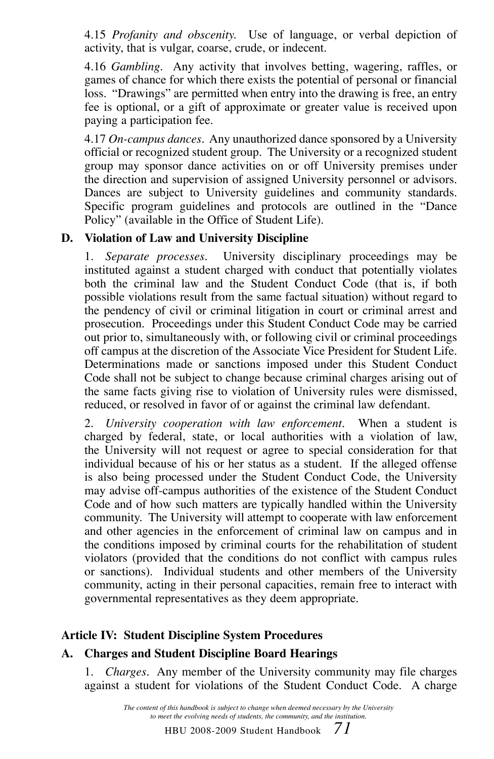4.15 *Profanity and obscenity.* Use of language, or verbal depiction of activity, that is vulgar, coarse, crude, or indecent.

4.16 *Gambling*. Any activity that involves betting, wagering, raffles, or games of chance for which there exists the potential of personal or financial loss. "Drawings" are permitted when entry into the drawing is free, an entry fee is optional, or a gift of approximate or greater value is received upon paying a participation fee.

4.17 *On-campus dances*. Any unauthorized dance sponsored by a University official or recognized student group. The University or a recognized student group may sponsor dance activities on or off University premises under the direction and supervision of assigned University personnel or advisors. Dances are subject to University guidelines and community standards. Specific program guidelines and protocols are outlined in the "Dance Policy" (available in the Office of Student Life).

**D. Violation of Law and University Discipline**

1. *Separate processes*. University disciplinary proceedings may be instituted against a student charged with conduct that potentially violates both the criminal law and the Student Conduct Code (that is, if both possible violations result from the same factual situation) without regard to the pendency of civil or criminal litigation in court or criminal arrest and prosecution. Proceedings under this Student Conduct Code may be carried out prior to, simultaneously with, or following civil or criminal proceedings off campus at the discretion of the Associate Vice President for Student Life. Determinations made or sanctions imposed under this Student Conduct Code shall not be subject to change because criminal charges arising out of the same facts giving rise to violation of University rules were dismissed, reduced, or resolved in favor of or against the criminal law defendant.

2. *University cooperation with law enforcement*. When a student is charged by federal, state, or local authorities with a violation of law, the University will not request or agree to special consideration for that individual because of his or her status as a student. If the alleged offense is also being processed under the Student Conduct Code, the University may advise off-campus authorities of the existence of the Student Conduct Code and of how such matters are typically handled within the University community. The University will attempt to cooperate with law enforcement and other agencies in the enforcement of criminal law on campus and in the conditions imposed by criminal courts for the rehabilitation of student violators (provided that the conditions do not conflict with campus rules or sanctions). Individual students and other members of the University community, acting in their personal capacities, remain free to interact with governmental representatives as they deem appropriate.

**Article IV: Student Discipline System Procedures**

**A. Charges and Student Discipline Board Hearings**

1. *Charges*. Any member of the University community may file charges against a student for violations of the Student Conduct Code. A charge

*The content of this handbook is subject to change when deemed necessary by the University to meet the evolving needs of students, the community, and the institution.*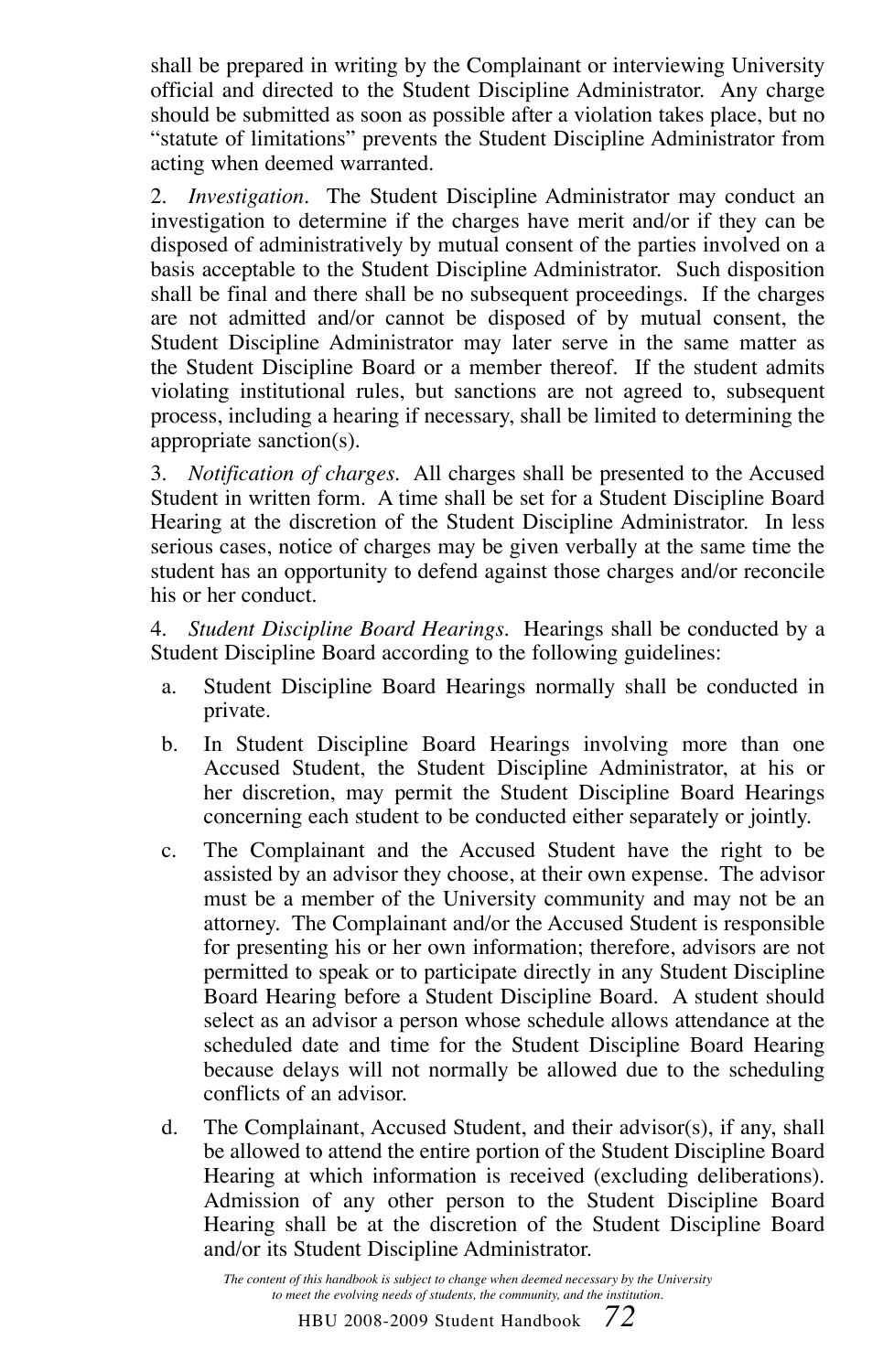shall be prepared in writing by the Complainant or interviewing University official and directed to the Student Discipline Administrator. Any charge should be submitted as soon as possible after a violation takes place, but no "statute of limitations" prevents the Student Discipline Administrator from acting when deemed warranted.

2. *Investigation*. The Student Discipline Administrator may conduct an investigation to determine if the charges have merit and/or if they can be disposed of administratively by mutual consent of the parties involved on a basis acceptable to the Student Discipline Administrator. Such disposition shall be final and there shall be no subsequent proceedings. If the charges are not admitted and/or cannot be disposed of by mutual consent, the Student Discipline Administrator may later serve in the same matter as the Student Discipline Board or a member thereof. If the student admits violating institutional rules, but sanctions are not agreed to, subsequent process, including a hearing if necessary, shall be limited to determining the appropriate sanction(s).

3. *Notification of charges*. All charges shall be presented to the Accused Student in written form. A time shall be set for a Student Discipline Board Hearing at the discretion of the Student Discipline Administrator. In less serious cases, notice of charges may be given verbally at the same time the student has an opportunity to defend against those charges and/or reconcile his or her conduct.

4. *Student Discipline Board Hearings*. Hearings shall be conducted by a Student Discipline Board according to the following guidelines:

a. Student Discipline Board Hearings normally shall be conducted in private.

b. In Student Discipline Board Hearings involving more than one Accused Student, the Student Discipline Administrator, at his or her discretion, may permit the Student Discipline Board Hearings concerning each student to be conducted either separately or jointly.

c. The Complainant and the Accused Student have the right to be assisted by an advisor they choose, at their own expense. The advisor must be a member of the University community and may not be an attorney. The Complainant and/or the Accused Student is responsible for presenting his or her own information; therefore, advisors are not permitted to speak or to participate directly in any Student Discipline Board Hearing before a Student Discipline Board. A student should select as an advisor a person whose schedule allows attendance at the scheduled date and time for the Student Discipline Board Hearing because delays will not normally be allowed due to the scheduling conflicts of an advisor.

d. The Complainant, Accused Student, and their advisor(s), if any, shall be allowed to attend the entire portion of the Student Discipline Board Hearing at which information is received (excluding deliberations). Admission of any other person to the Student Discipline Board Hearing shall be at the discretion of the Student Discipline Board and/or its Student Discipline Administrator.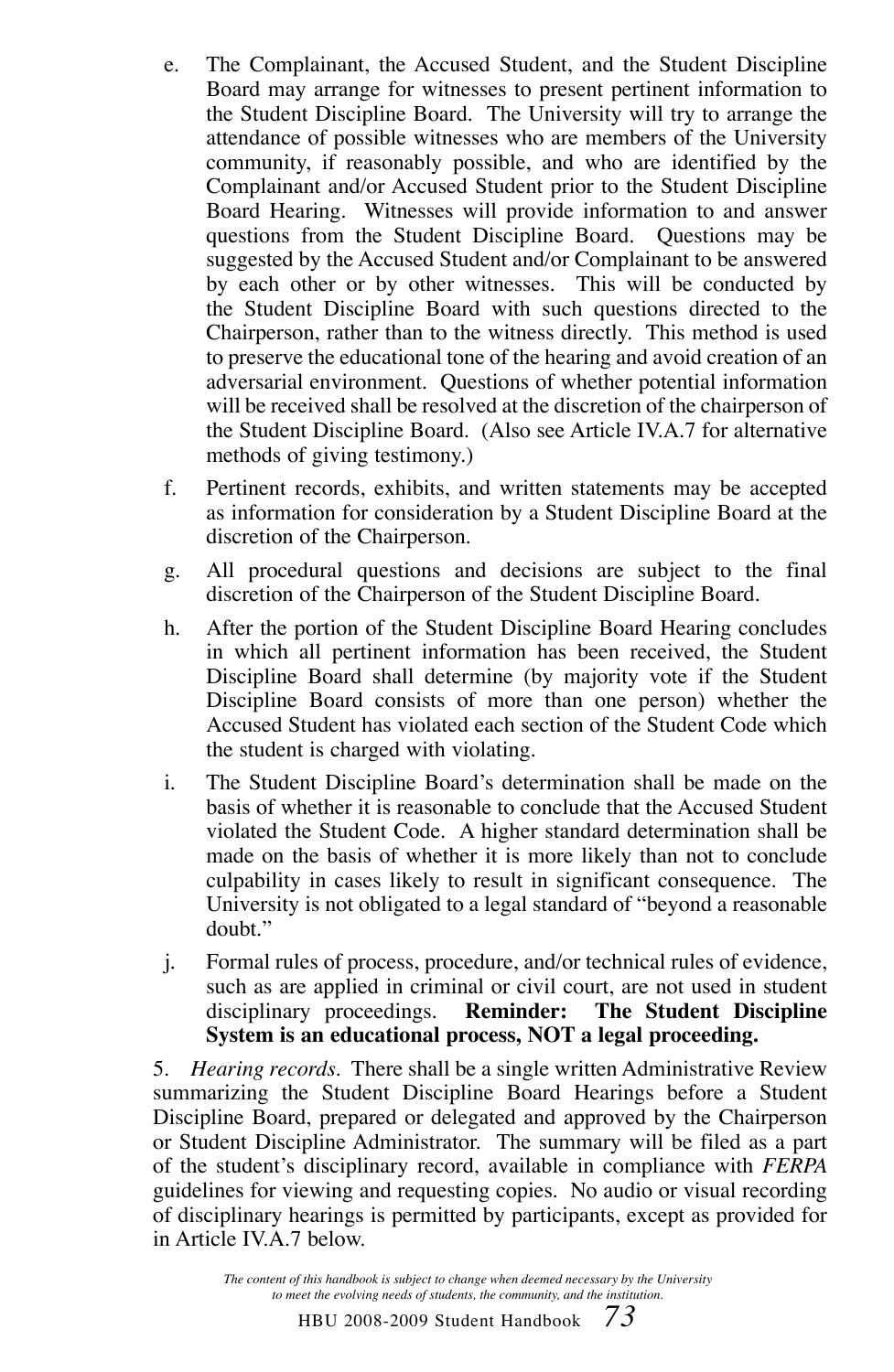e. The Complainant, the Accused Student, and the Student Discipline Board may arrange for witnesses to present pertinent information to the Student Discipline Board. The University will try to arrange the attendance of possible witnesses who are members of the University community, if reasonably possible, and who are identified by the Complainant and/or Accused Student prior to the Student Discipline Board Hearing. Witnesses will provide information to and answer questions from the Student Discipline Board. Questions may be suggested by the Accused Student and/or Complainant to be answered by each other or by other witnesses. This will be conducted by the Student Discipline Board with such questions directed to the Chairperson, rather than to the witness directly. This method is used to preserve the educational tone of the hearing and avoid creation of an adversarial environment. Questions of whether potential information will be received shall be resolved at the discretion of the chairperson of the Student Discipline Board. (Also see Article IV.A.7 for alternative methods of giving testimony.)

f. Pertinent records, exhibits, and written statements may be accepted as information for consideration by a Student Discipline Board at the discretion of the Chairperson.

g. All procedural questions and decisions are subject to the final discretion of the Chairperson of the Student Discipline Board.

h. After the portion of the Student Discipline Board Hearing concludes in which all pertinent information has been received, the Student Discipline Board shall determine (by majority vote if the Student Discipline Board consists of more than one person) whether the Accused Student has violated each section of the Student Code which the student is charged with violating.

i. The Student Discipline Board's determination shall be made on the basis of whether it is reasonable to conclude that the Accused Student violated the Student Code. A higher standard determination shall be made on the basis of whether it is more likely than not to conclude culpability in cases likely to result in significant consequence. The University is not obligated to a legal standard of "beyond a reasonable doubt."

j. Formal rules of process, procedure, and/or technical rules of evidence, such as are applied in criminal or civil court, are not used in student disciplinary proceedings. **Reminder: The Student Discipline System is an educational process, NOT a legal proceeding.**

5. *Hearing records*. There shall be a single written Administrative Review summarizing the Student Discipline Board Hearings before a Student Discipline Board, prepared or delegated and approved by the Chairperson or Student Discipline Administrator. The summary will be filed as a part of the student's disciplinary record, available in compliance with *FERPA* guidelines for viewing and requesting copies. No audio or visual recording of disciplinary hearings is permitted by participants, except as provided for in Article IV.A.7 below.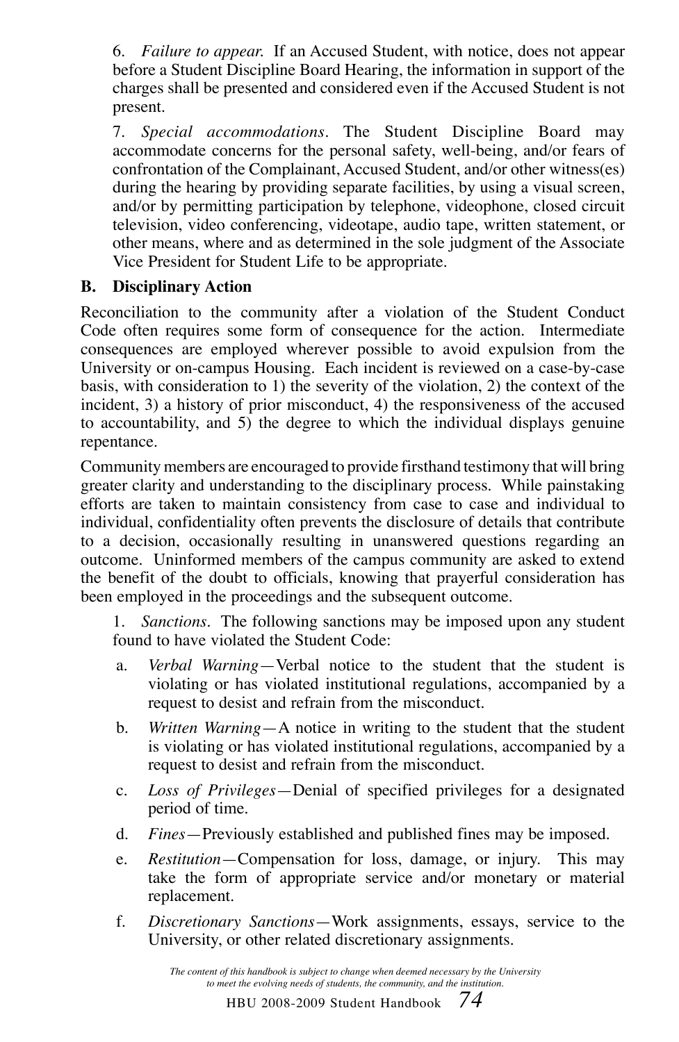6. *Failure to appear.* If an Accused Student, with notice, does not appear before a Student Discipline Board Hearing, the information in support of the charges shall be presented and considered even if the Accused Student is not present.

7. *Special accommodations*. The Student Discipline Board may accommodate concerns for the personal safety, well-being, and/or fears of confrontation of the Complainant, Accused Student, and/or other witness(es) during the hearing by providing separate facilities, by using a visual screen, and/or by permitting participation by telephone, videophone, closed circuit television, video conferencing, videotape, audio tape, written statement, or other means, where and as determined in the sole judgment of the Associate Vice President for Student Life to be appropriate.

### B. Disciplinary Action

Reconciliation to the community after a violation of the Student Conduct Code often requires some form of consequence for the action. Intermediate consequences are employed wherever possible to avoid expulsion from the University or on-campus Housing. Each incident is reviewed on a case-by-case basis, with consideration to 1) the severity of the violation, 2) the context of the incident, 3) a history of prior misconduct, 4) the responsiveness of the accused to accountability, and 5) the degree to which the individual displays genuine repentance.

Community members are encouraged to provide firsthand testimony that will bring greater clarity and understanding to the disciplinary process. While painstaking efforts are taken to maintain consistency from case to case and individual to individual, confidentiality often prevents the disclosure of details that contribute to a decision, occasionally resulting in unanswered questions regarding an outcome. Uninformed members of the campus community are asked to extend the benefit of the doubt to officials, knowing that prayerful consideration has been employed in the proceedings and the subsequent outcome.

1. *Sanctions*. The following sanctions may be imposed upon any student found to have violated the Student Code:

   a. *Verbal Warning*—Verbal notice to the student that the student is violating or has violated institutional regulations, accompanied by a request to desist and refrain from the misconduct.

   b. *Written Warning*—A notice in writing to the student that the student is violating or has violated institutional regulations, accompanied by a request to desist and refrain from the misconduct.

   c. *Loss of Privileges*—Denial of specified privileges for a designated period of time.

   d. *Fines*—Previously established and published fines may be imposed.

   e. *Restitution*—Compensation for loss, damage, or injury. This may take the form of appropriate service and/or monetary or material replacement.

   f. *Discretionary Sanctions*—Work assignments, essays, service to the University, or other related discretionary assignments.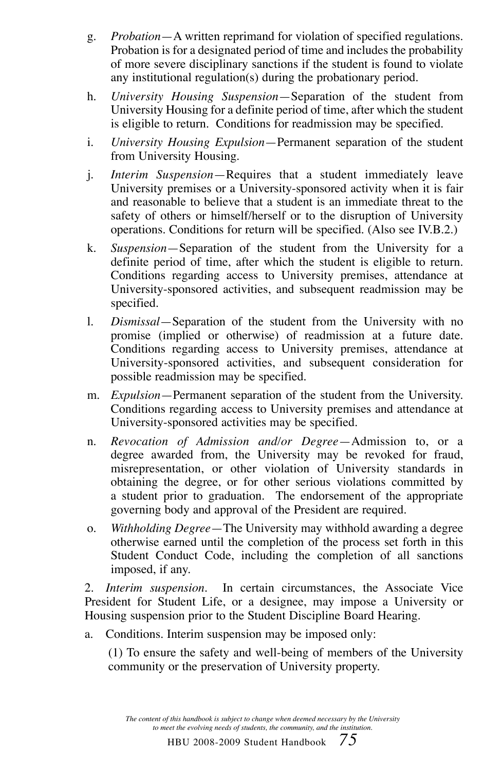g. *Probation*—A written reprimand for violation of specified regulations. Probation is for a designated period of time and includes the probability of more severe disciplinary sanctions if the student is found to violate any institutional regulation(s) during the probationary period.

h. *University Housing Suspension*—Separation of the student from University Housing for a definite period of time, after which the student is eligible to return. Conditions for readmission may be specified.

i. *University Housing Expulsion*—Permanent separation of the student from University Housing.

j. *Interim Suspension*—Requires that a student immediately leave University premises or a University-sponsored activity when it is fair and reasonable to believe that a student is an immediate threat to the safety of others or himself/herself or to the disruption of University operations. Conditions for return will be specified. (Also see IV.B.2.)

k. *Suspension*—Separation of the student from the University for a definite period of time, after which the student is eligible to return. Conditions regarding access to University premises, attendance at University-sponsored activities, and subsequent readmission may be specified.

l. *Dismissal*—Separation of the student from the University with no promise (implied or otherwise) of readmission at a future date. Conditions regarding access to University premises, attendance at University-sponsored activities, and subsequent consideration for possible readmission may be specified.

m. *Expulsion*—Permanent separation of the student from the University. Conditions regarding access to University premises and attendance at University-sponsored activities may be specified.

n. *Revocation of Admission and/or Degree*—Admission to, or a degree awarded from, the University may be revoked for fraud, misrepresentation, or other violation of University standards in obtaining the degree, or for other serious violations committed by a student prior to graduation. The endorsement of the appropriate governing body and approval of the President are required.

o. *Withholding Degree*—The University may withhold awarding a degree otherwise earned until the completion of the process set forth in this Student Conduct Code, including the completion of all sanctions imposed, if any.

2. *Interim suspension*. In certain circumstances, the Associate Vice President for Student Life, or a designee, may impose a University or Housing suspension prior to the Student Discipline Board Hearing.

a. Conditions. Interim suspension may be imposed only:

(1) To ensure the safety and well-being of members of the University community or the preservation of University property.

*The content of this handbook is subject to change when deemed necessary by the University to meet the evolving needs of students, the community, and the institution.*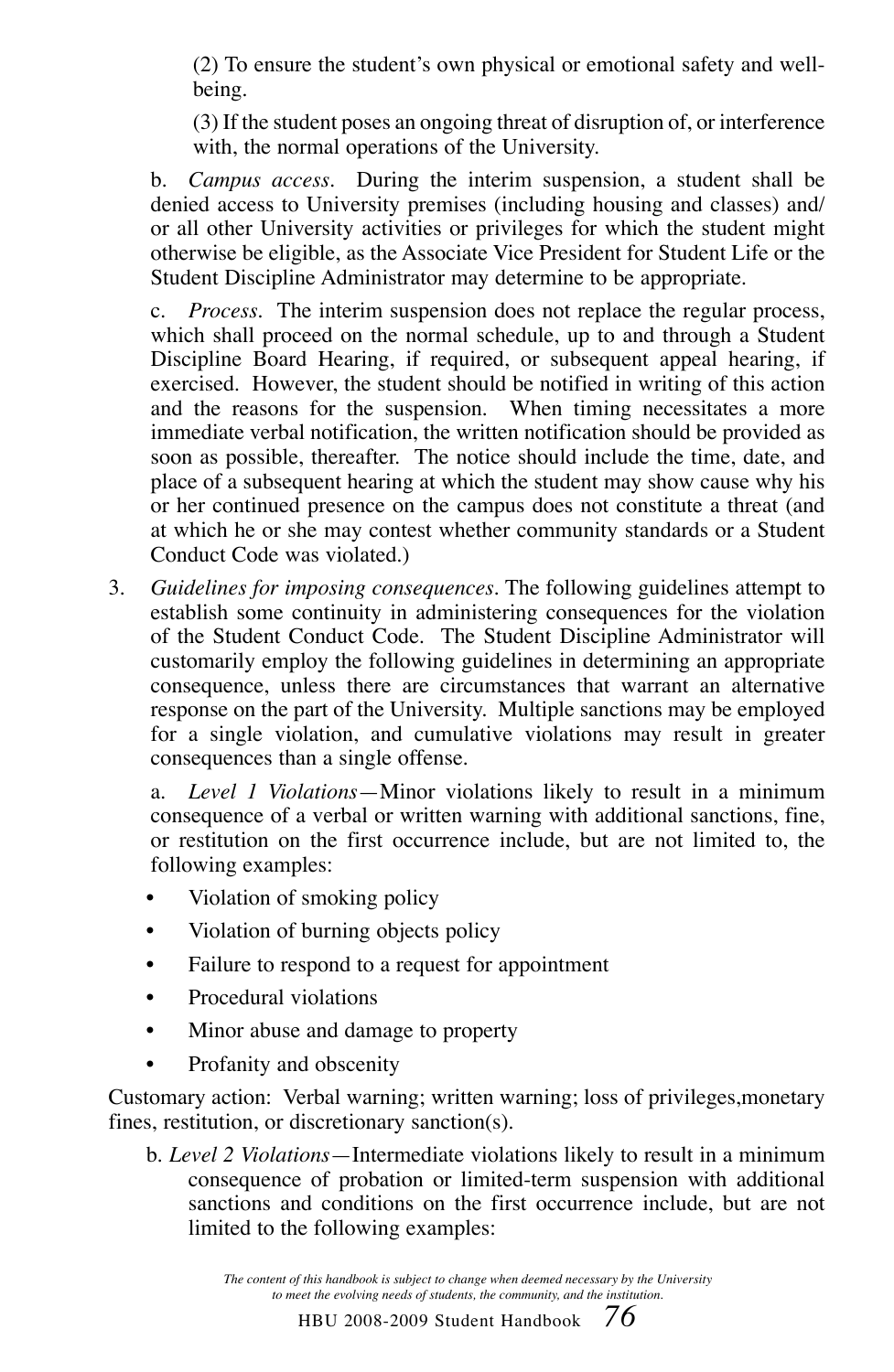(2) To ensure the student's own physical or emotional safety and well-being.

(3) If the student poses an ongoing threat of disruption of, or interference with, the normal operations of the University.

b. *Campus access*. During the interim suspension, a student shall be denied access to University premises (including housing and classes) and/or all other University activities or privileges for which the student might otherwise be eligible, as the Associate Vice President for Student Life or the Student Discipline Administrator may determine to be appropriate.

c. *Process*. The interim suspension does not replace the regular process, which shall proceed on the normal schedule, up to and through a Student Discipline Board Hearing, if required, or subsequent appeal hearing, if exercised. However, the student should be notified in writing of this action and the reasons for the suspension. When timing necessitates a more immediate verbal notification, the written notification should be provided as soon as possible, thereafter. The notice should include the time, date, and place of a subsequent hearing at which the student may show cause why his or her continued presence on the campus does not constitute a threat (and at which he or she may contest whether community standards or a Student Conduct Code was violated.)

3. *Guidelines for imposing consequences*. The following guidelines attempt to establish some continuity in administering consequences for the violation of the Student Conduct Code. The Student Discipline Administrator will customarily employ the following guidelines in determining an appropriate consequence, unless there are circumstances that warrant an alternative response on the part of the University. Multiple sanctions may be employed for a single violation, and cumulative violations may result in greater consequences than a single offense.

a. *Level 1 Violations*—Minor violations likely to result in a minimum consequence of a verbal or written warning with additional sanctions, fine, or restitution on the first occurrence include, but are not limited to, the following examples:

- Violation of smoking policy
- Violation of burning objects policy
- Failure to respond to a request for appointment
- Procedural violations
- Minor abuse and damage to property
- Profanity and obscenity

Customary action: Verbal warning; written warning; loss of privileges,monetary fines, restitution, or discretionary sanction(s).

b. *Level 2 Violations*—Intermediate violations likely to result in a minimum consequence of probation or limited-term suspension with additional sanctions and conditions on the first occurrence include, but are not limited to the following examples: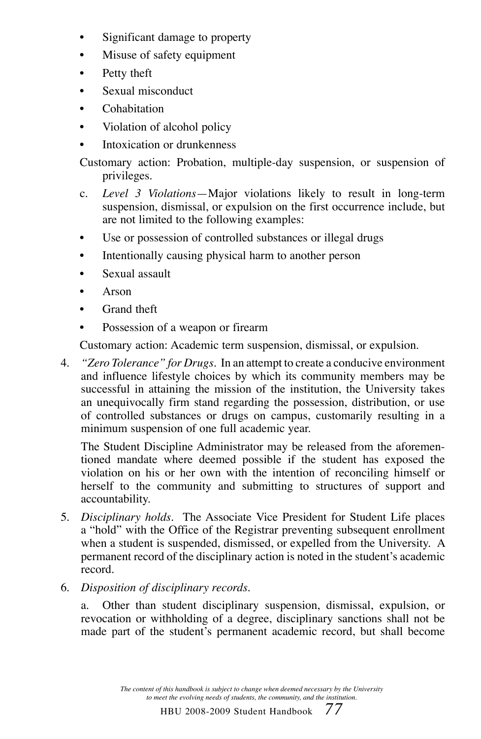- Significant damage to property
- Misuse of safety equipment
- Petty theft
- Sexual misconduct
- Cohabitation
- Violation of alcohol policy
- Intoxication or drunkenness

Customary action: Probation, multiple-day suspension, or suspension of privileges.

c. *Level 3 Violations*—Major violations likely to result in long-term suspension, dismissal, or expulsion on the first occurrence include, but are not limited to the following examples:

- Use or possession of controlled substances or illegal drugs
- Intentionally causing physical harm to another person
- Sexual assault
- Arson
- Grand theft
- Possession of a weapon or firearm

Customary action: Academic term suspension, dismissal, or expulsion.

4. *"Zero Tolerance" for Drugs*. In an attempt to create a conducive environment and influence lifestyle choices by which its community members may be successful in attaining the mission of the institution, the University takes an unequivocally firm stand regarding the possession, distribution, or use of controlled substances or drugs on campus, customarily resulting in a minimum suspension of one full academic year.

   The Student Discipline Administrator may be released from the aforementioned mandate where deemed possible if the student has exposed the violation on his or her own with the intention of reconciling himself or herself to the community and submitting to structures of support and accountability.

5. *Disciplinary holds*. The Associate Vice President for Student Life places a "hold" with the Office of the Registrar preventing subsequent enrollment when a student is suspended, dismissed, or expelled from the University. A permanent record of the disciplinary action is noted in the student's academic record.

6. *Disposition of disciplinary records*.

   a. Other than student disciplinary suspension, dismissal, expulsion, or revocation or withholding of a degree, disciplinary sanctions shall not be made part of the student's permanent academic record, but shall become

*The content of this handbook is subject to change when deemed necessary by the University to meet the evolving needs of students, the community, and the institution.*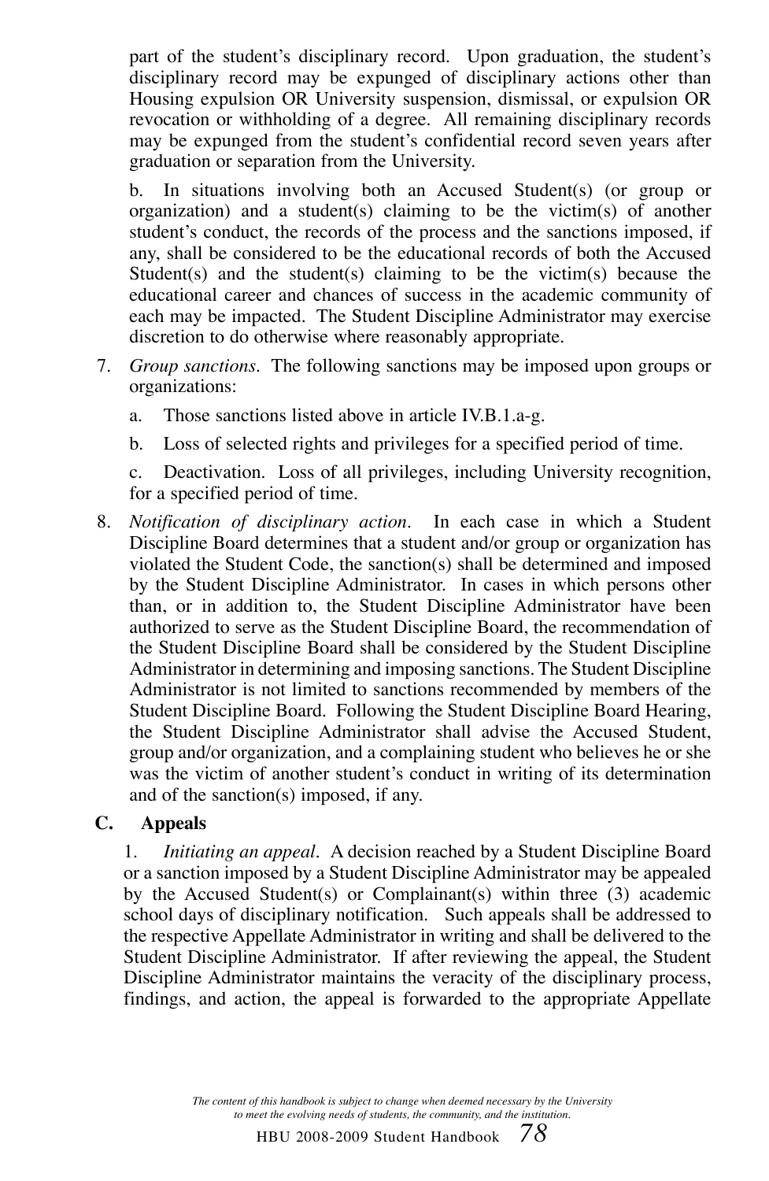part of the student's disciplinary record. Upon graduation, the student's disciplinary record may be expunged of disciplinary actions other than Housing expulsion OR University suspension, dismissal, or expulsion OR revocation or withholding of a degree. All remaining disciplinary records may be expunged from the student's confidential record seven years after graduation or separation from the University.

b. In situations involving both an Accused Student(s) (or group or organization) and a student(s) claiming to be the victim(s) of another student's conduct, the records of the process and the sanctions imposed, if any, shall be considered to be the educational records of both the Accused Student(s) and the student(s) claiming to be the victim(s) because the educational career and chances of success in the academic community of each may be impacted. The Student Discipline Administrator may exercise discretion to do otherwise where reasonably appropriate.

7. *Group sanctions*. The following sanctions may be imposed upon groups or organizations:

   a. Those sanctions listed above in article IV.B.1.a-g.

   b. Loss of selected rights and privileges for a specified period of time.

   c. Deactivation. Loss of all privileges, including University recognition, for a specified period of time.

8. *Notification of disciplinary action*. In each case in which a Student Discipline Board determines that a student and/or group or organization has violated the Student Code, the sanction(s) shall be determined and imposed by the Student Discipline Administrator. In cases in which persons other than, or in addition to, the Student Discipline Administrator have been authorized to serve as the Student Discipline Board, the recommendation of the Student Discipline Board shall be considered by the Student Discipline Administrator in determining and imposing sanctions. The Student Discipline Administrator is not limited to sanctions recommended by members of the Student Discipline Board. Following the Student Discipline Board Hearing, the Student Discipline Administrator shall advise the Accused Student, group and/or organization, and a complaining student who believes he or she was the victim of another student's conduct in writing of its determination and of the sanction(s) imposed, if any.

**C. Appeals**

1. *Initiating an appeal*. A decision reached by a Student Discipline Board or a sanction imposed by a Student Discipline Administrator may be appealed by the Accused Student(s) or Complainant(s) within three (3) academic school days of disciplinary notification. Such appeals shall be addressed to the respective Appellate Administrator in writing and shall be delivered to the Student Discipline Administrator. If after reviewing the appeal, the Student Discipline Administrator maintains the veracity of the disciplinary process, findings, and action, the appeal is forwarded to the appropriate Appellate

*The content of this handbook is subject to change when deemed necessary by the University to meet the evolving needs of students, the community, and the institution.*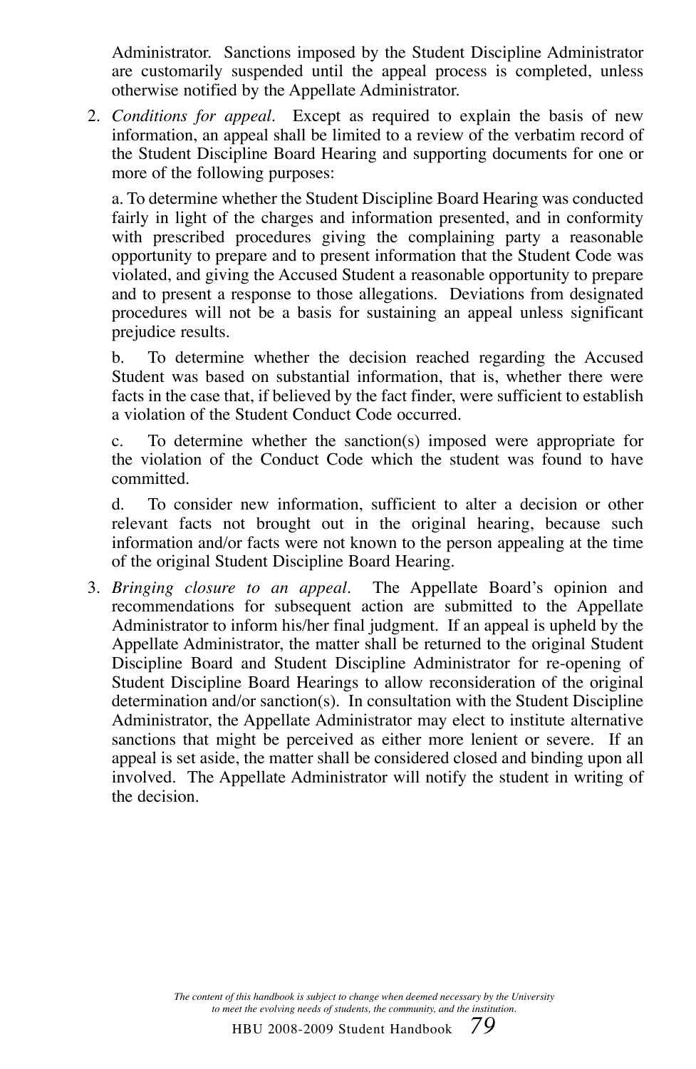Administrator. Sanctions imposed by the Student Discipline Administrator are customarily suspended until the appeal process is completed, unless otherwise notified by the Appellate Administrator.

2. *Conditions for appeal*. Except as required to explain the basis of new information, an appeal shall be limited to a review of the verbatim record of the Student Discipline Board Hearing and supporting documents for one or more of the following purposes:

   a. To determine whether the Student Discipline Board Hearing was conducted fairly in light of the charges and information presented, and in conformity with prescribed procedures giving the complaining party a reasonable opportunity to prepare and to present information that the Student Code was violated, and giving the Accused Student a reasonable opportunity to prepare and to present a response to those allegations. Deviations from designated procedures will not be a basis for sustaining an appeal unless significant prejudice results.

   b. To determine whether the decision reached regarding the Accused Student was based on substantial information, that is, whether there were facts in the case that, if believed by the fact finder, were sufficient to establish a violation of the Student Conduct Code occurred.

   c. To determine whether the sanction(s) imposed were appropriate for the violation of the Conduct Code which the student was found to have committed.

   d. To consider new information, sufficient to alter a decision or other relevant facts not brought out in the original hearing, because such information and/or facts were not known to the person appealing at the time of the original Student Discipline Board Hearing.

3. *Bringing closure to an appeal*. The Appellate Board's opinion and recommendations for subsequent action are submitted to the Appellate Administrator to inform his/her final judgment. If an appeal is upheld by the Appellate Administrator, the matter shall be returned to the original Student Discipline Board and Student Discipline Administrator for re-opening of Student Discipline Board Hearings to allow reconsideration of the original determination and/or sanction(s). In consultation with the Student Discipline Administrator, the Appellate Administrator may elect to institute alternative sanctions that might be perceived as either more lenient or severe. If an appeal is set aside, the matter shall be considered closed and binding upon all involved. The Appellate Administrator will notify the student in writing of the decision.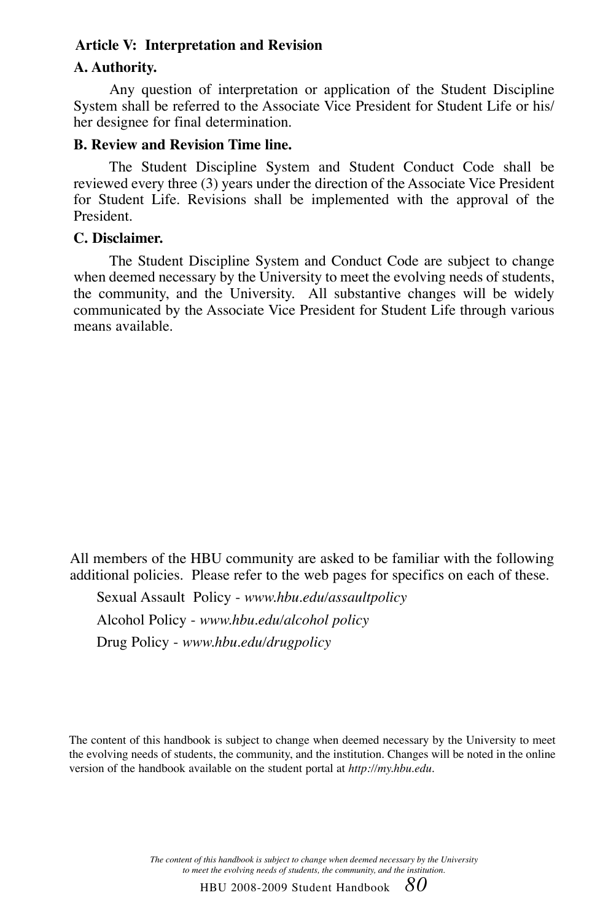## Article V: Interpretation and Revision

### A. Authority.

Any question of interpretation or application of the Student Discipline System shall be referred to the Associate Vice President for Student Life or his/her designee for final determination.

### B. Review and Revision Time line.

The Student Discipline System and Student Conduct Code shall be reviewed every three (3) years under the direction of the Associate Vice President for Student Life. Revisions shall be implemented with the approval of the President.

### C. Disclaimer.

The Student Discipline System and Conduct Code are subject to change when deemed necessary by the University to meet the evolving needs of students, the community, and the University. All substantive changes will be widely communicated by the Associate Vice President for Student Life through various means available.

All members of the HBU community are asked to be familiar with the following additional policies. Please refer to the web pages for specifics on each of these.

Sexual Assault Policy - *www.hbu.edu/assaultpolicy*

Alcohol Policy - *www.hbu.edu/alcohol policy*

Drug Policy - *www.hbu.edu/drugpolicy*

The content of this handbook is subject to change when deemed necessary by the University to meet the evolving needs of students, the community, and the institution. Changes will be noted in the online version of the handbook available on the student portal at *http://my.hbu.edu*.